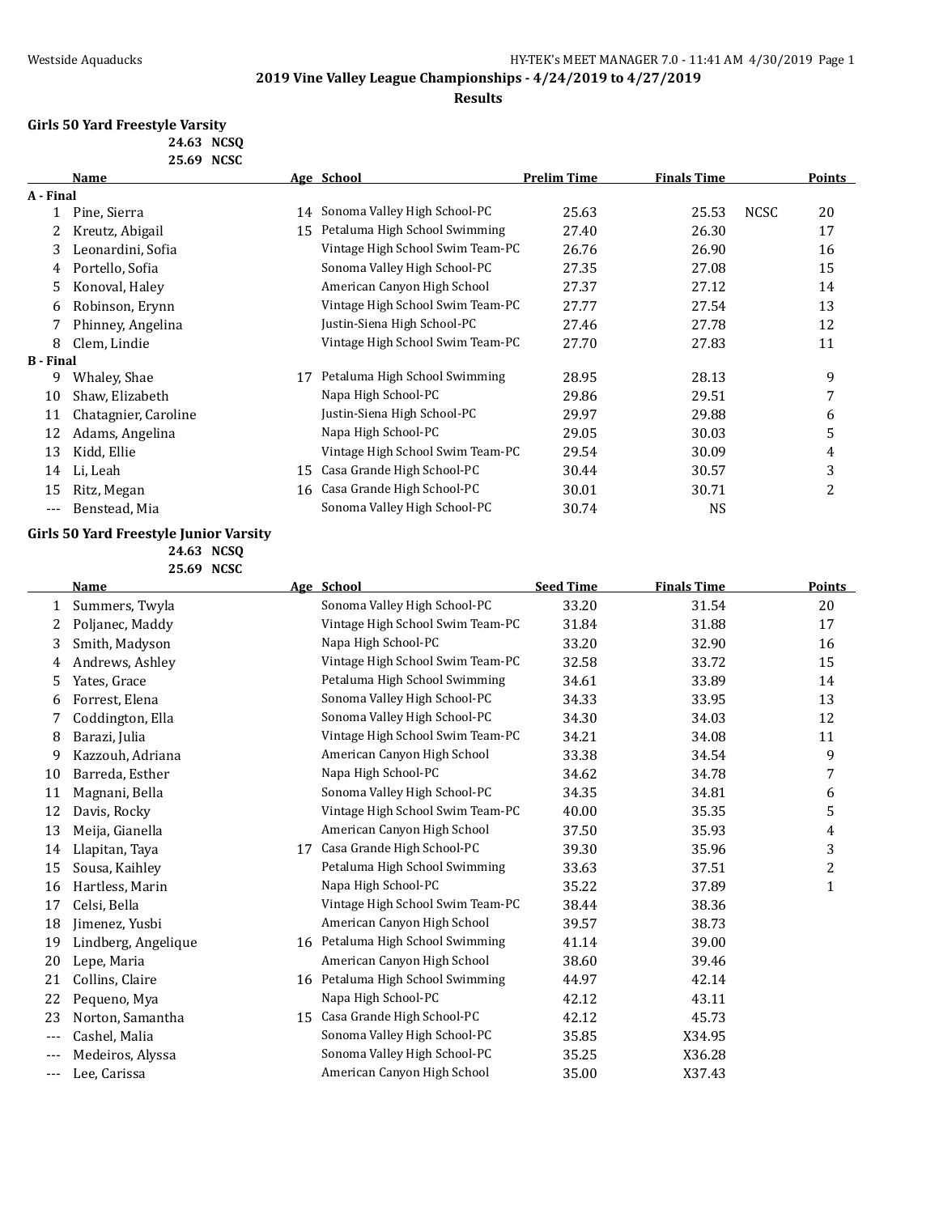## 2019 Vine Valley League Championships - 4/24/2019 to 4/27/2019

### Results

**Girls 50 Yard Freestyle Varsity**

24.63 NCSQ
25.69 NCSC

| | Name | Age | School | Prelim Time | Finals Time | | Points |
|---|---|---|---|---|---|---|---|
| **A - Final** | | | | | | | |
| 1 | Pine, Sierra | 14 | Sonoma Valley High School-PC | 25.63 | 25.53 | NCSC | 20 |
| 2 | Kreutz, Abigail | 15 | Petaluma High School Swimming | 27.40 | 26.30 | | 17 |
| 3 | Leonardini, Sofia | | Vintage High School Swim Team-PC | 26.76 | 26.90 | | 16 |
| 4 | Portello, Sofia | | Sonoma Valley High School-PC | 27.35 | 27.08 | | 15 |
| 5 | Konoval, Haley | | American Canyon High School | 27.37 | 27.12 | | 14 |
| 6 | Robinson, Erynn | | Vintage High School Swim Team-PC | 27.77 | 27.54 | | 13 |
| 7 | Phinney, Angelina | | Justin-Siena High School-PC | 27.46 | 27.78 | | 12 |
| 8 | Clem, Lindie | | Vintage High School Swim Team-PC | 27.70 | 27.83 | | 11 |
| **B - Final** | | | | | | | |
| 9 | Whaley, Shae | 17 | Petaluma High School Swimming | 28.95 | 28.13 | | 9 |
| 10 | Shaw, Elizabeth | | Napa High School-PC | 29.86 | 29.51 | | 7 |
| 11 | Chatagnier, Caroline | | Justin-Siena High School-PC | 29.97 | 29.88 | | 6 |
| 12 | Adams, Angelina | | Napa High School-PC | 29.05 | 30.03 | | 5 |
| 13 | Kidd, Ellie | | Vintage High School Swim Team-PC | 29.54 | 30.09 | | 4 |
| 14 | Li, Leah | 15 | Casa Grande High School-PC | 30.44 | 30.57 | | 3 |
| 15 | Ritz, Megan | 16 | Casa Grande High School-PC | 30.01 | 30.71 | | 2 |
| --- | Benstead, Mia | | Sonoma Valley High School-PC | 30.74 | NS | | |

**Girls 50 Yard Freestyle Junior Varsity**

24.63 NCSQ
25.69 NCSC

| | Name | Age | School | Seed Time | Finals Time | Points |
|---|---|---|---|---|---|---|
| 1 | Summers, Twyla | | Sonoma Valley High School-PC | 33.20 | 31.54 | 20 |
| 2 | Poljanec, Maddy | | Vintage High School Swim Team-PC | 31.84 | 31.88 | 17 |
| 3 | Smith, Madyson | | Napa High School-PC | 33.20 | 32.90 | 16 |
| 4 | Andrews, Ashley | | Vintage High School Swim Team-PC | 32.58 | 33.72 | 15 |
| 5 | Yates, Grace | | Petaluma High School Swimming | 34.61 | 33.89 | 14 |
| 6 | Forrest, Elena | | Sonoma Valley High School-PC | 34.33 | 33.95 | 13 |
| 7 | Coddington, Ella | | Sonoma Valley High School-PC | 34.30 | 34.03 | 12 |
| 8 | Barazi, Julia | | Vintage High School Swim Team-PC | 34.21 | 34.08 | 11 |
| 9 | Kazzouh, Adriana | | American Canyon High School | 33.38 | 34.54 | 9 |
| 10 | Barreda, Esther | | Napa High School-PC | 34.62 | 34.78 | 7 |
| 11 | Magnani, Bella | | Sonoma Valley High School-PC | 34.35 | 34.81 | 6 |
| 12 | Davis, Rocky | | Vintage High School Swim Team-PC | 40.00 | 35.35 | 5 |
| 13 | Meija, Gianella | | American Canyon High School | 37.50 | 35.93 | 4 |
| 14 | Llapitan, Taya | 17 | Casa Grande High School-PC | 39.30 | 35.96 | 3 |
| 15 | Sousa, Kaihley | | Petaluma High School Swimming | 33.63 | 37.51 | 2 |
| 16 | Hartless, Marin | | Napa High School-PC | 35.22 | 37.89 | 1 |
| 17 | Celsi, Bella | | Vintage High School Swim Team-PC | 38.44 | 38.36 | |
| 18 | Jimenez, Yusbi | | American Canyon High School | 39.57 | 38.73 | |
| 19 | Lindberg, Angelique | 16 | Petaluma High School Swimming | 41.14 | 39.00 | |
| 20 | Lepe, Maria | | American Canyon High School | 38.60 | 39.46 | |
| 21 | Collins, Claire | 16 | Petaluma High School Swimming | 44.97 | 42.14 | |
| 22 | Pequeno, Mya | | Napa High School-PC | 42.12 | 43.11 | |
| 23 | Norton, Samantha | 15 | Casa Grande High School-PC | 42.12 | 45.73 | |
| --- | Cashel, Malia | | Sonoma Valley High School-PC | 35.85 | X34.95 | |
| --- | Medeiros, Alyssa | | Sonoma Valley High School-PC | 35.25 | X36.28 | |
| --- | Lee, Carissa | | American Canyon High School | 35.00 | X37.43 | |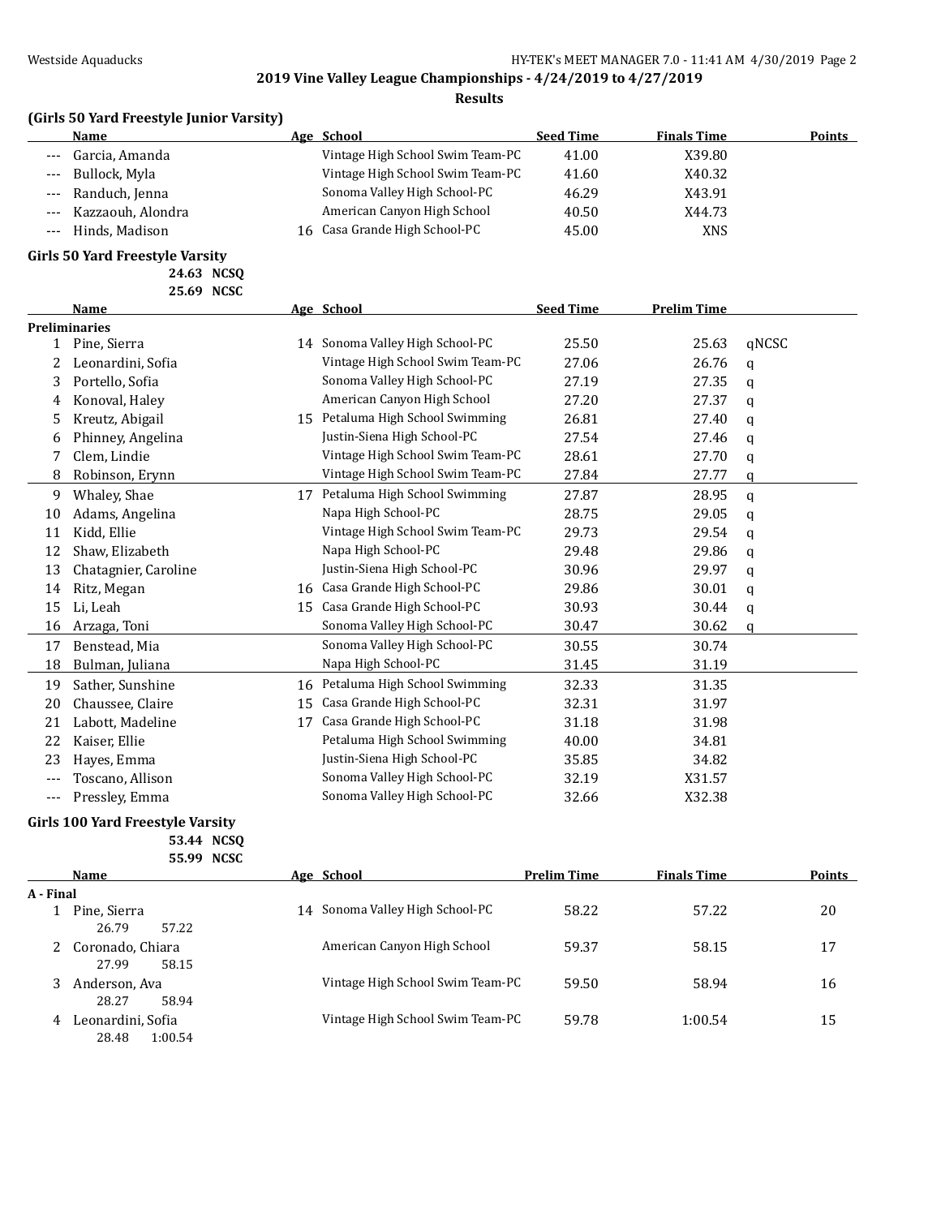**2019 Vine Valley League Championships - 4/24/2019 to 4/27/2019**

**Results**

### (Girls 50 Yard Freestyle Junior Varsity)

| | Name | Age | School | Seed Time | Finals Time | Points |
|---|---|---|---|---|---|---|
| --- | Garcia, Amanda | | Vintage High School Swim Team-PC | 41.00 | X39.80 | |
| --- | Bullock, Myla | | Vintage High School Swim Team-PC | 41.60 | X40.32 | |
| --- | Randuch, Jenna | | Sonoma Valley High School-PC | 46.29 | X43.91 | |
| --- | Kazzaouh, Alondra | | American Canyon High School | 40.50 | X44.73 | |
| --- | Hinds, Madison | 16 | Casa Grande High School-PC | 45.00 | XNS | |

### Girls 50 Yard Freestyle Varsity

24.63 NCSQ
25.69 NCSC

**Preliminaries**

| | Name | Age | School | Seed Time | Prelim Time | |
|---|---|---|---|---|---|---|
| 1 | Pine, Sierra | 14 | Sonoma Valley High School-PC | 25.50 | 25.63 | qNCSC |
| 2 | Leonardini, Sofia | | Vintage High School Swim Team-PC | 27.06 | 26.76 | q |
| 3 | Portello, Sofia | | Sonoma Valley High School-PC | 27.19 | 27.35 | q |
| 4 | Konoval, Haley | | American Canyon High School | 27.20 | 27.37 | q |
| 5 | Kreutz, Abigail | 15 | Petaluma High School Swimming | 26.81 | 27.40 | q |
| 6 | Phinney, Angelina | | Justin-Siena High School-PC | 27.54 | 27.46 | q |
| 7 | Clem, Lindie | | Vintage High School Swim Team-PC | 28.61 | 27.70 | q |
| 8 | Robinson, Erynn | | Vintage High School Swim Team-PC | 27.84 | 27.77 | q |
| 9 | Whaley, Shae | 17 | Petaluma High School Swimming | 27.87 | 28.95 | q |
| 10 | Adams, Angelina | | Napa High School-PC | 28.75 | 29.05 | q |
| 11 | Kidd, Ellie | | Vintage High School Swim Team-PC | 29.73 | 29.54 | q |
| 12 | Shaw, Elizabeth | | Napa High School-PC | 29.48 | 29.86 | q |
| 13 | Chatagnier, Caroline | | Justin-Siena High School-PC | 30.96 | 29.97 | q |
| 14 | Ritz, Megan | 16 | Casa Grande High School-PC | 29.86 | 30.01 | q |
| 15 | Li, Leah | 15 | Casa Grande High School-PC | 30.93 | 30.44 | q |
| 16 | Arzaga, Toni | | Sonoma Valley High School-PC | 30.47 | 30.62 | q |
| 17 | Benstead, Mia | | Sonoma Valley High School-PC | 30.55 | 30.74 | |
| 18 | Bulman, Juliana | | Napa High School-PC | 31.45 | 31.19 | |
| 19 | Sather, Sunshine | 16 | Petaluma High School Swimming | 32.33 | 31.35 | |
| 20 | Chaussee, Claire | 15 | Casa Grande High School-PC | 32.31 | 31.97 | |
| 21 | Labott, Madeline | 17 | Casa Grande High School-PC | 31.18 | 31.98 | |
| 22 | Kaiser, Ellie | | Petaluma High School Swimming | 40.00 | 34.81 | |
| 23 | Hayes, Emma | | Justin-Siena High School-PC | 35.85 | 34.82 | |
| --- | Toscano, Allison | | Sonoma Valley High School-PC | 32.19 | X31.57 | |
| --- | Pressley, Emma | | Sonoma Valley High School-PC | 32.66 | X32.38 | |

### Girls 100 Yard Freestyle Varsity

53.44 NCSQ
55.99 NCSC

**A - Final**

| | Name | Age | School | Prelim Time | Finals Time | Points |
|---|---|---|---|---|---|---|
| 1 | Pine, Sierra | 14 | Sonoma Valley High School-PC | 58.22 | 57.22 | 20 |
| | 26.79 57.22 | | | | | |
| 2 | Coronado, Chiara | | American Canyon High School | 59.37 | 58.15 | 17 |
| | 27.99 58.15 | | | | | |
| 3 | Anderson, Ava | | Vintage High School Swim Team-PC | 59.50 | 58.94 | 16 |
| | 28.27 58.94 | | | | | |
| 4 | Leonardini, Sofia | | Vintage High School Swim Team-PC | 59.78 | 1:00.54 | 15 |
| | 28.48 1:00.54 | | | | | |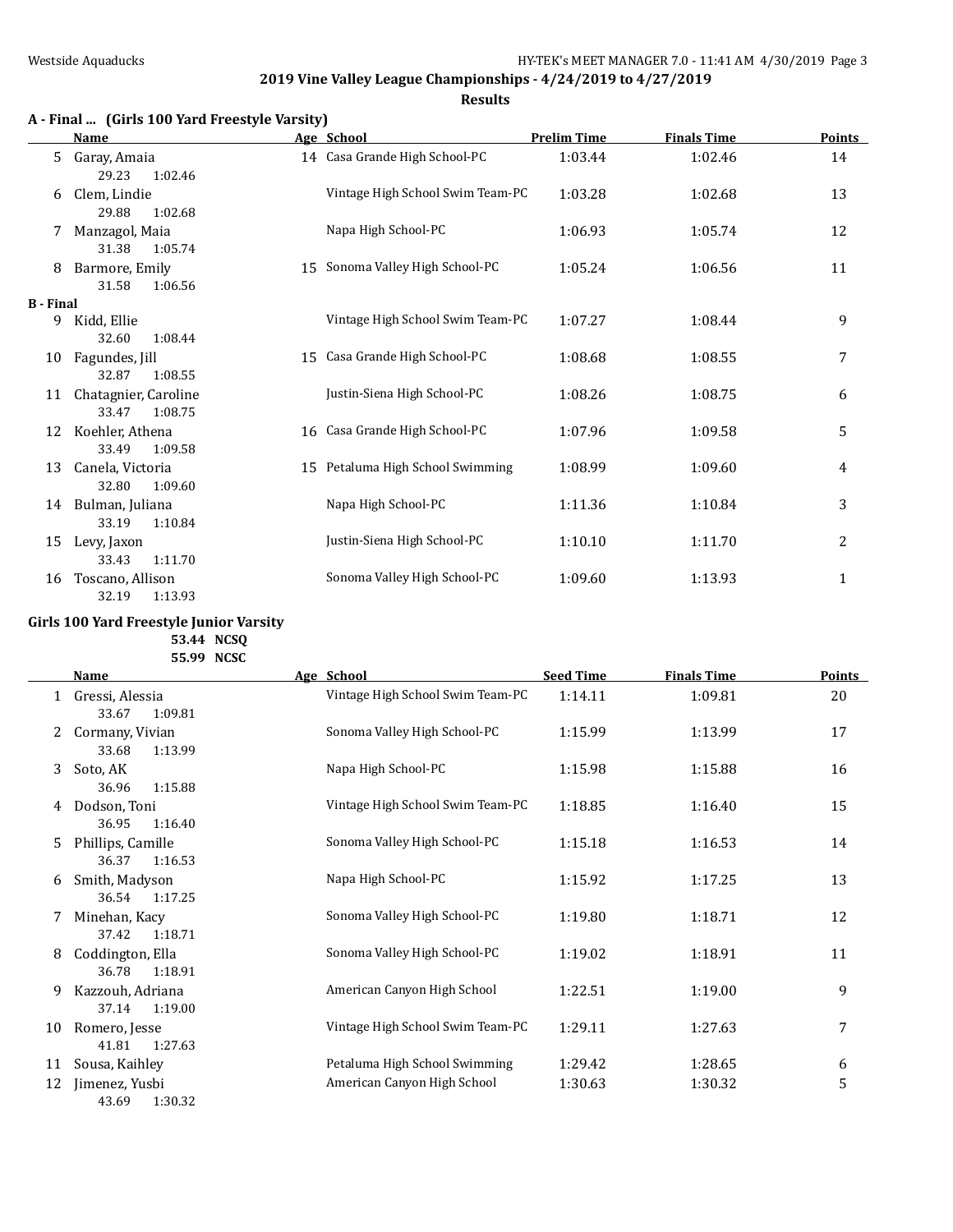## 2019 Vine Valley League Championships - 4/24/2019 to 4/27/2019

### Results

### A - Final ... (Girls 100 Yard Freestyle Varsity)

| | Name | Age | School | Prelim Time | Finals Time | Points |
|---|---|---|---|---|---|---|
| 5 | Garay, Amaia | 14 | Casa Grande High School-PC | 1:03.44 | 1:02.46 | 14 |
| | 29.23 1:02.46 | | | | | |
| 6 | Clem, Lindie | | Vintage High School Swim Team-PC | 1:03.28 | 1:02.68 | 13 |
| | 29.88 1:02.68 | | | | | |
| 7 | Manzagol, Maia | | Napa High School-PC | 1:06.93 | 1:05.74 | 12 |
| | 31.38 1:05.74 | | | | | |
| 8 | Barmore, Emily | 15 | Sonoma Valley High School-PC | 1:05.24 | 1:06.56 | 11 |
| | 31.58 1:06.56 | | | | | |
| **B - Final** | | | | | | |
| 9 | Kidd, Ellie | | Vintage High School Swim Team-PC | 1:07.27 | 1:08.44 | 9 |
| | 32.60 1:08.44 | | | | | |
| 10 | Fagundes, Jill | 15 | Casa Grande High School-PC | 1:08.68 | 1:08.55 | 7 |
| | 32.87 1:08.55 | | | | | |
| 11 | Chatagnier, Caroline | | Justin-Siena High School-PC | 1:08.26 | 1:08.75 | 6 |
| | 33.47 1:08.75 | | | | | |
| 12 | Koehler, Athena | 16 | Casa Grande High School-PC | 1:07.96 | 1:09.58 | 5 |
| | 33.49 1:09.58 | | | | | |
| 13 | Canela, Victoria | 15 | Petaluma High School Swimming | 1:08.99 | 1:09.60 | 4 |
| | 32.80 1:09.60 | | | | | |
| 14 | Bulman, Juliana | | Napa High School-PC | 1:11.36 | 1:10.84 | 3 |
| | 33.19 1:10.84 | | | | | |
| 15 | Levy, Jaxon | | Justin-Siena High School-PC | 1:10.10 | 1:11.70 | 2 |
| | 33.43 1:11.70 | | | | | |
| 16 | Toscano, Allison | | Sonoma Valley High School-PC | 1:09.60 | 1:13.93 | 1 |
| | 32.19 1:13.93 | | | | | |

### Girls 100 Yard Freestyle Junior Varsity

53.44 NCSQ
55.99 NCSC

| | Name | Age | School | Seed Time | Finals Time | Points |
|---|---|---|---|---|---|---|
| 1 | Gressi, Alessia | | Vintage High School Swim Team-PC | 1:14.11 | 1:09.81 | 20 |
| | 33.67 1:09.81 | | | | | |
| 2 | Cormany, Vivian | | Sonoma Valley High School-PC | 1:15.99 | 1:13.99 | 17 |
| | 33.68 1:13.99 | | | | | |
| 3 | Soto, AK | | Napa High School-PC | 1:15.98 | 1:15.88 | 16 |
| | 36.96 1:15.88 | | | | | |
| 4 | Dodson, Toni | | Vintage High School Swim Team-PC | 1:18.85 | 1:16.40 | 15 |
| | 36.95 1:16.40 | | | | | |
| 5 | Phillips, Camille | | Sonoma Valley High School-PC | 1:15.18 | 1:16.53 | 14 |
| | 36.37 1:16.53 | | | | | |
| 6 | Smith, Madyson | | Napa High School-PC | 1:15.92 | 1:17.25 | 13 |
| | 36.54 1:17.25 | | | | | |
| 7 | Minehan, Kacy | | Sonoma Valley High School-PC | 1:19.80 | 1:18.71 | 12 |
| | 37.42 1:18.71 | | | | | |
| 8 | Coddington, Ella | | Sonoma Valley High School-PC | 1:19.02 | 1:18.91 | 11 |
| | 36.78 1:18.91 | | | | | |
| 9 | Kazzouh, Adriana | | American Canyon High School | 1:22.51 | 1:19.00 | 9 |
| | 37.14 1:19.00 | | | | | |
| 10 | Romero, Jesse | | Vintage High School Swim Team-PC | 1:29.11 | 1:27.63 | 7 |
| | 41.81 1:27.63 | | | | | |
| 11 | Sousa, Kaihley | | Petaluma High School Swimming | 1:29.42 | 1:28.65 | 6 |
| 12 | Jimenez, Yusbi | | American Canyon High School | 1:30.63 | 1:30.32 | 5 |
| | 43.69 1:30.32 | | | | | |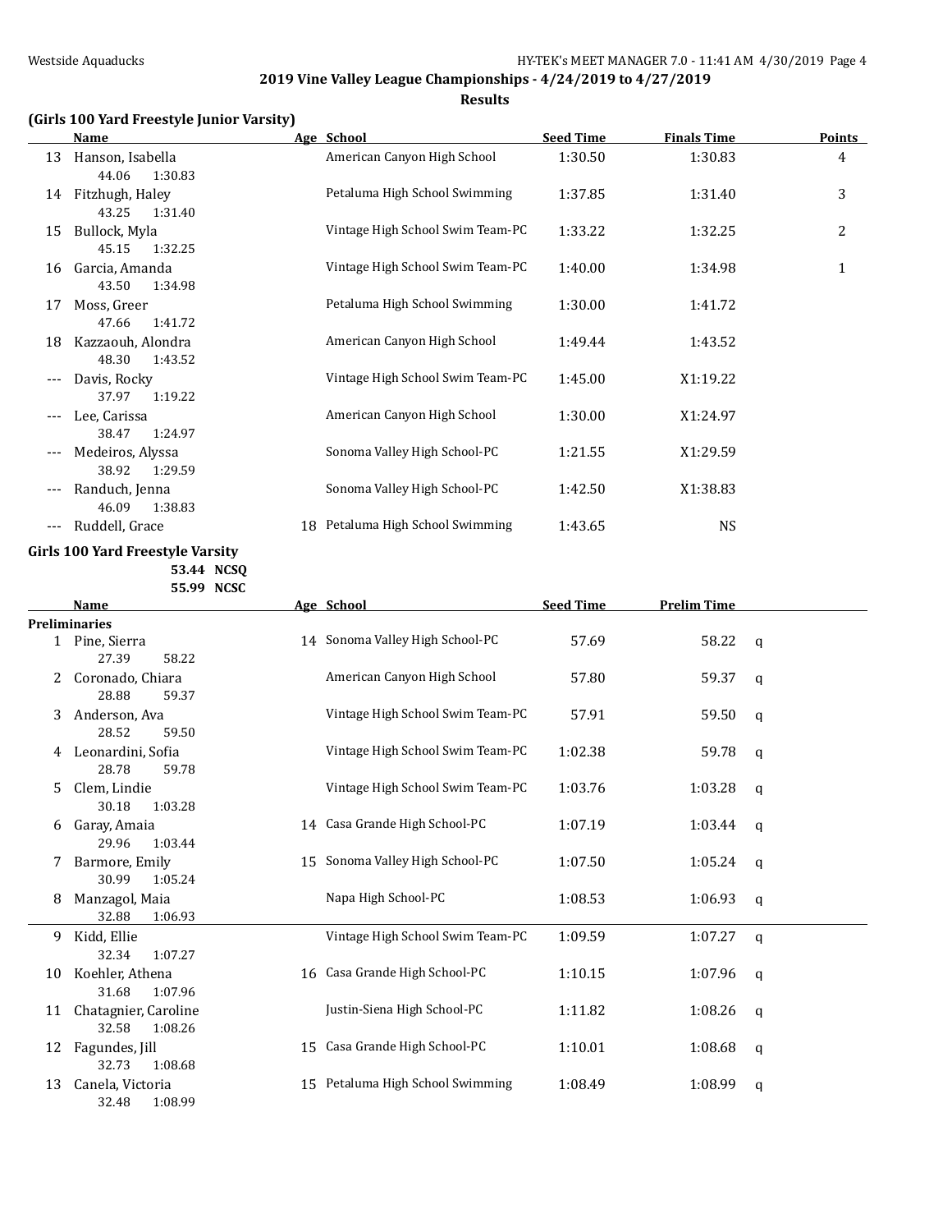**2019 Vine Valley League Championships - 4/24/2019 to 4/27/2019**

**Results**

### (Girls 100 Yard Freestyle Junior Varsity)

| | Name | Age | School | Seed Time | Finals Time | Points |
|---|---|---|---|---|---|---|
| 13 | Hanson, Isabella | | American Canyon High School | 1:30.50 | 1:30.83 | 4 |
| | 44.06 1:30.83 | | | | | |
| 14 | Fitzhugh, Haley | | Petaluma High School Swimming | 1:37.85 | 1:31.40 | 3 |
| | 43.25 1:31.40 | | | | | |
| 15 | Bullock, Myla | | Vintage High School Swim Team-PC | 1:33.22 | 1:32.25 | 2 |
| | 45.15 1:32.25 | | | | | |
| 16 | Garcia, Amanda | | Vintage High School Swim Team-PC | 1:40.00 | 1:34.98 | 1 |
| | 43.50 1:34.98 | | | | | |
| 17 | Moss, Greer | | Petaluma High School Swimming | 1:30.00 | 1:41.72 | |
| | 47.66 1:41.72 | | | | | |
| 18 | Kazzaouh, Alondra | | American Canyon High School | 1:49.44 | 1:43.52 | |
| | 48.30 1:43.52 | | | | | |
| --- | Davis, Rocky | | Vintage High School Swim Team-PC | 1:45.00 | X1:19.22 | |
| | 37.97 1:19.22 | | | | | |
| --- | Lee, Carissa | | American Canyon High School | 1:30.00 | X1:24.97 | |
| | 38.47 1:24.97 | | | | | |
| --- | Medeiros, Alyssa | | Sonoma Valley High School-PC | 1:21.55 | X1:29.59 | |
| | 38.92 1:29.59 | | | | | |
| --- | Randuch, Jenna | | Sonoma Valley High School-PC | 1:42.50 | X1:38.83 | |
| | 46.09 1:38.83 | | | | | |
| --- | Ruddell, Grace | 18 | Petaluma High School Swimming | 1:43.65 | NS | |

### Girls 100 Yard Freestyle Varsity

53.44 NCSQ
55.99 NCSC

**Preliminaries**

| | Name | Age | School | Seed Time | Prelim Time | |
|---|---|---|---|---|---|---|
| 1 | Pine, Sierra | 14 | Sonoma Valley High School-PC | 57.69 | 58.22 | q |
| | 27.39 58.22 | | | | | |
| 2 | Coronado, Chiara | | American Canyon High School | 57.80 | 59.37 | q |
| | 28.88 59.37 | | | | | |
| 3 | Anderson, Ava | | Vintage High School Swim Team-PC | 57.91 | 59.50 | q |
| | 28.52 59.50 | | | | | |
| 4 | Leonardini, Sofia | | Vintage High School Swim Team-PC | 1:02.38 | 59.78 | q |
| | 28.78 59.78 | | | | | |
| 5 | Clem, Lindie | | Vintage High School Swim Team-PC | 1:03.76 | 1:03.28 | q |
| | 30.18 1:03.28 | | | | | |
| 6 | Garay, Amaia | 14 | Casa Grande High School-PC | 1:07.19 | 1:03.44 | q |
| | 29.96 1:03.44 | | | | | |
| 7 | Barmore, Emily | 15 | Sonoma Valley High School-PC | 1:07.50 | 1:05.24 | q |
| | 30.99 1:05.24 | | | | | |
| 8 | Manzagol, Maia | | Napa High School-PC | 1:08.53 | 1:06.93 | q |
| | 32.88 1:06.93 | | | | | |
| 9 | Kidd, Ellie | | Vintage High School Swim Team-PC | 1:09.59 | 1:07.27 | q |
| | 32.34 1:07.27 | | | | | |
| 10 | Koehler, Athena | 16 | Casa Grande High School-PC | 1:10.15 | 1:07.96 | q |
| | 31.68 1:07.96 | | | | | |
| 11 | Chatagnier, Caroline | | Justin-Siena High School-PC | 1:11.82 | 1:08.26 | q |
| | 32.58 1:08.26 | | | | | |
| 12 | Fagundes, Jill | 15 | Casa Grande High School-PC | 1:10.01 | 1:08.68 | q |
| | 32.73 1:08.68 | | | | | |
| 13 | Canela, Victoria | 15 | Petaluma High School Swimming | 1:08.49 | 1:08.99 | q |
| | 32.48 1:08.99 | | | | | |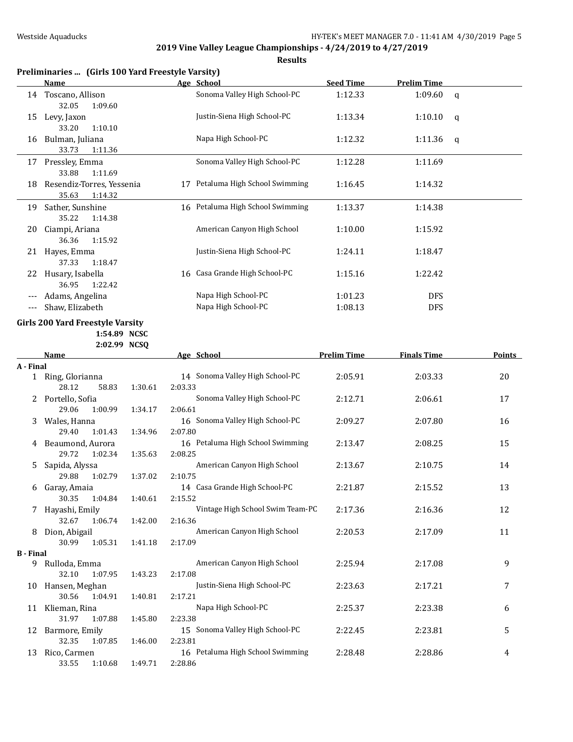**2019 Vine Valley League Championships - 4/24/2019 to 4/27/2019**

**Results**

### Preliminaries ... (Girls 100 Yard Freestyle Varsity)

| | Name | Age | School | Seed Time | Prelim Time | |
|---|---|---|---|---|---|---|
| 14 | Toscano, Allison | | Sonoma Valley High School-PC | 1:12.33 | 1:09.60 | q |
| | 32.05 1:09.60 | | | | | |
| 15 | Levy, Jaxon | | Justin-Siena High School-PC | 1:13.34 | 1:10.10 | q |
| | 33.20 1:10.10 | | | | | |
| 16 | Bulman, Juliana | | Napa High School-PC | 1:12.32 | 1:11.36 | q |
| | 33.73 1:11.36 | | | | | |
| 17 | Pressley, Emma | | Sonoma Valley High School-PC | 1:12.28 | 1:11.69 | |
| | 33.88 1:11.69 | | | | | |
| 18 | Resendiz-Torres, Yessenia | 17 | Petaluma High School Swimming | 1:16.45 | 1:14.32 | |
| | 35.63 1:14.32 | | | | | |
| 19 | Sather, Sunshine | 16 | Petaluma High School Swimming | 1:13.37 | 1:14.38 | |
| | 35.22 1:14.38 | | | | | |
| 20 | Ciampi, Ariana | | American Canyon High School | 1:10.00 | 1:15.92 | |
| | 36.36 1:15.92 | | | | | |
| 21 | Hayes, Emma | | Justin-Siena High School-PC | 1:24.11 | 1:18.47 | |
| | 37.33 1:18.47 | | | | | |
| 22 | Husary, Isabella | 16 | Casa Grande High School-PC | 1:15.16 | 1:22.42 | |
| | 36.95 1:22.42 | | | | | |
| --- | Adams, Angelina | | Napa High School-PC | 1:01.23 | DFS | |
| --- | Shaw, Elizabeth | | Napa High School-PC | 1:08.13 | DFS | |

### Girls 200 Yard Freestyle Varsity

1:54.89 NCSC
2:02.99 NCSQ

| | Name | Age | School | Prelim Time | Finals Time | Points |
|---|---|---|---|---|---|---|
| **A - Final** | | | | | | |
| 1 | Ring, Glorianna | 14 | Sonoma Valley High School-PC | 2:05.91 | 2:03.33 | 20 |
| | 28.12 58.83 1:30.61 2:03.33 | | | | | |
| 2 | Portello, Sofia | | Sonoma Valley High School-PC | 2:12.71 | 2:06.61 | 17 |
| | 29.06 1:00.99 1:34.17 2:06.61 | | | | | |
| 3 | Wales, Hanna | 16 | Sonoma Valley High School-PC | 2:09.27 | 2:07.80 | 16 |
| | 29.40 1:01.43 1:34.96 2:07.80 | | | | | |
| 4 | Beaumond, Aurora | 16 | Petaluma High School Swimming | 2:13.47 | 2:08.25 | 15 |
| | 29.72 1:02.34 1:35.63 2:08.25 | | | | | |
| 5 | Sapida, Alyssa | | American Canyon High School | 2:13.67 | 2:10.75 | 14 |
| | 29.88 1:02.79 1:37.02 2:10.75 | | | | | |
| 6 | Garay, Amaia | 14 | Casa Grande High School-PC | 2:21.87 | 2:15.52 | 13 |
| | 30.35 1:04.84 1:40.61 2:15.52 | | | | | |
| 7 | Hayashi, Emily | | Vintage High School Swim Team-PC | 2:17.36 | 2:16.36 | 12 |
| | 32.67 1:06.74 1:42.00 2:16.36 | | | | | |
| 8 | Dion, Abigail | | American Canyon High School | 2:20.53 | 2:17.09 | 11 |
| | 30.99 1:05.31 1:41.18 2:17.09 | | | | | |
| **B - Final** | | | | | | |
| 9 | Rulloda, Emma | | American Canyon High School | 2:25.94 | 2:17.08 | 9 |
| | 32.10 1:07.95 1:43.23 2:17.08 | | | | | |
| 10 | Hansen, Meghan | | Justin-Siena High School-PC | 2:23.63 | 2:17.21 | 7 |
| | 30.56 1:04.91 1:40.81 2:17.21 | | | | | |
| 11 | Klieman, Rina | | Napa High School-PC | 2:25.37 | 2:23.38 | 6 |
| | 31.97 1:07.88 1:45.80 2:23.38 | | | | | |
| 12 | Barmore, Emily | 15 | Sonoma Valley High School-PC | 2:22.45 | 2:23.81 | 5 |
| | 32.35 1:07.85 1:46.00 2:23.81 | | | | | |
| 13 | Rico, Carmen | 16 | Petaluma High School Swimming | 2:28.48 | 2:28.86 | 4 |
| | 33.55 1:10.68 1:49.71 2:28.86 | | | | | |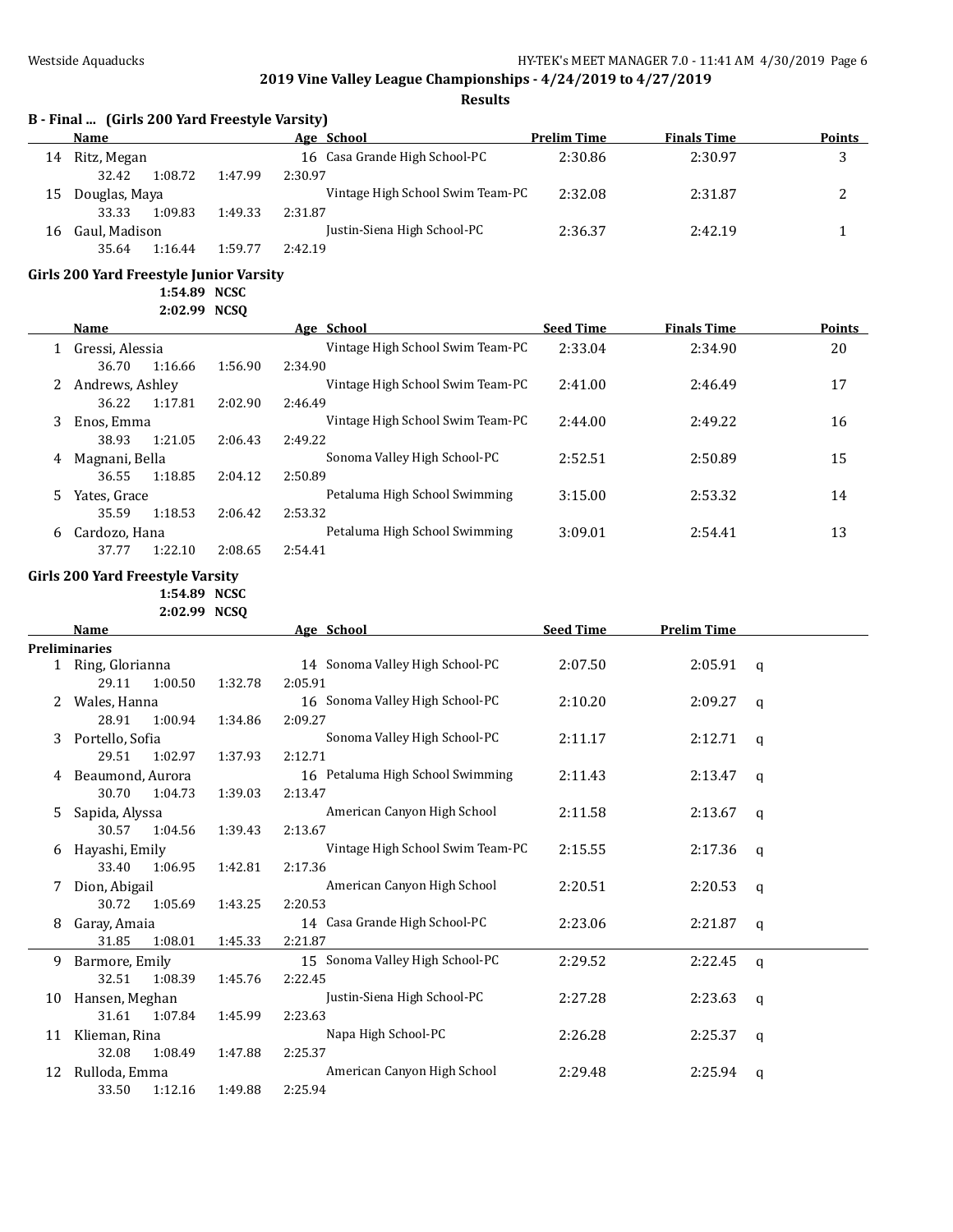## 2019 Vine Valley League Championships - 4/24/2019 to 4/27/2019

### Results

### B - Final ... (Girls 200 Yard Freestyle Varsity)

| | Name | Age | School | Prelim Time | Finals Time | Points |
|---|---|---|---|---|---|---|
| 14 | Ritz, Megan | 16 | Casa Grande High School-PC | 2:30.86 | 2:30.97 | 3 |
| | 32.42 1:08.72 1:47.99 2:30.97 | | | | | |
| 15 | Douglas, Maya | | Vintage High School Swim Team-PC | 2:32.08 | 2:31.87 | 2 |
| | 33.33 1:09.83 1:49.33 2:31.87 | | | | | |
| 16 | Gaul, Madison | | Justin-Siena High School-PC | 2:36.37 | 2:42.19 | 1 |
| | 35.64 1:16.44 1:59.77 2:42.19 | | | | | |

### Girls 200 Yard Freestyle Junior Varsity

1:54.89 NCSC
2:02.99 NCSQ

| | Name | Age | School | Seed Time | Finals Time | Points |
|---|---|---|---|---|---|---|
| 1 | Gressi, Alessia | | Vintage High School Swim Team-PC | 2:33.04 | 2:34.90 | 20 |
| | 36.70 1:16.66 1:56.90 2:34.90 | | | | | |
| 2 | Andrews, Ashley | | Vintage High School Swim Team-PC | 2:41.00 | 2:46.49 | 17 |
| | 36.22 1:17.81 2:02.90 2:46.49 | | | | | |
| 3 | Enos, Emma | | Vintage High School Swim Team-PC | 2:44.00 | 2:49.22 | 16 |
| | 38.93 1:21.05 2:06.43 2:49.22 | | | | | |
| 4 | Magnani, Bella | | Sonoma Valley High School-PC | 2:52.51 | 2:50.89 | 15 |
| | 36.55 1:18.85 2:04.12 2:50.89 | | | | | |
| 5 | Yates, Grace | | Petaluma High School Swimming | 3:15.00 | 2:53.32 | 14 |
| | 35.59 1:18.53 2:06.42 2:53.32 | | | | | |
| 6 | Cardozo, Hana | | Petaluma High School Swimming | 3:09.01 | 2:54.41 | 13 |
| | 37.77 1:22.10 2:08.65 2:54.41 | | | | | |

### Girls 200 Yard Freestyle Varsity

1:54.89 NCSC
2:02.99 NCSQ

| | Name | Age | School | Seed Time | Prelim Time | |
|---|---|---|---|---|---|---|
| **Preliminaries** | | | | | | |
| 1 | Ring, Glorianna | 14 | Sonoma Valley High School-PC | 2:07.50 | 2:05.91 | q |
| | 29.11 1:00.50 1:32.78 2:05.91 | | | | | |
| 2 | Wales, Hanna | 16 | Sonoma Valley High School-PC | 2:10.20 | 2:09.27 | q |
| | 28.91 1:00.94 1:34.86 2:09.27 | | | | | |
| 3 | Portello, Sofia | | Sonoma Valley High School-PC | 2:11.17 | 2:12.71 | q |
| | 29.51 1:02.97 1:37.93 2:12.71 | | | | | |
| 4 | Beaumond, Aurora | 16 | Petaluma High School Swimming | 2:11.43 | 2:13.47 | q |
| | 30.70 1:04.73 1:39.03 2:13.47 | | | | | |
| 5 | Sapida, Alyssa | | American Canyon High School | 2:11.58 | 2:13.67 | q |
| | 30.57 1:04.56 1:39.43 2:13.67 | | | | | |
| 6 | Hayashi, Emily | | Vintage High School Swim Team-PC | 2:15.55 | 2:17.36 | q |
| | 33.40 1:06.95 1:42.81 2:17.36 | | | | | |
| 7 | Dion, Abigail | | American Canyon High School | 2:20.51 | 2:20.53 | q |
| | 30.72 1:05.69 1:43.25 2:20.53 | | | | | |
| 8 | Garay, Amaia | 14 | Casa Grande High School-PC | 2:23.06 | 2:21.87 | q |
| | 31.85 1:08.01 1:45.33 2:21.87 | | | | | |
| 9 | Barmore, Emily | 15 | Sonoma Valley High School-PC | 2:29.52 | 2:22.45 | q |
| | 32.51 1:08.39 1:45.76 2:22.45 | | | | | |
| 10 | Hansen, Meghan | | Justin-Siena High School-PC | 2:27.28 | 2:23.63 | q |
| | 31.61 1:07.84 1:45.99 2:23.63 | | | | | |
| 11 | Klieman, Rina | | Napa High School-PC | 2:26.28 | 2:25.37 | q |
| | 32.08 1:08.49 1:47.88 2:25.37 | | | | | |
| 12 | Rulloda, Emma | | American Canyon High School | 2:29.48 | 2:25.94 | q |
| | 33.50 1:12.16 1:49.88 2:25.94 | | | | | |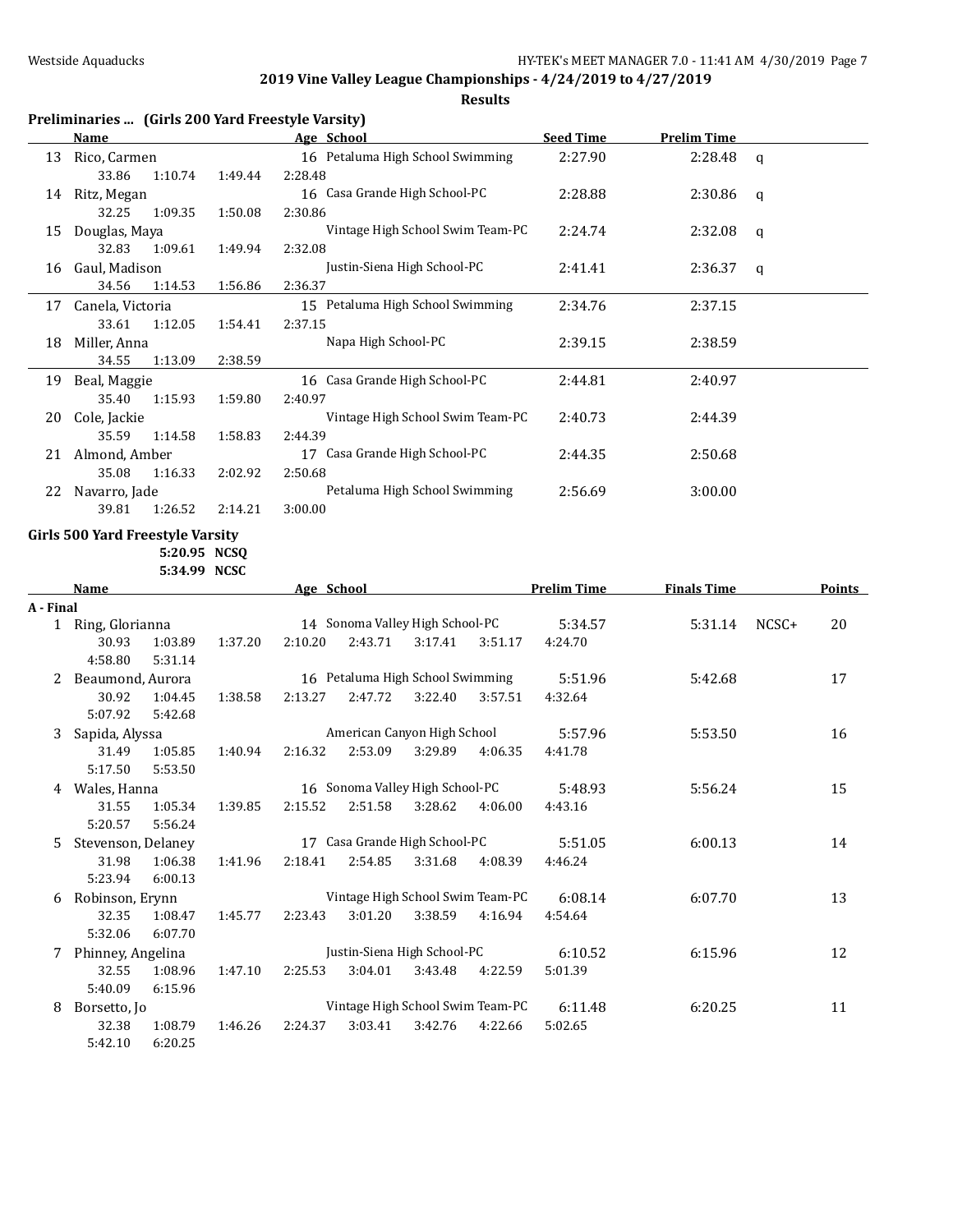**2019 Vine Valley League Championships - 4/24/2019 to 4/27/2019**

**Results**

### Preliminaries ... (Girls 200 Yard Freestyle Varsity)

| | Name | Age | School | Seed Time | Prelim Time | |
|---|---|---|---|---|---|---|
| 13 | Rico, Carmen | 16 | Petaluma High School Swimming | 2:27.90 | 2:28.48 | q |
| | 33.86 1:10.74 1:49.44 2:28.48 | | | | | |
| 14 | Ritz, Megan | 16 | Casa Grande High School-PC | 2:28.88 | 2:30.86 | q |
| | 32.25 1:09.35 1:50.08 2:30.86 | | | | | |
| 15 | Douglas, Maya | | Vintage High School Swim Team-PC | 2:24.74 | 2:32.08 | q |
| | 32.83 1:09.61 1:49.94 2:32.08 | | | | | |
| 16 | Gaul, Madison | | Justin-Siena High School-PC | 2:41.41 | 2:36.37 | q |
| | 34.56 1:14.53 1:56.86 2:36.37 | | | | | |
| 17 | Canela, Victoria | 15 | Petaluma High School Swimming | 2:34.76 | 2:37.15 | |
| | 33.61 1:12.05 1:54.41 2:37.15 | | | | | |
| 18 | Miller, Anna | | Napa High School-PC | 2:39.15 | 2:38.59 | |
| | 34.55 1:13.09 2:38.59 | | | | | |
| 19 | Beal, Maggie | 16 | Casa Grande High School-PC | 2:44.81 | 2:40.97 | |
| | 35.40 1:15.93 1:59.80 2:40.97 | | | | | |
| 20 | Cole, Jackie | | Vintage High School Swim Team-PC | 2:40.73 | 2:44.39 | |
| | 35.59 1:14.58 1:58.83 2:44.39 | | | | | |
| 21 | Almond, Amber | 17 | Casa Grande High School-PC | 2:44.35 | 2:50.68 | |
| | 35.08 1:16.33 2:02.92 2:50.68 | | | | | |
| 22 | Navarro, Jade | | Petaluma High School Swimming | 2:56.69 | 3:00.00 | |
| | 39.81 1:26.52 2:14.21 3:00.00 | | | | | |

### Girls 500 Yard Freestyle Varsity

5:20.95 NCSQ
5:34.99 NCSC

**A - Final**

| | Name | Age | School | Prelim Time | Finals Time | | Points |
|---|---|---|---|---|---|---|---|
| 1 | Ring, Glorianna | 14 | Sonoma Valley High School-PC | 5:34.57 | 5:31.14 | NCSC+ | 20 |
| | 30.93 1:03.89 1:37.20 2:10.20 2:43.71 3:17.41 3:51.17 4:24.70 4:58.80 5:31.14 | | | | | | |
| 2 | Beaumond, Aurora | 16 | Petaluma High School Swimming | 5:51.96 | 5:42.68 | | 17 |
| | 30.92 1:04.45 1:38.58 2:13.27 2:47.72 3:22.40 3:57.51 4:32.64 5:07.92 5:42.68 | | | | | | |
| 3 | Sapida, Alyssa | | American Canyon High School | 5:57.96 | 5:53.50 | | 16 |
| | 31.49 1:05.85 1:40.94 2:16.32 2:53.09 3:29.89 4:06.35 4:41.78 5:17.50 5:53.50 | | | | | | |
| 4 | Wales, Hanna | 16 | Sonoma Valley High School-PC | 5:48.93 | 5:56.24 | | 15 |
| | 31.55 1:05.34 1:39.85 2:15.52 2:51.58 3:28.62 4:06.00 4:43.16 5:20.57 5:56.24 | | | | | | |
| 5 | Stevenson, Delaney | 17 | Casa Grande High School-PC | 5:51.05 | 6:00.13 | | 14 |
| | 31.98 1:06.38 1:41.96 2:18.41 2:54.85 3:31.68 4:08.39 4:46.24 5:23.94 6:00.13 | | | | | | |
| 6 | Robinson, Erynn | | Vintage High School Swim Team-PC | 6:08.14 | 6:07.70 | | 13 |
| | 32.35 1:08.47 1:45.77 2:23.43 3:01.20 3:38.59 4:16.94 4:54.64 5:32.06 6:07.70 | | | | | | |
| 7 | Phinney, Angelina | | Justin-Siena High School-PC | 6:10.52 | 6:15.96 | | 12 |
| | 32.55 1:08.96 1:47.10 2:25.53 3:04.01 3:43.48 4:22.59 5:01.39 5:40.09 6:15.96 | | | | | | |
| 8 | Borsetto, Jo | | Vintage High School Swim Team-PC | 6:11.48 | 6:20.25 | | 11 |
| | 32.38 1:08.79 1:46.26 2:24.37 3:03.41 3:42.76 4:22.66 5:02.65 5:42.10 6:20.25 | | | | | | |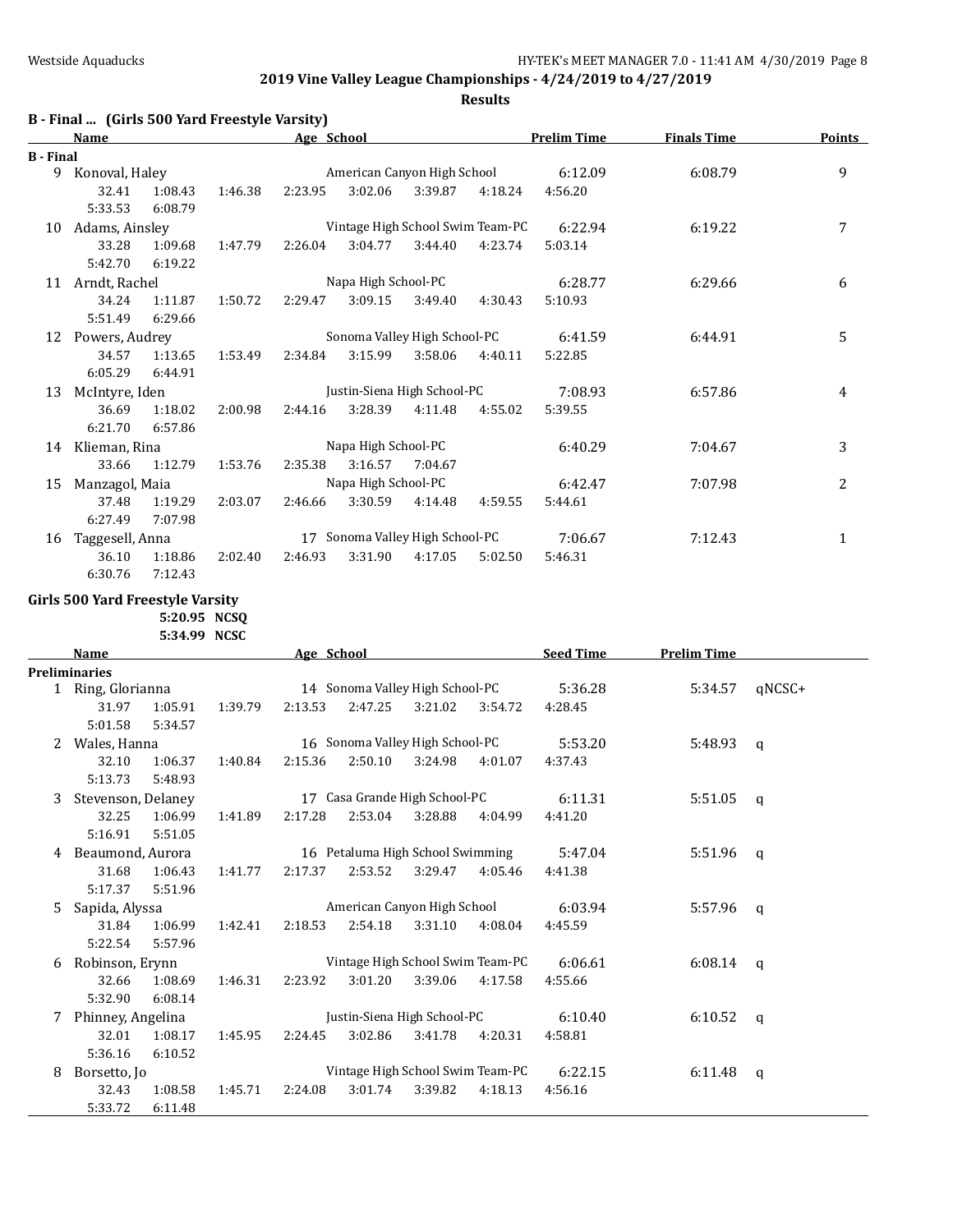## 2019 Vine Valley League Championships - 4/24/2019 to 4/27/2019

### Results

### B - Final ... (Girls 500 Yard Freestyle Varsity)

| | Name | Age | School | Prelim Time | Finals Time | Points |
|---|---|---|---|---|---|---|
| **B - Final** | | | | | | |
| 9 | Konoval, Haley | | American Canyon High School | 6:12.09 | 6:08.79 | 9 |
| | 32.41 1:08.43 1:46.38 2:23.95 3:02.06 3:39.87 4:18.24 4:56.20 5:33.53 6:08.79 | | | | | |
| 10 | Adams, Ainsley | | Vintage High School Swim Team-PC | 6:22.94 | 6:19.22 | 7 |
| | 33.28 1:09.68 1:47.79 2:26.04 3:04.77 3:44.40 4:23.74 5:03.14 5:42.70 6:19.22 | | | | | |
| 11 | Arndt, Rachel | | Napa High School-PC | 6:28.77 | 6:29.66 | 6 |
| | 34.24 1:11.87 1:50.72 2:29.47 3:09.15 3:49.40 4:30.43 5:10.93 5:51.49 6:29.66 | | | | | |
| 12 | Powers, Audrey | | Sonoma Valley High School-PC | 6:41.59 | 6:44.91 | 5 |
| | 34.57 1:13.65 1:53.49 2:34.84 3:15.99 3:58.06 4:40.11 5:22.85 6:05.29 6:44.91 | | | | | |
| 13 | McIntyre, Iden | | Justin-Siena High School-PC | 7:08.93 | 6:57.86 | 4 |
| | 36.69 1:18.02 2:00.98 2:44.16 3:28.39 4:11.48 4:55.02 5:39.55 6:21.70 6:57.86 | | | | | |
| 14 | Klieman, Rina | | Napa High School-PC | 6:40.29 | 7:04.67 | 3 |
| | 33.66 1:12.79 1:53.76 2:35.38 3:16.57 7:04.67 | | | | | |
| 15 | Manzagol, Maia | | Napa High School-PC | 6:42.47 | 7:07.98 | 2 |
| | 37.48 1:19.29 2:03.07 2:46.66 3:30.59 4:14.48 4:59.55 5:44.61 6:27.49 7:07.98 | | | | | |
| 16 | Taggesell, Anna | 17 | Sonoma Valley High School-PC | 7:06.67 | 7:12.43 | 1 |
| | 36.10 1:18.86 2:02.40 2:46.93 3:31.90 4:17.05 5:02.50 5:46.31 6:30.76 7:12.43 | | | | | |

### Girls 500 Yard Freestyle Varsity

5:20.95 NCSQ
5:34.99 NCSC

| | Name | Age | School | Seed Time | Prelim Time | |
|---|---|---|---|---|---|---|
| **Preliminaries** | | | | | | |
| 1 | Ring, Glorianna | 14 | Sonoma Valley High School-PC | 5:36.28 | 5:34.57 | qNCSC+ |
| | 31.97 1:05.91 1:39.79 2:13.53 2:47.25 3:21.02 3:54.72 4:28.45 5:01.58 5:34.57 | | | | | |
| 2 | Wales, Hanna | 16 | Sonoma Valley High School-PC | 5:53.20 | 5:48.93 | q |
| | 32.10 1:06.37 1:40.84 2:15.36 2:50.10 3:24.98 4:01.07 4:37.43 5:13.73 5:48.93 | | | | | |
| 3 | Stevenson, Delaney | 17 | Casa Grande High School-PC | 6:11.31 | 5:51.05 | q |
| | 32.25 1:06.99 1:41.89 2:17.28 2:53.04 3:28.88 4:04.99 4:41.20 5:16.91 5:51.05 | | | | | |
| 4 | Beaumond, Aurora | 16 | Petaluma High School Swimming | 5:47.04 | 5:51.96 | q |
| | 31.68 1:06.43 1:41.77 2:17.37 2:53.52 3:29.47 4:05.46 4:41.38 5:17.37 5:51.96 | | | | | |
| 5 | Sapida, Alyssa | | American Canyon High School | 6:03.94 | 5:57.96 | q |
| | 31.84 1:06.99 1:42.41 2:18.53 2:54.18 3:31.10 4:08.04 4:45.59 5:22.54 5:57.96 | | | | | |
| 6 | Robinson, Erynn | | Vintage High School Swim Team-PC | 6:06.61 | 6:08.14 | q |
| | 32.66 1:08.69 1:46.31 2:23.92 3:01.20 3:39.06 4:17.58 4:55.66 5:32.90 6:08.14 | | | | | |
| 7 | Phinney, Angelina | | Justin-Siena High School-PC | 6:10.40 | 6:10.52 | q |
| | 32.01 1:08.17 1:45.95 2:24.45 3:02.86 3:41.78 4:20.31 4:58.81 5:36.16 6:10.52 | | | | | |
| 8 | Borsetto, Jo | | Vintage High School Swim Team-PC | 6:22.15 | 6:11.48 | q |
| | 32.43 1:08.58 1:45.71 2:24.08 3:01.74 3:39.82 4:18.13 4:56.16 5:33.72 6:11.48 | | | | | |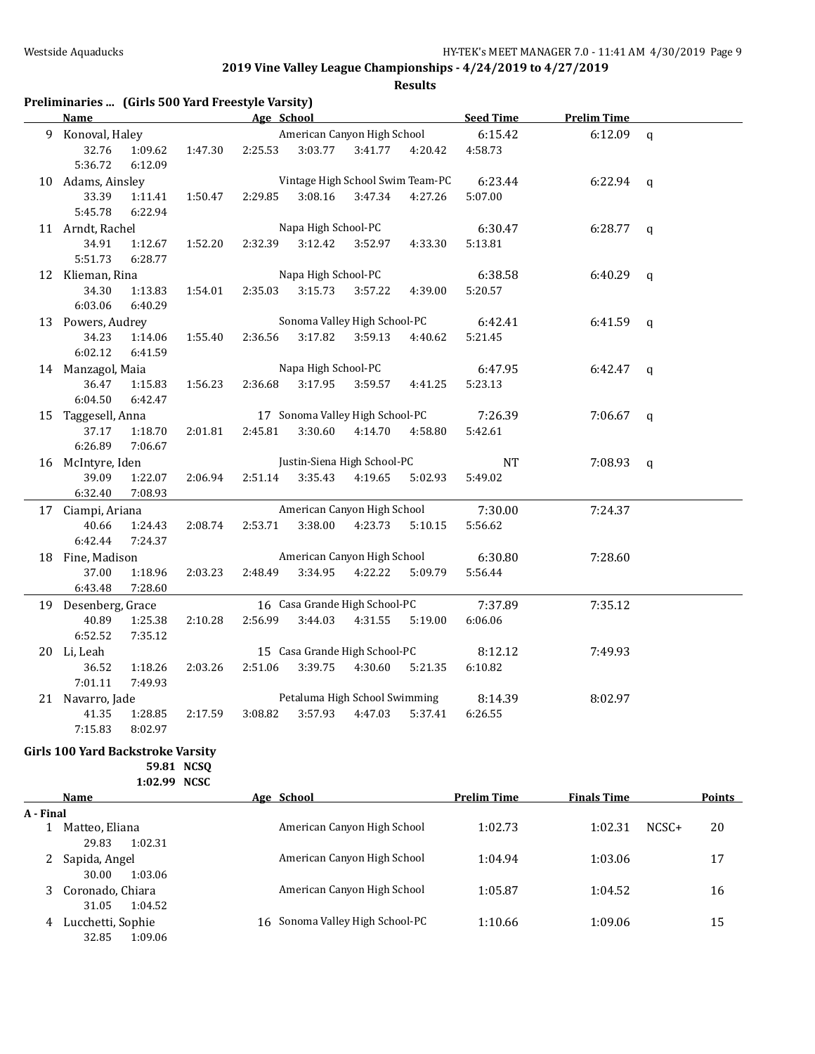**2019 Vine Valley League Championships - 4/24/2019 to 4/27/2019**

**Results**

### Preliminaries ... (Girls 500 Yard Freestyle Varsity)

| | Name | Age | School | Seed Time | Prelim Time | |
|---|---|---|---|---|---|---|
| 9 | Konoval, Haley | | American Canyon High School | 6:15.42 | 6:12.09 | q |
| | 32.76 1:09.62 1:47.30 2:25.53 3:03.77 3:41.77 4:20.42 4:58.73 5:36.72 6:12.09 | | | | | |
| 10 | Adams, Ainsley | | Vintage High School Swim Team-PC | 6:23.44 | 6:22.94 | q |
| | 33.39 1:11.41 1:50.47 2:29.85 3:08.16 3:47.34 4:27.26 5:07.00 5:45.78 6:22.94 | | | | | |
| 11 | Arndt, Rachel | | Napa High School-PC | 6:30.47 | 6:28.77 | q |
| | 34.91 1:12.67 1:52.20 2:32.39 3:12.42 3:52.97 4:33.30 5:13.81 5:51.73 6:28.77 | | | | | |
| 12 | Klieman, Rina | | Napa High School-PC | 6:38.58 | 6:40.29 | q |
| | 34.30 1:13.83 1:54.01 2:35.03 3:15.73 3:57.22 4:39.00 5:20.57 6:03.06 6:40.29 | | | | | |
| 13 | Powers, Audrey | | Sonoma Valley High School-PC | 6:42.41 | 6:41.59 | q |
| | 34.23 1:14.06 1:55.40 2:36.56 3:17.82 3:59.13 4:40.62 5:21.45 6:02.12 6:41.59 | | | | | |
| 14 | Manzagol, Maia | | Napa High School-PC | 6:47.95 | 6:42.47 | q |
| | 36.47 1:15.83 1:56.23 2:36.68 3:17.95 3:59.57 4:41.25 5:23.13 6:04.50 6:42.47 | | | | | |
| 15 | Taggesell, Anna | 17 | Sonoma Valley High School-PC | 7:26.39 | 7:06.67 | q |
| | 37.17 1:18.70 2:01.81 2:45.81 3:30.60 4:14.70 4:58.80 5:42.61 6:26.89 7:06.67 | | | | | |
| 16 | McIntyre, Iden | | Justin-Siena High School-PC | NT | 7:08.93 | q |
| | 39.09 1:22.07 2:06.94 2:51.14 3:35.43 4:19.65 5:02.93 5:49.02 6:32.40 7:08.93 | | | | | |
| 17 | Ciampi, Ariana | | American Canyon High School | 7:30.00 | 7:24.37 | |
| | 40.66 1:24.43 2:08.74 2:53.71 3:38.00 4:23.73 5:10.15 5:56.62 6:42.44 7:24.37 | | | | | |
| 18 | Fine, Madison | | American Canyon High School | 6:30.80 | 7:28.60 | |
| | 37.00 1:18.96 2:03.23 2:48.49 3:34.95 4:22.22 5:09.79 5:56.44 6:43.48 7:28.60 | | | | | |
| 19 | Desenberg, Grace | 16 | Casa Grande High School-PC | 7:37.89 | 7:35.12 | |
| | 40.89 1:25.38 2:10.28 2:56.99 3:44.03 4:31.55 5:19.00 6:06.06 6:52.52 7:35.12 | | | | | |
| 20 | Li, Leah | 15 | Casa Grande High School-PC | 8:12.12 | 7:49.93 | |
| | 36.52 1:18.26 2:03.26 2:51.06 3:39.75 4:30.60 5:21.35 6:10.82 7:01.11 7:49.93 | | | | | |
| 21 | Navarro, Jade | | Petaluma High School Swimming | 8:14.39 | 8:02.97 | |
| | 41.35 1:28.85 2:17.59 3:08.82 3:57.93 4:47.03 5:37.41 6:26.55 7:15.83 8:02.97 | | | | | |

### Girls 100 Yard Backstroke Varsity

59.81 NCSQ
1:02.99 NCSC

| | Name | Age | School | Prelim Time | Finals Time | | Points |
|---|---|---|---|---|---|---|---|
| **A - Final** | | | | | | | |
| 1 | Matteo, Eliana | | American Canyon High School | 1:02.73 | 1:02.31 | NCSC+ | 20 |
| | 29.83 1:02.31 | | | | | | |
| 2 | Sapida, Angel | | American Canyon High School | 1:04.94 | 1:03.06 | | 17 |
| | 30.00 1:03.06 | | | | | | |
| 3 | Coronado, Chiara | | American Canyon High School | 1:05.87 | 1:04.52 | | 16 |
| | 31.05 1:04.52 | | | | | | |
| 4 | Lucchetti, Sophie | 16 | Sonoma Valley High School-PC | 1:10.66 | 1:09.06 | | 15 |
| | 32.85 1:09.06 | | | | | | |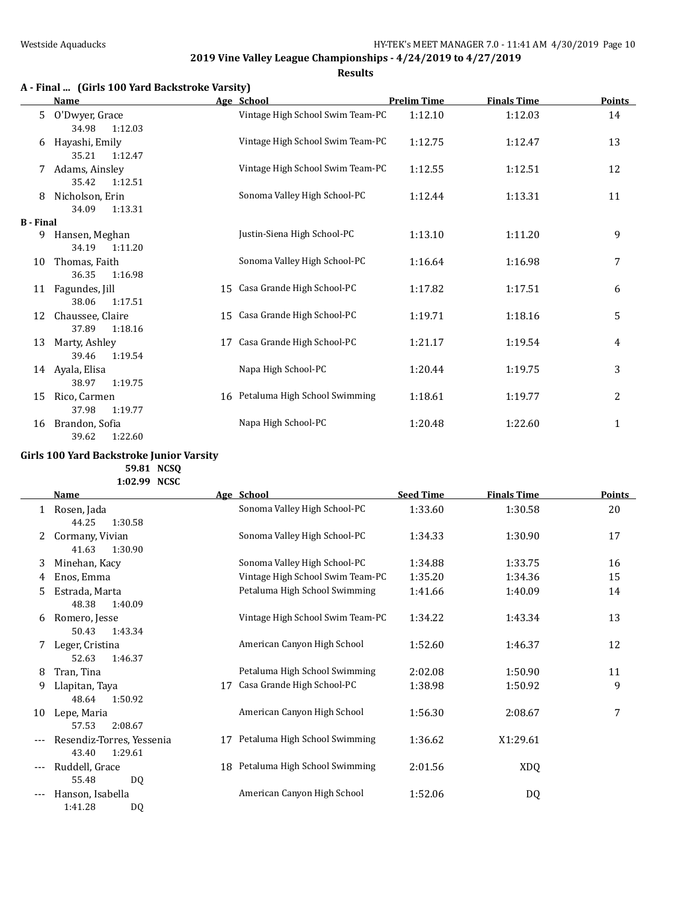## 2019 Vine Valley League Championships - 4/24/2019 to 4/27/2019

### Results

### A - Final ... (Girls 100 Yard Backstroke Varsity)

| | Name | Age | School | Prelim Time | Finals Time | Points |
|---|---|---|---|---|---|---|
| 5 | O'Dwyer, Grace | | Vintage High School Swim Team-PC | 1:12.10 | 1:12.03 | 14 |
| | 34.98 1:12.03 | | | | | |
| 6 | Hayashi, Emily | | Vintage High School Swim Team-PC | 1:12.75 | 1:12.47 | 13 |
| | 35.21 1:12.47 | | | | | |
| 7 | Adams, Ainsley | | Vintage High School Swim Team-PC | 1:12.55 | 1:12.51 | 12 |
| | 35.42 1:12.51 | | | | | |
| 8 | Nicholson, Erin | | Sonoma Valley High School-PC | 1:12.44 | 1:13.31 | 11 |
| | 34.09 1:13.31 | | | | | |
| **B - Final** | | | | | | |
| 9 | Hansen, Meghan | | Justin-Siena High School-PC | 1:13.10 | 1:11.20 | 9 |
| | 34.19 1:11.20 | | | | | |
| 10 | Thomas, Faith | | Sonoma Valley High School-PC | 1:16.64 | 1:16.98 | 7 |
| | 36.35 1:16.98 | | | | | |
| 11 | Fagundes, Jill | 15 | Casa Grande High School-PC | 1:17.82 | 1:17.51 | 6 |
| | 38.06 1:17.51 | | | | | |
| 12 | Chaussee, Claire | 15 | Casa Grande High School-PC | 1:19.71 | 1:18.16 | 5 |
| | 37.89 1:18.16 | | | | | |
| 13 | Marty, Ashley | 17 | Casa Grande High School-PC | 1:21.17 | 1:19.54 | 4 |
| | 39.46 1:19.54 | | | | | |
| 14 | Ayala, Elisa | | Napa High School-PC | 1:20.44 | 1:19.75 | 3 |
| | 38.97 1:19.75 | | | | | |
| 15 | Rico, Carmen | 16 | Petaluma High School Swimming | 1:18.61 | 1:19.77 | 2 |
| | 37.98 1:19.77 | | | | | |
| 16 | Brandon, Sofia | | Napa High School-PC | 1:20.48 | 1:22.60 | 1 |
| | 39.62 1:22.60 | | | | | |

### Girls 100 Yard Backstroke Junior Varsity

59.81 NCSQ
1:02.99 NCSC

| | Name | Age | School | Seed Time | Finals Time | Points |
|---|---|---|---|---|---|---|
| 1 | Rosen, Jada | | Sonoma Valley High School-PC | 1:33.60 | 1:30.58 | 20 |
| | 44.25 1:30.58 | | | | | |
| 2 | Cormany, Vivian | | Sonoma Valley High School-PC | 1:34.33 | 1:30.90 | 17 |
| | 41.63 1:30.90 | | | | | |
| 3 | Minehan, Kacy | | Sonoma Valley High School-PC | 1:34.88 | 1:33.75 | 16 |
| 4 | Enos, Emma | | Vintage High School Swim Team-PC | 1:35.20 | 1:34.36 | 15 |
| 5 | Estrada, Marta | | Petaluma High School Swimming | 1:41.66 | 1:40.09 | 14 |
| | 48.38 1:40.09 | | | | | |
| 6 | Romero, Jesse | | Vintage High School Swim Team-PC | 1:34.22 | 1:43.34 | 13 |
| | 50.43 1:43.34 | | | | | |
| 7 | Leger, Cristina | | American Canyon High School | 1:52.60 | 1:46.37 | 12 |
| | 52.63 1:46.37 | | | | | |
| 8 | Tran, Tina | | Petaluma High School Swimming | 2:02.08 | 1:50.90 | 11 |
| 9 | Llapitan, Taya | 17 | Casa Grande High School-PC | 1:38.98 | 1:50.92 | 9 |
| | 48.64 1:50.92 | | | | | |
| 10 | Lepe, Maria | | American Canyon High School | 1:56.30 | 2:08.67 | 7 |
| | 57.53 2:08.67 | | | | | |
| --- | Resendiz-Torres, Yessenia | 17 | Petaluma High School Swimming | 1:36.62 | X1:29.61 | |
| | 43.40 1:29.61 | | | | | |
| --- | Ruddell, Grace | 18 | Petaluma High School Swimming | 2:01.56 | XDQ | |
| | 55.48 DQ | | | | | |
| --- | Hanson, Isabella | | American Canyon High School | 1:52.06 | DQ | |
| | 1:41.28 DQ | | | | | |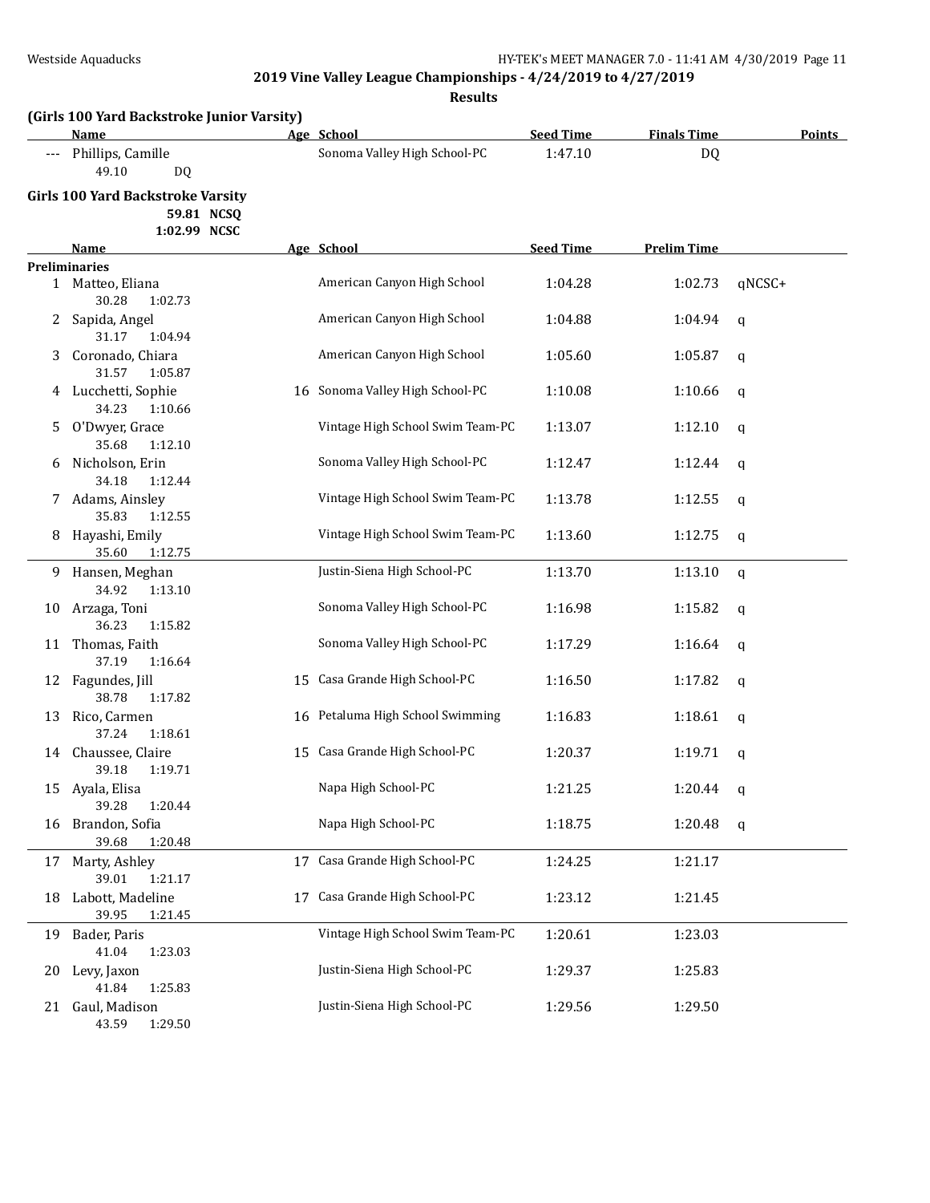## 2019 Vine Valley League Championships - 4/24/2019 to 4/27/2019

### Results

**(Girls 100 Yard Backstroke Junior Varsity)**

| | Name | Age | School | Seed Time | Finals Time | Points |
|---|---|---|---|---|---|---|
| --- | Phillips, Camille | | Sonoma Valley High School-PC | 1:47.10 | DQ | |
| | 49.10 DQ | | | | | |

**Girls 100 Yard Backstroke Varsity**

59.81 NCSQ
1:02.99 NCSC

| | Name | Age | School | Seed Time | Prelim Time | |
|---|---|---|---|---|---|---|
| **Preliminaries** | | | | | | |
| 1 | Matteo, Eliana | | American Canyon High School | 1:04.28 | 1:02.73 | qNCSC+ |
| | 30.28 1:02.73 | | | | | |
| 2 | Sapida, Angel | | American Canyon High School | 1:04.88 | 1:04.94 | q |
| | 31.17 1:04.94 | | | | | |
| 3 | Coronado, Chiara | | American Canyon High School | 1:05.60 | 1:05.87 | q |
| | 31.57 1:05.87 | | | | | |
| 4 | Lucchetti, Sophie | 16 | Sonoma Valley High School-PC | 1:10.08 | 1:10.66 | q |
| | 34.23 1:10.66 | | | | | |
| 5 | O'Dwyer, Grace | | Vintage High School Swim Team-PC | 1:13.07 | 1:12.10 | q |
| | 35.68 1:12.10 | | | | | |
| 6 | Nicholson, Erin | | Sonoma Valley High School-PC | 1:12.47 | 1:12.44 | q |
| | 34.18 1:12.44 | | | | | |
| 7 | Adams, Ainsley | | Vintage High School Swim Team-PC | 1:13.78 | 1:12.55 | q |
| | 35.83 1:12.55 | | | | | |
| 8 | Hayashi, Emily | | Vintage High School Swim Team-PC | 1:13.60 | 1:12.75 | q |
| | 35.60 1:12.75 | | | | | |
| 9 | Hansen, Meghan | | Justin-Siena High School-PC | 1:13.70 | 1:13.10 | q |
| | 34.92 1:13.10 | | | | | |
| 10 | Arzaga, Toni | | Sonoma Valley High School-PC | 1:16.98 | 1:15.82 | q |
| | 36.23 1:15.82 | | | | | |
| 11 | Thomas, Faith | | Sonoma Valley High School-PC | 1:17.29 | 1:16.64 | q |
| | 37.19 1:16.64 | | | | | |
| 12 | Fagundes, Jill | 15 | Casa Grande High School-PC | 1:16.50 | 1:17.82 | q |
| | 38.78 1:17.82 | | | | | |
| 13 | Rico, Carmen | 16 | Petaluma High School Swimming | 1:16.83 | 1:18.61 | q |
| | 37.24 1:18.61 | | | | | |
| 14 | Chaussee, Claire | 15 | Casa Grande High School-PC | 1:20.37 | 1:19.71 | q |
| | 39.18 1:19.71 | | | | | |
| 15 | Ayala, Elisa | | Napa High School-PC | 1:21.25 | 1:20.44 | q |
| | 39.28 1:20.44 | | | | | |
| 16 | Brandon, Sofia | | Napa High School-PC | 1:18.75 | 1:20.48 | q |
| | 39.68 1:20.48 | | | | | |
| 17 | Marty, Ashley | 17 | Casa Grande High School-PC | 1:24.25 | 1:21.17 | |
| | 39.01 1:21.17 | | | | | |
| 18 | Labott, Madeline | 17 | Casa Grande High School-PC | 1:23.12 | 1:21.45 | |
| | 39.95 1:21.45 | | | | | |
| 19 | Bader, Paris | | Vintage High School Swim Team-PC | 1:20.61 | 1:23.03 | |
| | 41.04 1:23.03 | | | | | |
| 20 | Levy, Jaxon | | Justin-Siena High School-PC | 1:29.37 | 1:25.83 | |
| | 41.84 1:25.83 | | | | | |
| 21 | Gaul, Madison | | Justin-Siena High School-PC | 1:29.56 | 1:29.50 | |
| | 43.59 1:29.50 | | | | | |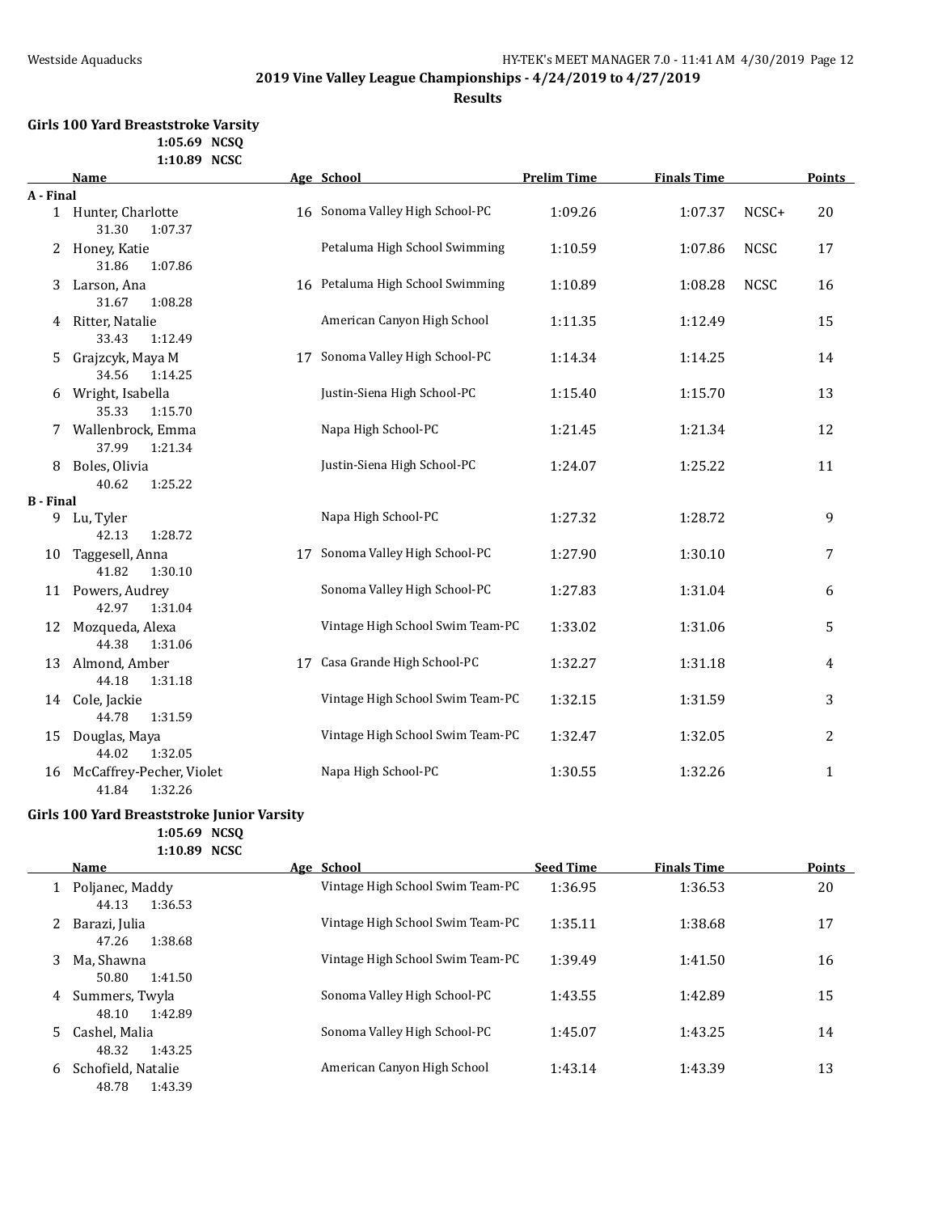**2019 Vine Valley League Championships - 4/24/2019 to 4/27/2019**

**Results**

### Girls 100 Yard Breaststroke Varsity

1:05.69 NCSQ
1:10.89 NCSC

| | Name | Age | School | Prelim Time | Finals Time | | Points |
|---|---|---|---|---|---|---|---|
| **A - Final** | | | | | | | |
| 1 | Hunter, Charlotte | 16 | Sonoma Valley High School-PC | 1:09.26 | 1:07.37 | NCSC+ | 20 |
| | 31.30 1:07.37 | | | | | | |
| 2 | Honey, Katie | | Petaluma High School Swimming | 1:10.59 | 1:07.86 | NCSC | 17 |
| | 31.86 1:07.86 | | | | | | |
| 3 | Larson, Ana | 16 | Petaluma High School Swimming | 1:10.89 | 1:08.28 | NCSC | 16 |
| | 31.67 1:08.28 | | | | | | |
| 4 | Ritter, Natalie | | American Canyon High School | 1:11.35 | 1:12.49 | | 15 |
| | 33.43 1:12.49 | | | | | | |
| 5 | Grajzcyk, Maya M | 17 | Sonoma Valley High School-PC | 1:14.34 | 1:14.25 | | 14 |
| | 34.56 1:14.25 | | | | | | |
| 6 | Wright, Isabella | | Justin-Siena High School-PC | 1:15.40 | 1:15.70 | | 13 |
| | 35.33 1:15.70 | | | | | | |
| 7 | Wallenbrock, Emma | | Napa High School-PC | 1:21.45 | 1:21.34 | | 12 |
| | 37.99 1:21.34 | | | | | | |
| 8 | Boles, Olivia | | Justin-Siena High School-PC | 1:24.07 | 1:25.22 | | 11 |
| | 40.62 1:25.22 | | | | | | |
| **B - Final** | | | | | | | |
| 9 | Lu, Tyler | | Napa High School-PC | 1:27.32 | 1:28.72 | | 9 |
| | 42.13 1:28.72 | | | | | | |
| 10 | Taggesell, Anna | 17 | Sonoma Valley High School-PC | 1:27.90 | 1:30.10 | | 7 |
| | 41.82 1:30.10 | | | | | | |
| 11 | Powers, Audrey | | Sonoma Valley High School-PC | 1:27.83 | 1:31.04 | | 6 |
| | 42.97 1:31.04 | | | | | | |
| 12 | Mozqueda, Alexa | | Vintage High School Swim Team-PC | 1:33.02 | 1:31.06 | | 5 |
| | 44.38 1:31.06 | | | | | | |
| 13 | Almond, Amber | 17 | Casa Grande High School-PC | 1:32.27 | 1:31.18 | | 4 |
| | 44.18 1:31.18 | | | | | | |
| 14 | Cole, Jackie | | Vintage High School Swim Team-PC | 1:32.15 | 1:31.59 | | 3 |
| | 44.78 1:31.59 | | | | | | |
| 15 | Douglas, Maya | | Vintage High School Swim Team-PC | 1:32.47 | 1:32.05 | | 2 |
| | 44.02 1:32.05 | | | | | | |
| 16 | McCaffrey-Pecher, Violet | | Napa High School-PC | 1:30.55 | 1:32.26 | | 1 |
| | 41.84 1:32.26 | | | | | | |

### Girls 100 Yard Breaststroke Junior Varsity

1:05.69 NCSQ
1:10.89 NCSC

| | Name | Age | School | Seed Time | Finals Time | Points |
|---|---|---|---|---|---|---|
| 1 | Poljanec, Maddy | | Vintage High School Swim Team-PC | 1:36.95 | 1:36.53 | 20 |
| | 44.13 1:36.53 | | | | | |
| 2 | Barazi, Julia | | Vintage High School Swim Team-PC | 1:35.11 | 1:38.68 | 17 |
| | 47.26 1:38.68 | | | | | |
| 3 | Ma, Shawna | | Vintage High School Swim Team-PC | 1:39.49 | 1:41.50 | 16 |
| | 50.80 1:41.50 | | | | | |
| 4 | Summers, Twyla | | Sonoma Valley High School-PC | 1:43.55 | 1:42.89 | 15 |
| | 48.10 1:42.89 | | | | | |
| 5 | Cashel, Malia | | Sonoma Valley High School-PC | 1:45.07 | 1:43.25 | 14 |
| | 48.32 1:43.25 | | | | | |
| 6 | Schofield, Natalie | | American Canyon High School | 1:43.14 | 1:43.39 | 13 |
| | 48.78 1:43.39 | | | | | |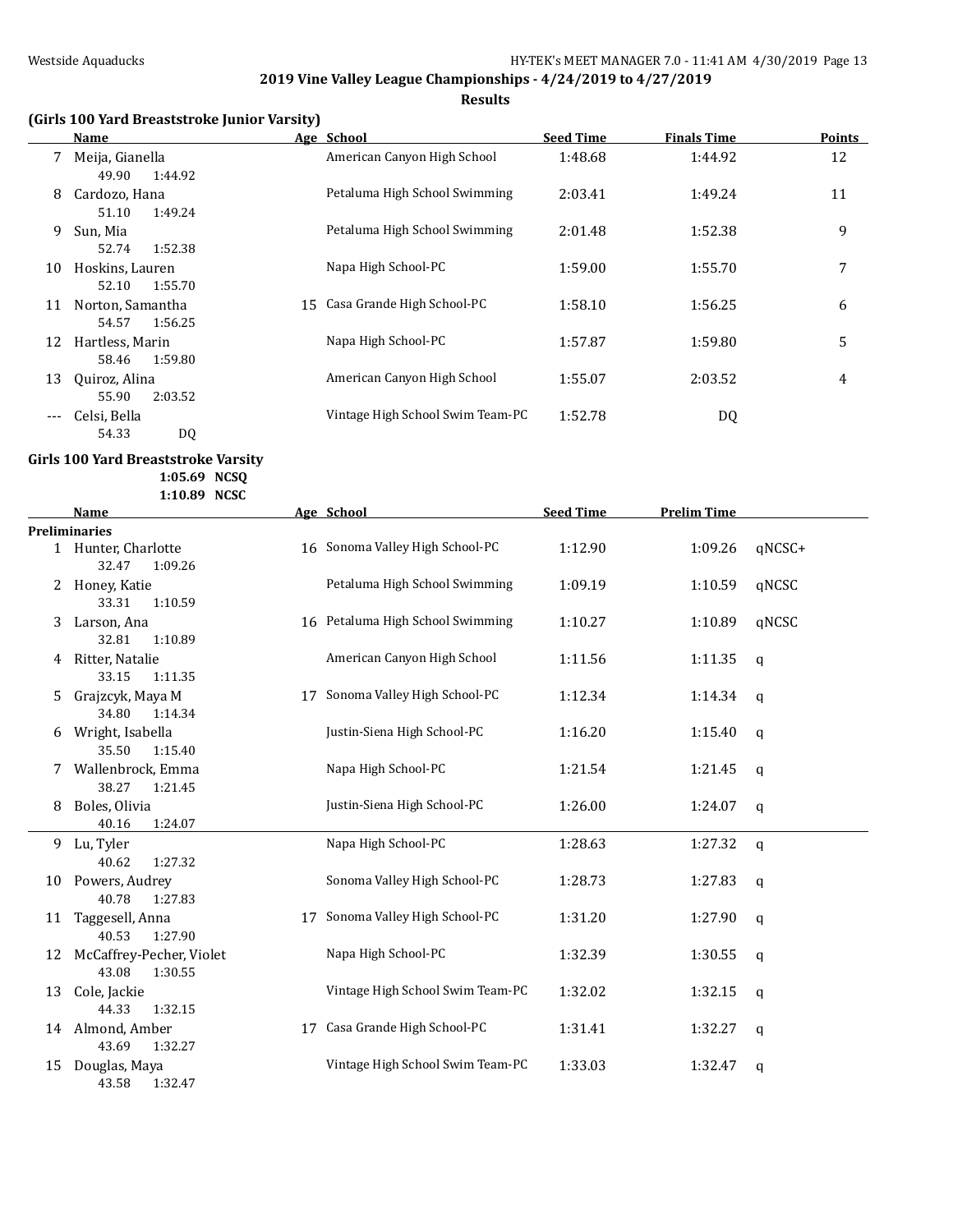**2019 Vine Valley League Championships - 4/24/2019 to 4/27/2019**

**Results**

### (Girls 100 Yard Breaststroke Junior Varsity)

| | Name | Age | School | Seed Time | Finals Time | Points |
|---|---|---|---|---|---|---|
| 7 | Meija, Gianella | | American Canyon High School | 1:48.68 | 1:44.92 | 12 |
| | 49.90 1:44.92 | | | | | |
| 8 | Cardozo, Hana | | Petaluma High School Swimming | 2:03.41 | 1:49.24 | 11 |
| | 51.10 1:49.24 | | | | | |
| 9 | Sun, Mia | | Petaluma High School Swimming | 2:01.48 | 1:52.38 | 9 |
| | 52.74 1:52.38 | | | | | |
| 10 | Hoskins, Lauren | | Napa High School-PC | 1:59.00 | 1:55.70 | 7 |
| | 52.10 1:55.70 | | | | | |
| 11 | Norton, Samantha | 15 | Casa Grande High School-PC | 1:58.10 | 1:56.25 | 6 |
| | 54.57 1:56.25 | | | | | |
| 12 | Hartless, Marin | | Napa High School-PC | 1:57.87 | 1:59.80 | 5 |
| | 58.46 1:59.80 | | | | | |
| 13 | Quiroz, Alina | | American Canyon High School | 1:55.07 | 2:03.52 | 4 |
| | 55.90 2:03.52 | | | | | |
| --- | Celsi, Bella | | Vintage High School Swim Team-PC | 1:52.78 | DQ | |
| | 54.33 DQ | | | | | |

### Girls 100 Yard Breaststroke Varsity

1:05.69 NCSQ
1:10.89 NCSC

**Preliminaries**

| | Name | Age | School | Seed Time | Prelim Time | |
|---|---|---|---|---|---|---|
| 1 | Hunter, Charlotte | 16 | Sonoma Valley High School-PC | 1:12.90 | 1:09.26 | qNCSC+ |
| | 32.47 1:09.26 | | | | | |
| 2 | Honey, Katie | | Petaluma High School Swimming | 1:09.19 | 1:10.59 | qNCSC |
| | 33.31 1:10.59 | | | | | |
| 3 | Larson, Ana | 16 | Petaluma High School Swimming | 1:10.27 | 1:10.89 | qNCSC |
| | 32.81 1:10.89 | | | | | |
| 4 | Ritter, Natalie | | American Canyon High School | 1:11.56 | 1:11.35 | q |
| | 33.15 1:11.35 | | | | | |
| 5 | Grajzcyk, Maya M | 17 | Sonoma Valley High School-PC | 1:12.34 | 1:14.34 | q |
| | 34.80 1:14.34 | | | | | |
| 6 | Wright, Isabella | | Justin-Siena High School-PC | 1:16.20 | 1:15.40 | q |
| | 35.50 1:15.40 | | | | | |
| 7 | Wallenbrock, Emma | | Napa High School-PC | 1:21.54 | 1:21.45 | q |
| | 38.27 1:21.45 | | | | | |
| 8 | Boles, Olivia | | Justin-Siena High School-PC | 1:26.00 | 1:24.07 | q |
| | 40.16 1:24.07 | | | | | |
| 9 | Lu, Tyler | | Napa High School-PC | 1:28.63 | 1:27.32 | q |
| | 40.62 1:27.32 | | | | | |
| 10 | Powers, Audrey | | Sonoma Valley High School-PC | 1:28.73 | 1:27.83 | q |
| | 40.78 1:27.83 | | | | | |
| 11 | Taggesell, Anna | 17 | Sonoma Valley High School-PC | 1:31.20 | 1:27.90 | q |
| | 40.53 1:27.90 | | | | | |
| 12 | McCaffrey-Pecher, Violet | | Napa High School-PC | 1:32.39 | 1:30.55 | q |
| | 43.08 1:30.55 | | | | | |
| 13 | Cole, Jackie | | Vintage High School Swim Team-PC | 1:32.02 | 1:32.15 | q |
| | 44.33 1:32.15 | | | | | |
| 14 | Almond, Amber | 17 | Casa Grande High School-PC | 1:31.41 | 1:32.27 | q |
| | 43.69 1:32.27 | | | | | |
| 15 | Douglas, Maya | | Vintage High School Swim Team-PC | 1:33.03 | 1:32.47 | q |
| | 43.58 1:32.47 | | | | | |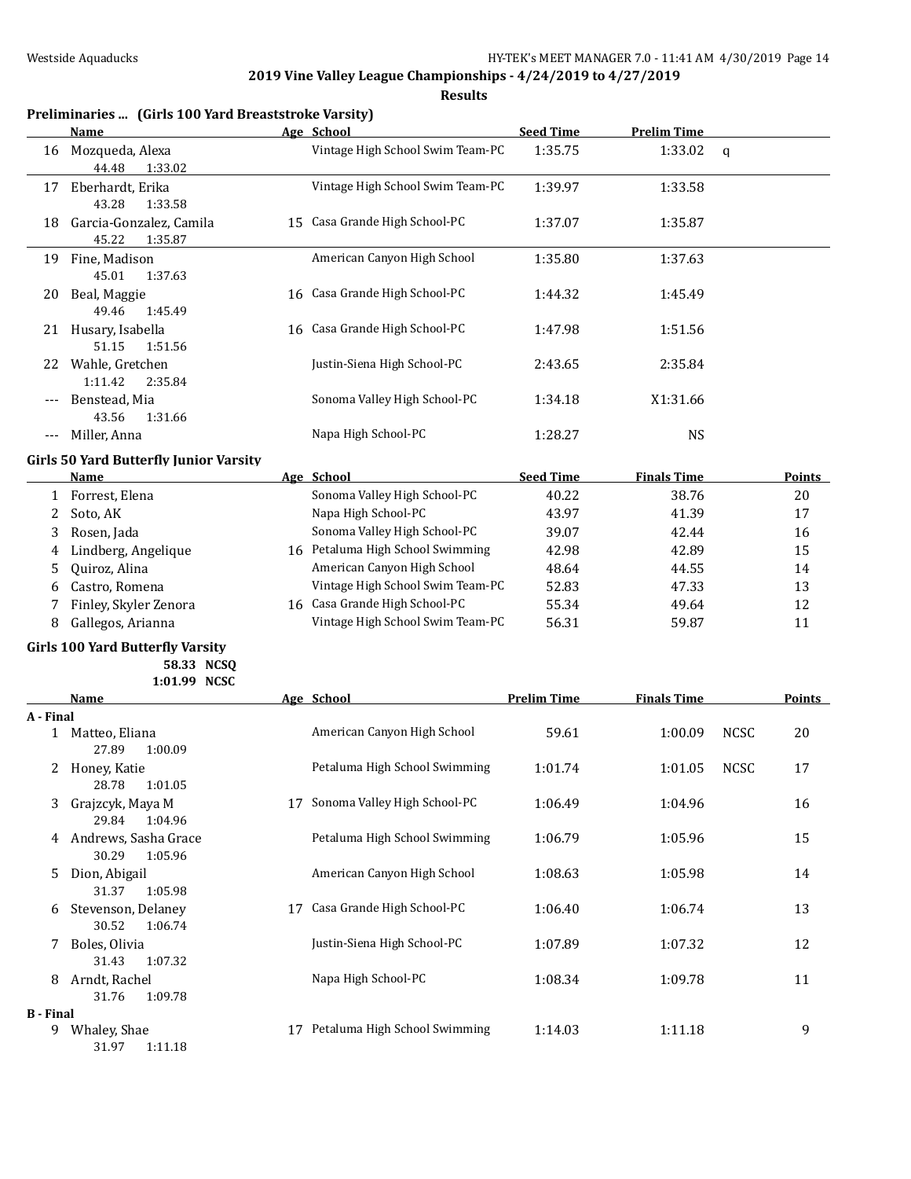## 2019 Vine Valley League Championships - 4/24/2019 to 4/27/2019

**Results**

### Preliminaries ... (Girls 100 Yard Breaststroke Varsity)

| | Name | Age | School | Seed Time | Prelim Time | |
|---|---|---|---|---|---|---|
| 16 | Mozqueda, Alexa | | Vintage High School Swim Team-PC | 1:35.75 | 1:33.02 | q |
| | 44.48 1:33.02 | | | | | |
| 17 | Eberhardt, Erika | | Vintage High School Swim Team-PC | 1:39.97 | 1:33.58 | |
| | 43.28 1:33.58 | | | | | |
| 18 | Garcia-Gonzalez, Camila | 15 | Casa Grande High School-PC | 1:37.07 | 1:35.87 | |
| | 45.22 1:35.87 | | | | | |
| 19 | Fine, Madison | | American Canyon High School | 1:35.80 | 1:37.63 | |
| | 45.01 1:37.63 | | | | | |
| 20 | Beal, Maggie | 16 | Casa Grande High School-PC | 1:44.32 | 1:45.49 | |
| | 49.46 1:45.49 | | | | | |
| 21 | Husary, Isabella | 16 | Casa Grande High School-PC | 1:47.98 | 1:51.56 | |
| | 51.15 1:51.56 | | | | | |
| 22 | Wahle, Gretchen | | Justin-Siena High School-PC | 2:43.65 | 2:35.84 | |
| | 1:11.42 2:35.84 | | | | | |
| --- | Benstead, Mia | | Sonoma Valley High School-PC | 1:34.18 | X1:31.66 | |
| | 43.56 1:31.66 | | | | | |
| --- | Miller, Anna | | Napa High School-PC | 1:28.27 | NS | |

### Girls 50 Yard Butterfly Junior Varsity

| | Name | Age | School | Seed Time | Finals Time | Points |
|---|---|---|---|---|---|---|
| 1 | Forrest, Elena | | Sonoma Valley High School-PC | 40.22 | 38.76 | 20 |
| 2 | Soto, AK | | Napa High School-PC | 43.97 | 41.39 | 17 |
| 3 | Rosen, Jada | | Sonoma Valley High School-PC | 39.07 | 42.44 | 16 |
| 4 | Lindberg, Angelique | 16 | Petaluma High School Swimming | 42.98 | 42.89 | 15 |
| 5 | Quiroz, Alina | | American Canyon High School | 48.64 | 44.55 | 14 |
| 6 | Castro, Romena | | Vintage High School Swim Team-PC | 52.83 | 47.33 | 13 |
| 7 | Finley, Skyler Zenora | 16 | Casa Grande High School-PC | 55.34 | 49.64 | 12 |
| 8 | Gallegos, Arianna | | Vintage High School Swim Team-PC | 56.31 | 59.87 | 11 |

### Girls 100 Yard Butterfly Varsity

58.33 NCSQ
1:01.99 NCSC

| | Name | Age | School | Prelim Time | Finals Time | | Points |
|---|---|---|---|---|---|---|---|
| **A - Final** | | | | | | | |
| 1 | Matteo, Eliana | | American Canyon High School | 59.61 | 1:00.09 | NCSC | 20 |
| | 27.89 1:00.09 | | | | | | |
| 2 | Honey, Katie | | Petaluma High School Swimming | 1:01.74 | 1:01.05 | NCSC | 17 |
| | 28.78 1:01.05 | | | | | | |
| 3 | Grajzcyk, Maya M | 17 | Sonoma Valley High School-PC | 1:06.49 | 1:04.96 | | 16 |
| | 29.84 1:04.96 | | | | | | |
| 4 | Andrews, Sasha Grace | | Petaluma High School Swimming | 1:06.79 | 1:05.96 | | 15 |
| | 30.29 1:05.96 | | | | | | |
| 5 | Dion, Abigail | | American Canyon High School | 1:08.63 | 1:05.98 | | 14 |
| | 31.37 1:05.98 | | | | | | |
| 6 | Stevenson, Delaney | 17 | Casa Grande High School-PC | 1:06.40 | 1:06.74 | | 13 |
| | 30.52 1:06.74 | | | | | | |
| 7 | Boles, Olivia | | Justin-Siena High School-PC | 1:07.89 | 1:07.32 | | 12 |
| | 31.43 1:07.32 | | | | | | |
| 8 | Arndt, Rachel | | Napa High School-PC | 1:08.34 | 1:09.78 | | 11 |
| | 31.76 1:09.78 | | | | | | |
| **B - Final** | | | | | | | |
| 9 | Whaley, Shae | 17 | Petaluma High School Swimming | 1:14.03 | 1:11.18 | | 9 |
| | 31.97 1:11.18 | | | | | | |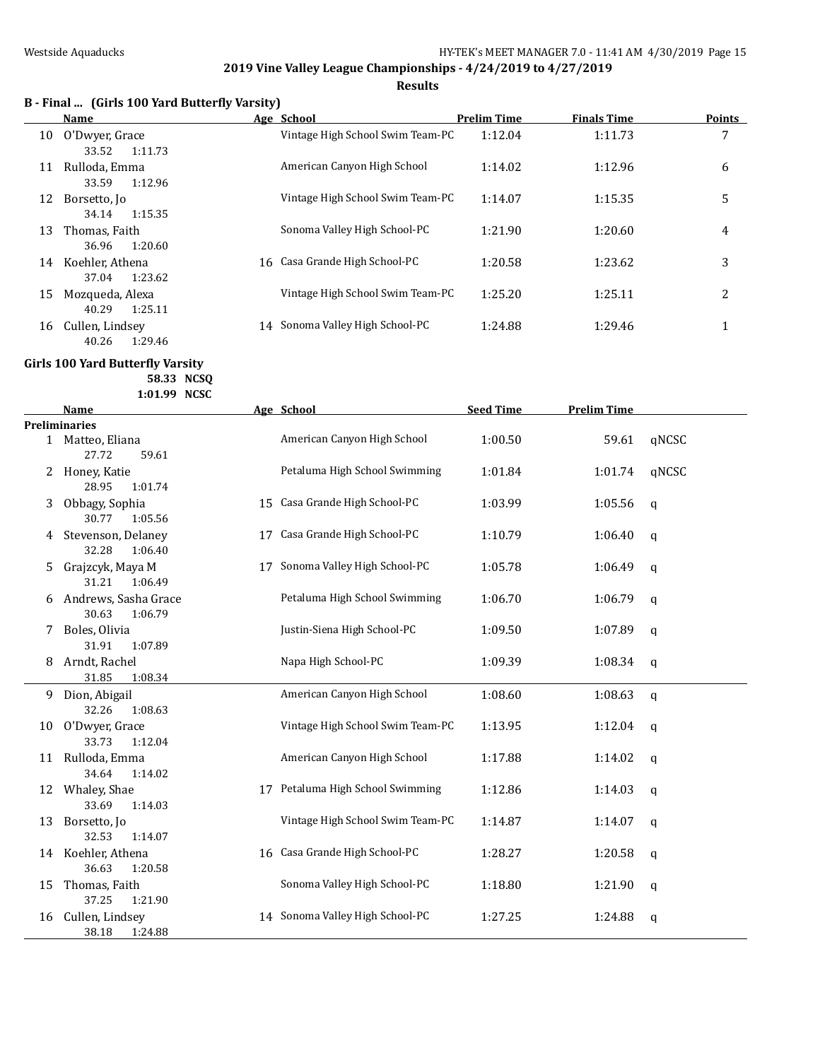## 2019 Vine Valley League Championships - 4/24/2019 to 4/27/2019

### Results

**B - Final ... (Girls 100 Yard Butterfly Varsity)**

| | Name | Age | School | Prelim Time | Finals Time | Points |
|---|---|---|---|---|---|---|
| 10 | O'Dwyer, Grace | | Vintage High School Swim Team-PC | 1:12.04 | 1:11.73 | 7 |
| | 33.52 1:11.73 | | | | | |
| 11 | Rulloda, Emma | | American Canyon High School | 1:14.02 | 1:12.96 | 6 |
| | 33.59 1:12.96 | | | | | |
| 12 | Borsetto, Jo | | Vintage High School Swim Team-PC | 1:14.07 | 1:15.35 | 5 |
| | 34.14 1:15.35 | | | | | |
| 13 | Thomas, Faith | | Sonoma Valley High School-PC | 1:21.90 | 1:20.60 | 4 |
| | 36.96 1:20.60 | | | | | |
| 14 | Koehler, Athena | 16 | Casa Grande High School-PC | 1:20.58 | 1:23.62 | 3 |
| | 37.04 1:23.62 | | | | | |
| 15 | Mozqueda, Alexa | | Vintage High School Swim Team-PC | 1:25.20 | 1:25.11 | 2 |
| | 40.29 1:25.11 | | | | | |
| 16 | Cullen, Lindsey | 14 | Sonoma Valley High School-PC | 1:24.88 | 1:29.46 | 1 |
| | 40.26 1:29.46 | | | | | |

**Girls 100 Yard Butterfly Varsity**

58.33 NCSQ
1:01.99 NCSC

| | Name | Age | School | Seed Time | Prelim Time | |
|---|---|---|---|---|---|---|
| **Preliminaries** | | | | | | |
| 1 | Matteo, Eliana | | American Canyon High School | 1:00.50 | 59.61 | qNCSC |
| | 27.72 59.61 | | | | | |
| 2 | Honey, Katie | | Petaluma High School Swimming | 1:01.84 | 1:01.74 | qNCSC |
| | 28.95 1:01.74 | | | | | |
| 3 | Obbagy, Sophia | 15 | Casa Grande High School-PC | 1:03.99 | 1:05.56 | q |
| | 30.77 1:05.56 | | | | | |
| 4 | Stevenson, Delaney | 17 | Casa Grande High School-PC | 1:10.79 | 1:06.40 | q |
| | 32.28 1:06.40 | | | | | |
| 5 | Grajzcyk, Maya M | 17 | Sonoma Valley High School-PC | 1:05.78 | 1:06.49 | q |
| | 31.21 1:06.49 | | | | | |
| 6 | Andrews, Sasha Grace | | Petaluma High School Swimming | 1:06.70 | 1:06.79 | q |
| | 30.63 1:06.79 | | | | | |
| 7 | Boles, Olivia | | Justin-Siena High School-PC | 1:09.50 | 1:07.89 | q |
| | 31.91 1:07.89 | | | | | |
| 8 | Arndt, Rachel | | Napa High School-PC | 1:09.39 | 1:08.34 | q |
| | 31.85 1:08.34 | | | | | |
| 9 | Dion, Abigail | | American Canyon High School | 1:08.60 | 1:08.63 | q |
| | 32.26 1:08.63 | | | | | |
| 10 | O'Dwyer, Grace | | Vintage High School Swim Team-PC | 1:13.95 | 1:12.04 | q |
| | 33.73 1:12.04 | | | | | |
| 11 | Rulloda, Emma | | American Canyon High School | 1:17.88 | 1:14.02 | q |
| | 34.64 1:14.02 | | | | | |
| 12 | Whaley, Shae | 17 | Petaluma High School Swimming | 1:12.86 | 1:14.03 | q |
| | 33.69 1:14.03 | | | | | |
| 13 | Borsetto, Jo | | Vintage High School Swim Team-PC | 1:14.87 | 1:14.07 | q |
| | 32.53 1:14.07 | | | | | |
| 14 | Koehler, Athena | 16 | Casa Grande High School-PC | 1:28.27 | 1:20.58 | q |
| | 36.63 1:20.58 | | | | | |
| 15 | Thomas, Faith | | Sonoma Valley High School-PC | 1:18.80 | 1:21.90 | q |
| | 37.25 1:21.90 | | | | | |
| 16 | Cullen, Lindsey | 14 | Sonoma Valley High School-PC | 1:27.25 | 1:24.88 | q |
| | 38.18 1:24.88 | | | | | |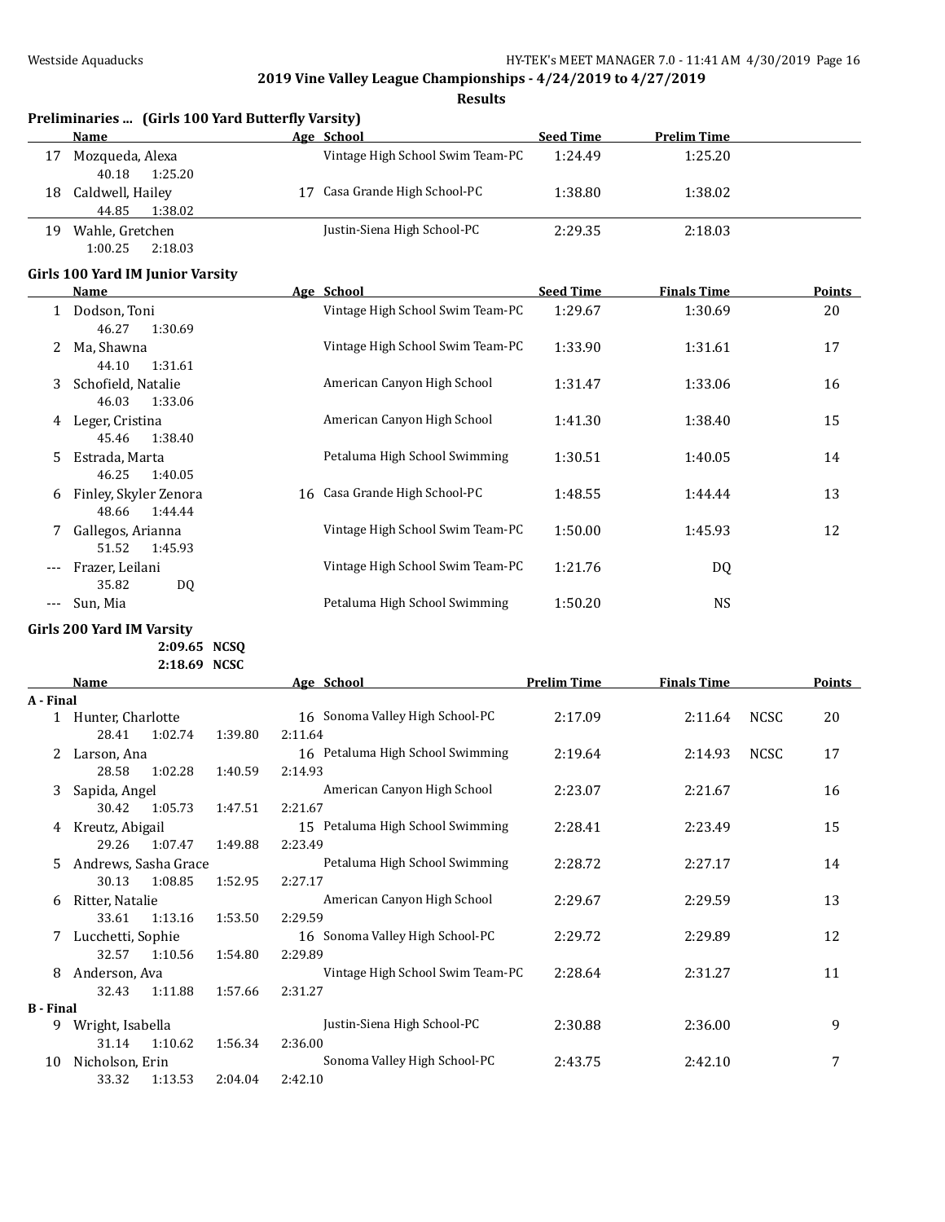## 2019 Vine Valley League Championships - 4/24/2019 to 4/27/2019

### Results

### Preliminaries ... (Girls 100 Yard Butterfly Varsity)

| | Name | Age | School | Seed Time | Prelim Time |
|---|---|---|---|---|---|
| 17 | Mozqueda, Alexa | | Vintage High School Swim Team-PC | 1:24.49 | 1:25.20 |
| | 40.18 1:25.20 | | | | |
| 18 | Caldwell, Hailey | 17 | Casa Grande High School-PC | 1:38.80 | 1:38.02 |
| | 44.85 1:38.02 | | | | |
| 19 | Wahle, Gretchen | | Justin-Siena High School-PC | 2:29.35 | 2:18.03 |
| | 1:00.25 2:18.03 | | | | |

### Girls 100 Yard IM Junior Varsity

| | Name | Age | School | Seed Time | Finals Time | Points |
|---|---|---|---|---|---|---|
| 1 | Dodson, Toni | | Vintage High School Swim Team-PC | 1:29.67 | 1:30.69 | 20 |
| | 46.27 1:30.69 | | | | | |
| 2 | Ma, Shawna | | Vintage High School Swim Team-PC | 1:33.90 | 1:31.61 | 17 |
| | 44.10 1:31.61 | | | | | |
| 3 | Schofield, Natalie | | American Canyon High School | 1:31.47 | 1:33.06 | 16 |
| | 46.03 1:33.06 | | | | | |
| 4 | Leger, Cristina | | American Canyon High School | 1:41.30 | 1:38.40 | 15 |
| | 45.46 1:38.40 | | | | | |
| 5 | Estrada, Marta | | Petaluma High School Swimming | 1:30.51 | 1:40.05 | 14 |
| | 46.25 1:40.05 | | | | | |
| 6 | Finley, Skyler Zenora | 16 | Casa Grande High School-PC | 1:48.55 | 1:44.44 | 13 |
| | 48.66 1:44.44 | | | | | |
| 7 | Gallegos, Arianna | | Vintage High School Swim Team-PC | 1:50.00 | 1:45.93 | 12 |
| | 51.52 1:45.93 | | | | | |
| --- | Frazer, Leilani | | Vintage High School Swim Team-PC | 1:21.76 | DQ | |
| | 35.82 DQ | | | | | |
| --- | Sun, Mia | | Petaluma High School Swimming | 1:50.20 | NS | |

### Girls 200 Yard IM Varsity

2:09.65 NCSQ
2:18.69 NCSC

| | Name | Age | School | Prelim Time | Finals Time | | Points |
|---|---|---|---|---|---|---|---|
| **A - Final** | | | | | | | |
| 1 | Hunter, Charlotte | 16 | Sonoma Valley High School-PC | 2:17.09 | 2:11.64 | NCSC | 20 |
| | 28.41 1:02.74 1:39.80 2:11.64 | | | | | | |
| 2 | Larson, Ana | 16 | Petaluma High School Swimming | 2:19.64 | 2:14.93 | NCSC | 17 |
| | 28.58 1:02.28 1:40.59 2:14.93 | | | | | | |
| 3 | Sapida, Angel | | American Canyon High School | 2:23.07 | 2:21.67 | | 16 |
| | 30.42 1:05.73 1:47.51 2:21.67 | | | | | | |
| 4 | Kreutz, Abigail | 15 | Petaluma High School Swimming | 2:28.41 | 2:23.49 | | 15 |
| | 29.26 1:07.47 1:49.88 2:23.49 | | | | | | |
| 5 | Andrews, Sasha Grace | | Petaluma High School Swimming | 2:28.72 | 2:27.17 | | 14 |
| | 30.13 1:08.85 1:52.95 2:27.17 | | | | | | |
| 6 | Ritter, Natalie | | American Canyon High School | 2:29.67 | 2:29.59 | | 13 |
| | 33.61 1:13.16 1:53.50 2:29.59 | | | | | | |
| 7 | Lucchetti, Sophie | 16 | Sonoma Valley High School-PC | 2:29.72 | 2:29.89 | | 12 |
| | 32.57 1:10.56 1:54.80 2:29.89 | | | | | | |
| 8 | Anderson, Ava | | Vintage High School Swim Team-PC | 2:28.64 | 2:31.27 | | 11 |
| | 32.43 1:11.88 1:57.66 2:31.27 | | | | | | |
| **B - Final** | | | | | | | |
| 9 | Wright, Isabella | | Justin-Siena High School-PC | 2:30.88 | 2:36.00 | | 9 |
| | 31.14 1:10.62 1:56.34 2:36.00 | | | | | | |
| 10 | Nicholson, Erin | | Sonoma Valley High School-PC | 2:43.75 | 2:42.10 | | 7 |
| | 33.32 1:13.53 2:04.04 2:42.10 | | | | | | |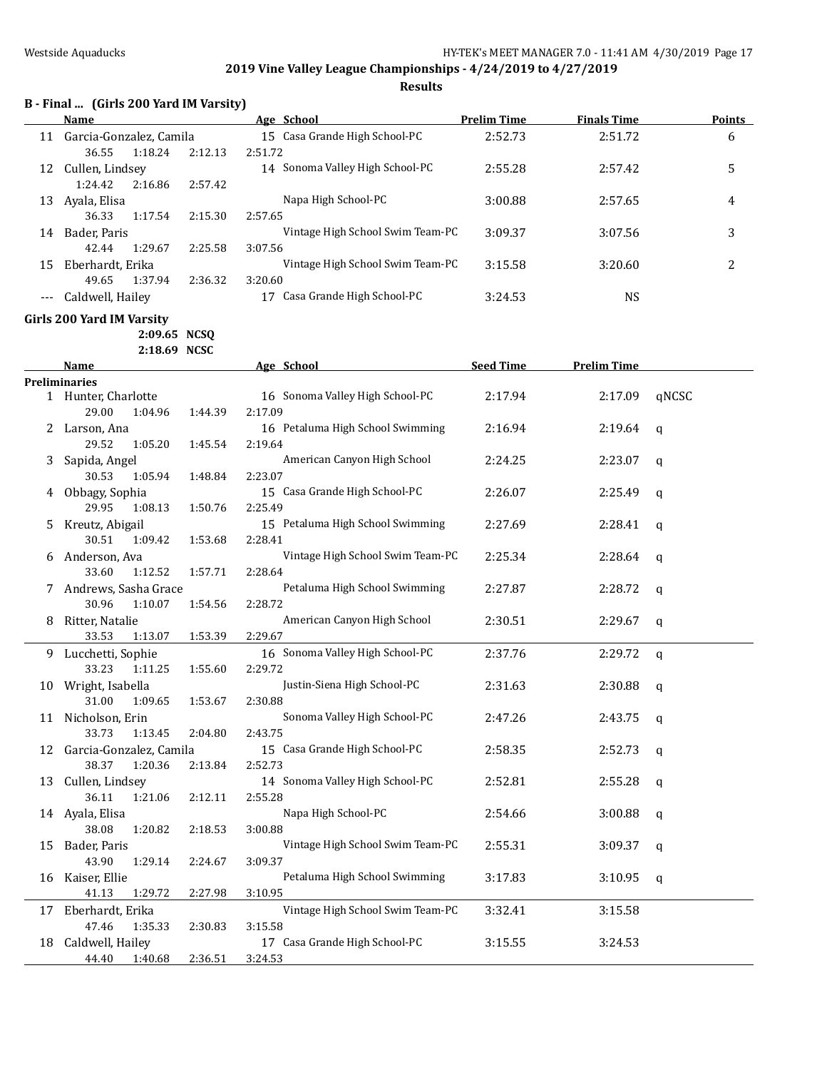**2019 Vine Valley League Championships - 4/24/2019 to 4/27/2019**

**Results**

## B - Final ... (Girls 200 Yard IM Varsity)

| | Name | Age | School | Prelim Time | Finals Time | Points |
|---|---|---|---|---|---|---|
| 11 | Garcia-Gonzalez, Camila | 15 | Casa Grande High School-PC | 2:52.73 | 2:51.72 | 6 |
| | 36.55 1:18.24 2:12.13 2:51.72 | | | | | |
| 12 | Cullen, Lindsey | 14 | Sonoma Valley High School-PC | 2:55.28 | 2:57.42 | 5 |
| | 1:24.42 2:16.86 2:57.42 | | | | | |
| 13 | Ayala, Elisa | | Napa High School-PC | 3:00.88 | 2:57.65 | 4 |
| | 36.33 1:17.54 2:15.30 2:57.65 | | | | | |
| 14 | Bader, Paris | | Vintage High School Swim Team-PC | 3:09.37 | 3:07.56 | 3 |
| | 42.44 1:29.67 2:25.58 3:07.56 | | | | | |
| 15 | Eberhardt, Erika | | Vintage High School Swim Team-PC | 3:15.58 | 3:20.60 | 2 |
| | 49.65 1:37.94 2:36.32 3:20.60 | | | | | |
| --- | Caldwell, Hailey | 17 | Casa Grande High School-PC | 3:24.53 | NS | |

## Girls 200 Yard IM Varsity

2:09.65 NCSQ

2:18.69 NCSC

| | Name | Age | School | Seed Time | Prelim Time | |
|---|---|---|---|---|---|---|
| **Preliminaries** | | | | | | |
| 1 | Hunter, Charlotte | 16 | Sonoma Valley High School-PC | 2:17.94 | 2:17.09 | qNCSC |
| | 29.00 1:04.96 1:44.39 2:17.09 | | | | | |
| 2 | Larson, Ana | 16 | Petaluma High School Swimming | 2:16.94 | 2:19.64 | q |
| | 29.52 1:05.20 1:45.54 2:19.64 | | | | | |
| 3 | Sapida, Angel | | American Canyon High School | 2:24.25 | 2:23.07 | q |
| | 30.53 1:05.94 1:48.84 2:23.07 | | | | | |
| 4 | Obbagy, Sophia | 15 | Casa Grande High School-PC | 2:26.07 | 2:25.49 | q |
| | 29.95 1:08.13 1:50.76 2:25.49 | | | | | |
| 5 | Kreutz, Abigail | 15 | Petaluma High School Swimming | 2:27.69 | 2:28.41 | q |
| | 30.51 1:09.42 1:53.68 2:28.41 | | | | | |
| 6 | Anderson, Ava | | Vintage High School Swim Team-PC | 2:25.34 | 2:28.64 | q |
| | 33.60 1:12.52 1:57.71 2:28.64 | | | | | |
| 7 | Andrews, Sasha Grace | | Petaluma High School Swimming | 2:27.87 | 2:28.72 | q |
| | 30.96 1:10.07 1:54.56 2:28.72 | | | | | |
| 8 | Ritter, Natalie | | American Canyon High School | 2:30.51 | 2:29.67 | q |
| | 33.53 1:13.07 1:53.39 2:29.67 | | | | | |
| 9 | Lucchetti, Sophie | 16 | Sonoma Valley High School-PC | 2:37.76 | 2:29.72 | q |
| | 33.23 1:11.25 1:55.60 2:29.72 | | | | | |
| 10 | Wright, Isabella | | Justin-Siena High School-PC | 2:31.63 | 2:30.88 | q |
| | 31.00 1:09.65 1:53.67 2:30.88 | | | | | |
| 11 | Nicholson, Erin | | Sonoma Valley High School-PC | 2:47.26 | 2:43.75 | q |
| | 33.73 1:13.45 2:04.80 2:43.75 | | | | | |
| 12 | Garcia-Gonzalez, Camila | 15 | Casa Grande High School-PC | 2:58.35 | 2:52.73 | q |
| | 38.37 1:20.36 2:13.84 2:52.73 | | | | | |
| 13 | Cullen, Lindsey | 14 | Sonoma Valley High School-PC | 2:52.81 | 2:55.28 | q |
| | 36.11 1:21.06 2:12.11 2:55.28 | | | | | |
| 14 | Ayala, Elisa | | Napa High School-PC | 2:54.66 | 3:00.88 | q |
| | 38.08 1:20.82 2:18.53 3:00.88 | | | | | |
| 15 | Bader, Paris | | Vintage High School Swim Team-PC | 2:55.31 | 3:09.37 | q |
| | 43.90 1:29.14 2:24.67 3:09.37 | | | | | |
| 16 | Kaiser, Ellie | | Petaluma High School Swimming | 3:17.83 | 3:10.95 | q |
| | 41.13 1:29.72 2:27.98 3:10.95 | | | | | |
| 17 | Eberhardt, Erika | | Vintage High School Swim Team-PC | 3:32.41 | 3:15.58 | |
| | 47.46 1:35.33 2:30.83 3:15.58 | | | | | |
| 18 | Caldwell, Hailey | 17 | Casa Grande High School-PC | 3:15.55 | 3:24.53 | |
| | 44.40 1:40.68 2:36.51 3:24.53 | | | | | |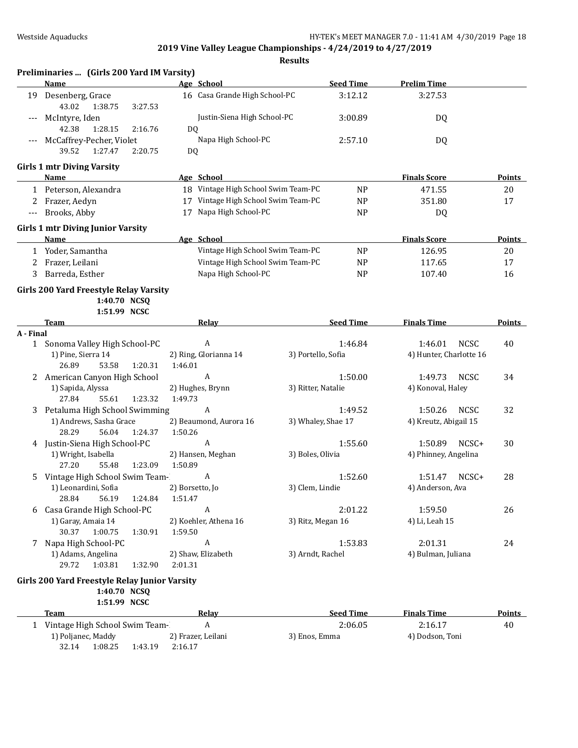## 2019 Vine Valley League Championships - 4/24/2019 to 4/27/2019

### Results

**Preliminaries ... (Girls 200 Yard IM Varsity)**

| | Name | Age | School | Seed Time | Prelim Time |
|---|---|---|---|---|---|
| 19 | Desenberg, Grace | 16 | Casa Grande High School-PC | 3:12.12 | 3:27.53 |
| | 43.02 1:38.75 3:27.53 | | | | |
| --- | McIntyre, Iden | | Justin-Siena High School-PC | 3:00.89 | DQ |
| | 42.38 1:28.15 2:16.76 DQ | | | | |
| --- | McCaffrey-Pecher, Violet | | Napa High School-PC | 2:57.10 | DQ |
| | 39.52 1:27.47 2:20.75 DQ | | | | |

**Girls 1 mtr Diving Varsity**

| | Name | Age | School | | Finals Score | Points |
|---|---|---|---|---|---|---|
| 1 | Peterson, Alexandra | 18 | Vintage High School Swim Team-PC | NP | 471.55 | 20 |
| 2 | Frazer, Aedyn | 17 | Vintage High School Swim Team-PC | NP | 351.80 | 17 |
| --- | Brooks, Abby | 17 | Napa High School-PC | NP | DQ | |

**Girls 1 mtr Diving Junior Varsity**

| | Name | Age | School | | Finals Score | Points |
|---|---|---|---|---|---|---|
| 1 | Yoder, Samantha | | Vintage High School Swim Team-PC | NP | 126.95 | 20 |
| 2 | Frazer, Leilani | | Vintage High School Swim Team-PC | NP | 117.65 | 17 |
| 3 | Barreda, Esther | | Napa High School-PC | NP | 107.40 | 16 |

**Girls 200 Yard Freestyle Relay Varsity**

1:40.70 NCSQ
1:51.99 NCSC

| | Team | Relay | Seed Time | Finals Time | Points |
|---|---|---|---|---|---|
| **A - Final** | | | | | |
| 1 | Sonoma Valley High School-PC | A | 1:46.84 | 1:46.01 NCSC | 40 |
| | 1) Pine, Sierra 14 | 2) Ring, Glorianna 14 | 3) Portello, Sofia | 4) Hunter, Charlotte 16 | |
| | 26.89 53.58 1:20.31 1:46.01 | | | | |
| 2 | American Canyon High School | A | 1:50.00 | 1:49.73 NCSC | 34 |
| | 1) Sapida, Alyssa | 2) Hughes, Brynn | 3) Ritter, Natalie | 4) Konoval, Haley | |
| | 27.84 55.61 1:23.32 1:49.73 | | | | |
| 3 | Petaluma High School Swimming | A | 1:49.52 | 1:50.26 NCSC | 32 |
| | 1) Andrews, Sasha Grace | 2) Beaumond, Aurora 16 | 3) Whaley, Shae 17 | 4) Kreutz, Abigail 15 | |
| | 28.29 56.04 1:24.37 1:50.26 | | | | |
| 4 | Justin-Siena High School-PC | A | 1:55.60 | 1:50.89 NCSC+ | 30 |
| | 1) Wright, Isabella | 2) Hansen, Meghan | 3) Boles, Olivia | 4) Phinney, Angelina | |
| | 27.20 55.48 1:23.09 1:50.89 | | | | |
| 5 | Vintage High School Swim Team- | A | 1:52.60 | 1:51.47 NCSC+ | 28 |
| | 1) Leonardini, Sofia | 2) Borsetto, Jo | 3) Clem, Lindie | 4) Anderson, Ava | |
| | 28.84 56.19 1:24.84 1:51.47 | | | | |
| 6 | Casa Grande High School-PC | A | 2:01.22 | 1:59.50 | 26 |
| | 1) Garay, Amaia 14 | 2) Koehler, Athena 16 | 3) Ritz, Megan 16 | 4) Li, Leah 15 | |
| | 30.37 1:00.75 1:30.91 1:59.50 | | | | |
| 7 | Napa High School-PC | A | 1:53.83 | 2:01.31 | 24 |
| | 1) Adams, Angelina | 2) Shaw, Elizabeth | 3) Arndt, Rachel | 4) Bulman, Juliana | |
| | 29.72 1:03.81 1:32.90 2:01.31 | | | | |

**Girls 200 Yard Freestyle Relay Junior Varsity**

1:40.70 NCSQ
1:51.99 NCSC

| | Team | Relay | Seed Time | Finals Time | Points |
|---|---|---|---|---|---|
| 1 | Vintage High School Swim Team- | A | 2:06.05 | 2:16.17 | 40 |
| | 1) Poljanec, Maddy | 2) Frazer, Leilani | 3) Enos, Emma | 4) Dodson, Toni | |
| | 32.14 1:08.25 1:43.19 2:16.17 | | | | |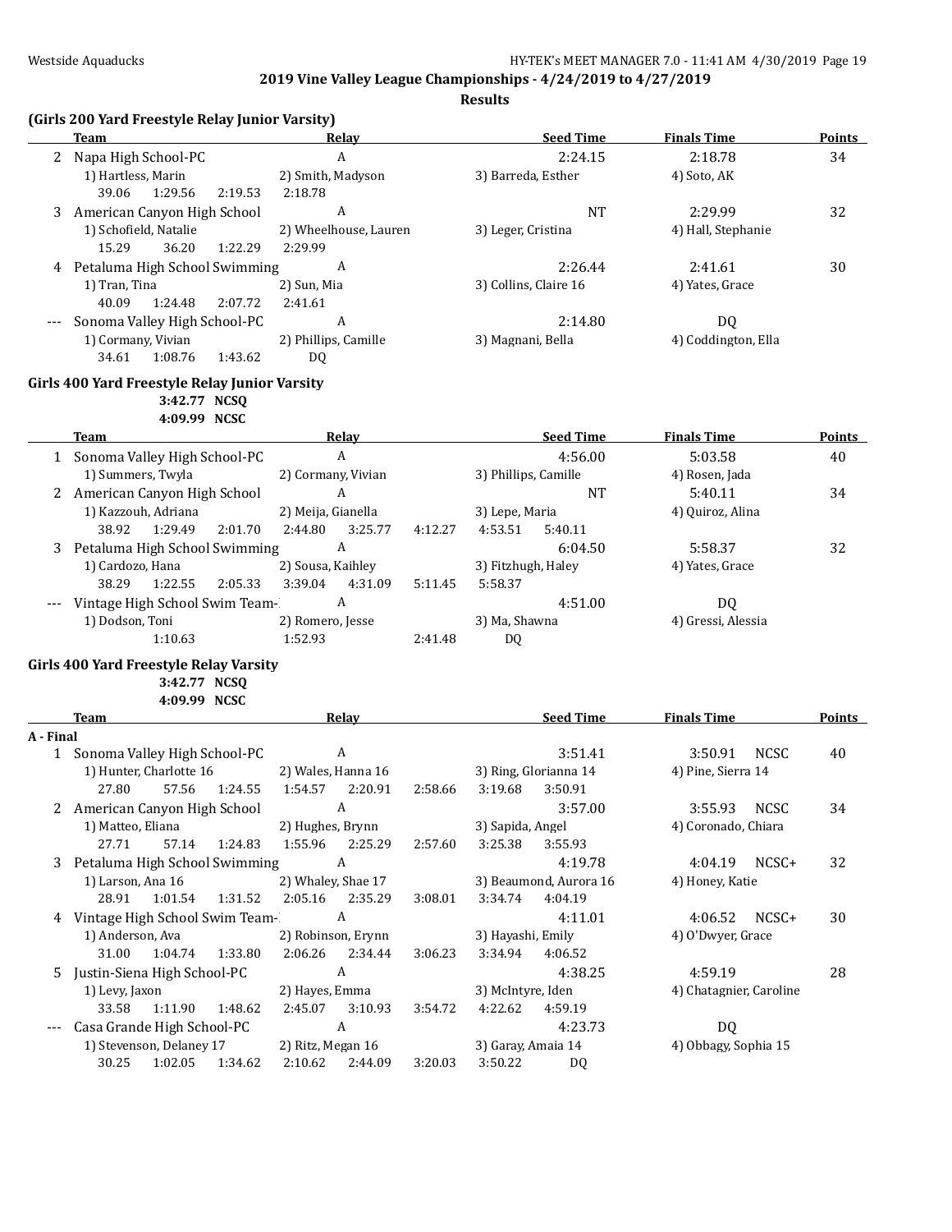**2019 Vine Valley League Championships - 4/24/2019 to 4/27/2019**

**Results**

### (Girls 200 Yard Freestyle Relay Junior Varsity)

| | Team | Relay | Seed Time | Finals Time | Points |
|---|---|---|---|---|---|
| 2 | Napa High School-PC | A | 2:24.15 | 2:18.78 | 34 |
| | 1) Hartless, Marin | 2) Smith, Madyson | 3) Barreda, Esther | 4) Soto, AK | |
| | 39.06 1:29.56 2:19.53 | 2:18.78 | | | |
| 3 | American Canyon High School | A | NT | 2:29.99 | 32 |
| | 1) Schofield, Natalie | 2) Wheelhouse, Lauren | 3) Leger, Cristina | 4) Hall, Stephanie | |
| | 15.29 36.20 1:22.29 | 2:29.99 | | | |
| 4 | Petaluma High School Swimming | A | 2:26.44 | 2:41.61 | 30 |
| | 1) Tran, Tina | 2) Sun, Mia | 3) Collins, Claire 16 | 4) Yates, Grace | |
| | 40.09 1:24.48 2:07.72 | 2:41.61 | | | |
| --- | Sonoma Valley High School-PC | A | 2:14.80 | DQ | |
| | 1) Cormany, Vivian | 2) Phillips, Camille | 3) Magnani, Bella | 4) Coddington, Ella | |
| | 34.61 1:08.76 1:43.62 | DQ | | | |

### Girls 400 Yard Freestyle Relay Junior Varsity

3:42.77 NCSQ
4:09.99 NCSC

| | Team | Relay | Seed Time | Finals Time | Points |
|---|---|---|---|---|---|
| 1 | Sonoma Valley High School-PC | A | 4:56.00 | 5:03.58 | 40 |
| | 1) Summers, Twyla | 2) Cormany, Vivian | 3) Phillips, Camille | 4) Rosen, Jada | |
| 2 | American Canyon High School | A | NT | 5:40.11 | 34 |
| | 1) Kazzouh, Adriana | 2) Meija, Gianella | 3) Lepe, Maria | 4) Quiroz, Alina | |
| | 38.92 1:29.49 2:01.70 | 2:44.80 3:25.77 4:12.27 | 4:53.51 5:40.11 | | |
| 3 | Petaluma High School Swimming | A | 6:04.50 | 5:58.37 | 32 |
| | 1) Cardozo, Hana | 2) Sousa, Kaihley | 3) Fitzhugh, Haley | 4) Yates, Grace | |
| | 38.29 1:22.55 2:05.33 | 3:39.04 4:31.09 5:11.45 | 5:58.37 | | |
| --- | Vintage High School Swim Team- | A | 4:51.00 | DQ | |
| | 1) Dodson, Toni | 2) Romero, Jesse | 3) Ma, Shawna | 4) Gressi, Alessia | |
| | 1:10.63 | 1:52.93 2:41.48 | DQ | | |

### Girls 400 Yard Freestyle Relay Varsity

3:42.77 NCSQ
4:09.99 NCSC

| | Team | Relay | Seed Time | Finals Time | Points |
|---|---|---|---|---|---|
| **A - Final** | | | | | |
| 1 | Sonoma Valley High School-PC | A | 3:51.41 | 3:50.91 NCSC | 40 |
| | 1) Hunter, Charlotte 16 | 2) Wales, Hanna 16 | 3) Ring, Glorianna 14 | 4) Pine, Sierra 14 | |
| | 27.80 57.56 1:24.55 | 1:54.57 2:20.91 2:58.66 | 3:19.68 3:50.91 | | |
| 2 | American Canyon High School | A | 3:57.00 | 3:55.93 NCSC | 34 |
| | 1) Matteo, Eliana | 2) Hughes, Brynn | 3) Sapida, Angel | 4) Coronado, Chiara | |
| | 27.71 57.14 1:24.83 | 1:55.96 2:25.29 2:57.60 | 3:25.38 3:55.93 | | |
| 3 | Petaluma High School Swimming | A | 4:19.78 | 4:04.19 NCSC+ | 32 |
| | 1) Larson, Ana 16 | 2) Whaley, Shae 17 | 3) Beaumond, Aurora 16 | 4) Honey, Katie | |
| | 28.91 1:01.54 1:31.52 | 2:05.16 2:35.29 3:08.01 | 3:34.74 4:04.19 | | |
| 4 | Vintage High School Swim Team- | A | 4:11.01 | 4:06.52 NCSC+ | 30 |
| | 1) Anderson, Ava | 2) Robinson, Erynn | 3) Hayashi, Emily | 4) O'Dwyer, Grace | |
| | 31.00 1:04.74 1:33.80 | 2:06.26 2:34.44 3:06.23 | 3:34.94 4:06.52 | | |
| 5 | Justin-Siena High School-PC | A | 4:38.25 | 4:59.19 | 28 |
| | 1) Levy, Jaxon | 2) Hayes, Emma | 3) McIntyre, Iden | 4) Chatagnier, Caroline | |
| | 33.58 1:11.90 1:48.62 | 2:45.07 3:10.93 3:54.72 | 4:22.62 4:59.19 | | |
| --- | Casa Grande High School-PC | A | 4:23.73 | DQ | |
| | 1) Stevenson, Delaney 17 | 2) Ritz, Megan 16 | 3) Garay, Amaia 14 | 4) Obbagy, Sophia 15 | |
| | 30.25 1:02.05 1:34.62 | 2:10.62 2:44.09 3:20.03 | 3:50.22 DQ | | |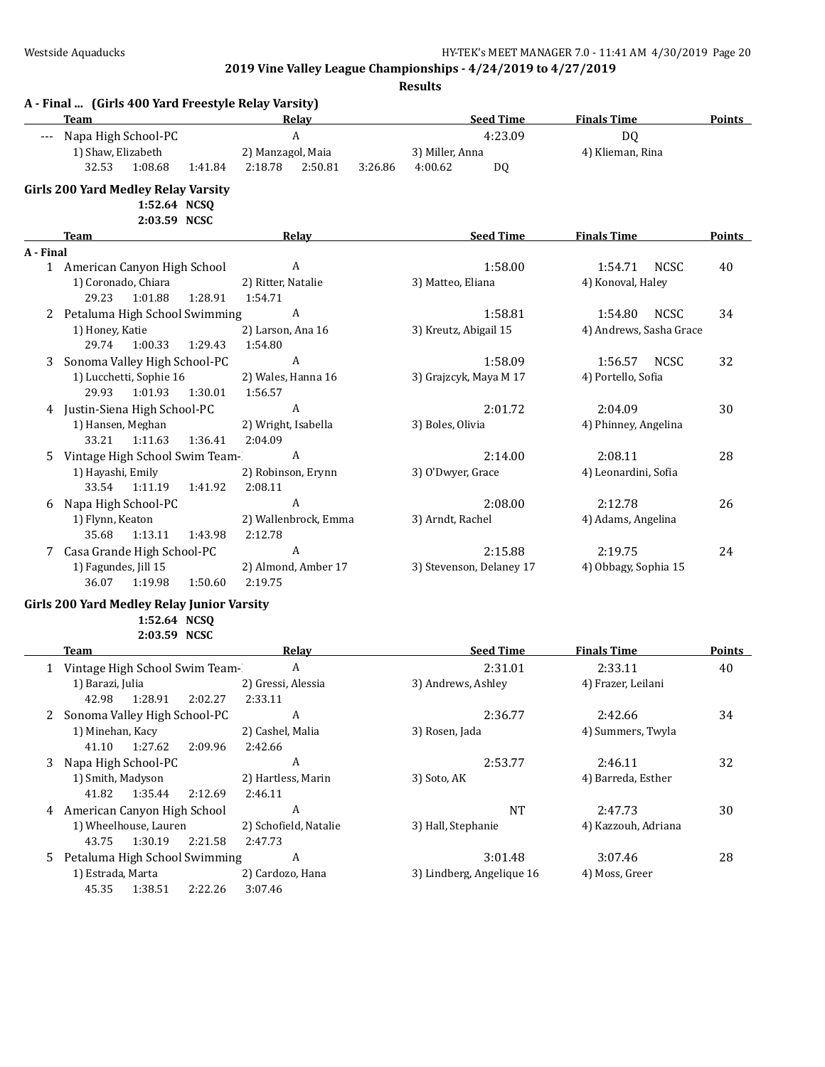**2019 Vine Valley League Championships - 4/24/2019 to 4/27/2019**

**Results**

### A - Final ... (Girls 400 Yard Freestyle Relay Varsity)

| | Team | Relay | Seed Time | Finals Time | Points |
|---|---|---|---|---|---|
| --- | Napa High School-PC | A | 4:23.09 | DQ | |
| | 1) Shaw, Elizabeth | 2) Manzagol, Maia | 3) Miller, Anna | 4) Klieman, Rina | |
| | 32.53 1:08.68 1:41.84 | 2:18.78 2:50.81 3:26.86 | 4:00.62 DQ | | |

### Girls 200 Yard Medley Relay Varsity

1:52.64 NCSQ
2:03.59 NCSC

| | Team | Relay | Seed Time | Finals Time | Points |
|---|---|---|---|---|---|
| **A - Final** | | | | | |
| 1 | American Canyon High School | A | 1:58.00 | 1:54.71 NCSC | 40 |
| | 1) Coronado, Chiara | 2) Ritter, Natalie | 3) Matteo, Eliana | 4) Konoval, Haley | |
| | 29.23 1:01.88 1:28.91 | 1:54.71 | | | |
| 2 | Petaluma High School Swimming | A | 1:58.81 | 1:54.80 NCSC | 34 |
| | 1) Honey, Katie | 2) Larson, Ana 16 | 3) Kreutz, Abigail 15 | 4) Andrews, Sasha Grace | |
| | 29.74 1:00.33 1:29.43 | 1:54.80 | | | |
| 3 | Sonoma Valley High School-PC | A | 1:58.09 | 1:56.57 NCSC | 32 |
| | 1) Lucchetti, Sophie 16 | 2) Wales, Hanna 16 | 3) Grajzcyk, Maya M 17 | 4) Portello, Sofia | |
| | 29.93 1:01.93 1:30.01 | 1:56.57 | | | |
| 4 | Justin-Siena High School-PC | A | 2:01.72 | 2:04.09 | 30 |
| | 1) Hansen, Meghan | 2) Wright, Isabella | 3) Boles, Olivia | 4) Phinney, Angelina | |
| | 33.21 1:11.63 1:36.41 | 2:04.09 | | | |
| 5 | Vintage High School Swim Team- | A | 2:14.00 | 2:08.11 | 28 |
| | 1) Hayashi, Emily | 2) Robinson, Erynn | 3) O'Dwyer, Grace | 4) Leonardini, Sofia | |
| | 33.54 1:11.19 1:41.92 | 2:08.11 | | | |
| 6 | Napa High School-PC | A | 2:08.00 | 2:12.78 | 26 |
| | 1) Flynn, Keaton | 2) Wallenbrock, Emma | 3) Arndt, Rachel | 4) Adams, Angelina | |
| | 35.68 1:13.11 1:43.98 | 2:12.78 | | | |
| 7 | Casa Grande High School-PC | A | 2:15.88 | 2:19.75 | 24 |
| | 1) Fagundes, Jill 15 | 2) Almond, Amber 17 | 3) Stevenson, Delaney 17 | 4) Obbagy, Sophia 15 | |
| | 36.07 1:19.98 1:50.60 | 2:19.75 | | | |

### Girls 200 Yard Medley Relay Junior Varsity

1:52.64 NCSQ
2:03.59 NCSC

| | Team | Relay | Seed Time | Finals Time | Points |
|---|---|---|---|---|---|
| 1 | Vintage High School Swim Team- | A | 2:31.01 | 2:33.11 | 40 |
| | 1) Barazi, Julia | 2) Gressi, Alessia | 3) Andrews, Ashley | 4) Frazer, Leilani | |
| | 42.98 1:28.91 2:02.27 | 2:33.11 | | | |
| 2 | Sonoma Valley High School-PC | A | 2:36.77 | 2:42.66 | 34 |
| | 1) Minehan, Kacy | 2) Cashel, Malia | 3) Rosen, Jada | 4) Summers, Twyla | |
| | 41.10 1:27.62 2:09.96 | 2:42.66 | | | |
| 3 | Napa High School-PC | A | 2:53.77 | 2:46.11 | 32 |
| | 1) Smith, Madyson | 2) Hartless, Marin | 3) Soto, AK | 4) Barreda, Esther | |
| | 41.82 1:35.44 2:12.69 | 2:46.11 | | | |
| 4 | American Canyon High School | A | NT | 2:47.73 | 30 |
| | 1) Wheelhouse, Lauren | 2) Schofield, Natalie | 3) Hall, Stephanie | 4) Kazzouh, Adriana | |
| | 43.75 1:30.19 2:21.58 | 2:47.73 | | | |
| 5 | Petaluma High School Swimming | A | 3:01.48 | 3:07.46 | 28 |
| | 1) Estrada, Marta | 2) Cardozo, Hana | 3) Lindberg, Angelique 16 | 4) Moss, Greer | |
| | 45.35 1:38.51 2:22.26 | 3:07.46 | | | |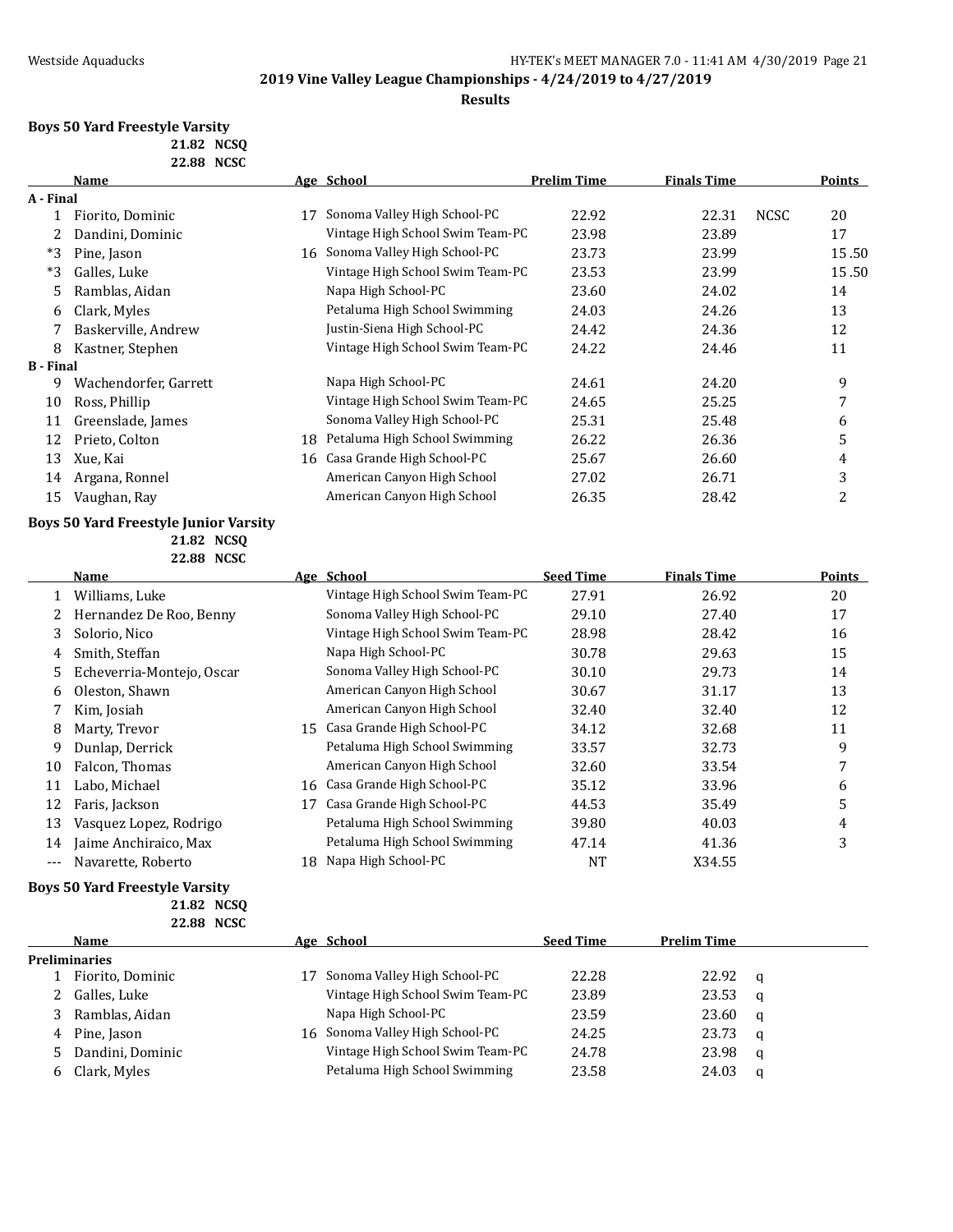**2019 Vine Valley League Championships - 4/24/2019 to 4/27/2019**

**Results**

### Boys 50 Yard Freestyle Varsity

21.82 NCSQ
22.88 NCSC

| | Name | Age | School | Prelim Time | Finals Time | | Points |
|---|---|---|---|---|---|---|---|
| **A - Final** | | | | | | | |
| 1 | Fiorito, Dominic | 17 | Sonoma Valley High School-PC | 22.92 | 22.31 | NCSC | 20 |
| 2 | Dandini, Dominic | | Vintage High School Swim Team-PC | 23.98 | 23.89 | | 17 |
| *3 | Pine, Jason | 16 | Sonoma Valley High School-PC | 23.73 | 23.99 | | 15.50 |
| *3 | Galles, Luke | | Vintage High School Swim Team-PC | 23.53 | 23.99 | | 15.50 |
| 5 | Ramblas, Aidan | | Napa High School-PC | 23.60 | 24.02 | | 14 |
| 6 | Clark, Myles | | Petaluma High School Swimming | 24.03 | 24.26 | | 13 |
| 7 | Baskerville, Andrew | | Justin-Siena High School-PC | 24.42 | 24.36 | | 12 |
| 8 | Kastner, Stephen | | Vintage High School Swim Team-PC | 24.22 | 24.46 | | 11 |
| **B - Final** | | | | | | | |
| 9 | Wachendorfer, Garrett | | Napa High School-PC | 24.61 | 24.20 | | 9 |
| 10 | Ross, Phillip | | Vintage High School Swim Team-PC | 24.65 | 25.25 | | 7 |
| 11 | Greenslade, James | | Sonoma Valley High School-PC | 25.31 | 25.48 | | 6 |
| 12 | Prieto, Colton | 18 | Petaluma High School Swimming | 26.22 | 26.36 | | 5 |
| 13 | Xue, Kai | 16 | Casa Grande High School-PC | 25.67 | 26.60 | | 4 |
| 14 | Argana, Ronnel | | American Canyon High School | 27.02 | 26.71 | | 3 |
| 15 | Vaughan, Ray | | American Canyon High School | 26.35 | 28.42 | | 2 |

### Boys 50 Yard Freestyle Junior Varsity

21.82 NCSQ
22.88 NCSC

| | Name | Age | School | Seed Time | Finals Time | Points |
|---|---|---|---|---|---|---|
| 1 | Williams, Luke | | Vintage High School Swim Team-PC | 27.91 | 26.92 | 20 |
| 2 | Hernandez De Roo, Benny | | Sonoma Valley High School-PC | 29.10 | 27.40 | 17 |
| 3 | Solorio, Nico | | Vintage High School Swim Team-PC | 28.98 | 28.42 | 16 |
| 4 | Smith, Steffan | | Napa High School-PC | 30.78 | 29.63 | 15 |
| 5 | Echeverria-Montejo, Oscar | | Sonoma Valley High School-PC | 30.10 | 29.73 | 14 |
| 6 | Oleston, Shawn | | American Canyon High School | 30.67 | 31.17 | 13 |
| 7 | Kim, Josiah | | American Canyon High School | 32.40 | 32.40 | 12 |
| 8 | Marty, Trevor | 15 | Casa Grande High School-PC | 34.12 | 32.68 | 11 |
| 9 | Dunlap, Derrick | | Petaluma High School Swimming | 33.57 | 32.73 | 9 |
| 10 | Falcon, Thomas | | American Canyon High School | 32.60 | 33.54 | 7 |
| 11 | Labo, Michael | 16 | Casa Grande High School-PC | 35.12 | 33.96 | 6 |
| 12 | Faris, Jackson | 17 | Casa Grande High School-PC | 44.53 | 35.49 | 5 |
| 13 | Vasquez Lopez, Rodrigo | | Petaluma High School Swimming | 39.80 | 40.03 | 4 |
| 14 | Jaime Anchiraico, Max | | Petaluma High School Swimming | 47.14 | 41.36 | 3 |
| --- | Navarette, Roberto | 18 | Napa High School-PC | NT | X34.55 | |

### Boys 50 Yard Freestyle Varsity

21.82 NCSQ
22.88 NCSC

| | Name | Age | School | Seed Time | Prelim Time | |
|---|---|---|---|---|---|---|
| **Preliminaries** | | | | | | |
| 1 | Fiorito, Dominic | 17 | Sonoma Valley High School-PC | 22.28 | 22.92 | q |
| 2 | Galles, Luke | | Vintage High School Swim Team-PC | 23.89 | 23.53 | q |
| 3 | Ramblas, Aidan | | Napa High School-PC | 23.59 | 23.60 | q |
| 4 | Pine, Jason | 16 | Sonoma Valley High School-PC | 24.25 | 23.73 | q |
| 5 | Dandini, Dominic | | Vintage High School Swim Team-PC | 24.78 | 23.98 | q |
| 6 | Clark, Myles | | Petaluma High School Swimming | 23.58 | 24.03 | q |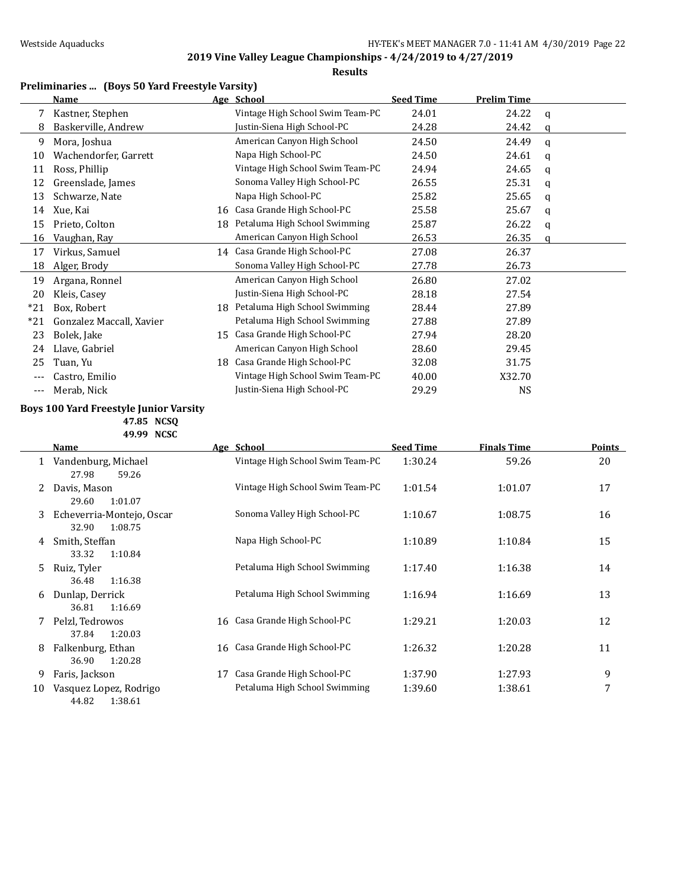## 2019 Vine Valley League Championships - 4/24/2019 to 4/27/2019

### Results

**Preliminaries ... (Boys 50 Yard Freestyle Varsity)**

| | Name | Age | School | Seed Time | Prelim Time | |
|---|---|---|---|---|---|---|
| 7 | Kastner, Stephen | | Vintage High School Swim Team-PC | 24.01 | 24.22 | q |
| 8 | Baskerville, Andrew | | Justin-Siena High School-PC | 24.28 | 24.42 | q |
| 9 | Mora, Joshua | | American Canyon High School | 24.50 | 24.49 | q |
| 10 | Wachendorfer, Garrett | | Napa High School-PC | 24.50 | 24.61 | q |
| 11 | Ross, Phillip | | Vintage High School Swim Team-PC | 24.94 | 24.65 | q |
| 12 | Greenslade, James | | Sonoma Valley High School-PC | 26.55 | 25.31 | q |
| 13 | Schwarze, Nate | | Napa High School-PC | 25.82 | 25.65 | q |
| 14 | Xue, Kai | 16 | Casa Grande High School-PC | 25.58 | 25.67 | q |
| 15 | Prieto, Colton | 18 | Petaluma High School Swimming | 25.87 | 26.22 | q |
| 16 | Vaughan, Ray | | American Canyon High School | 26.53 | 26.35 | q |
| 17 | Virkus, Samuel | 14 | Casa Grande High School-PC | 27.08 | 26.37 | |
| 18 | Alger, Brody | | Sonoma Valley High School-PC | 27.78 | 26.73 | |
| 19 | Argana, Ronnel | | American Canyon High School | 26.80 | 27.02 | |
| 20 | Kleis, Casey | | Justin-Siena High School-PC | 28.18 | 27.54 | |
| *21 | Box, Robert | 18 | Petaluma High School Swimming | 28.44 | 27.89 | |
| *21 | Gonzalez Maccall, Xavier | | Petaluma High School Swimming | 27.88 | 27.89 | |
| 23 | Bolek, Jake | 15 | Casa Grande High School-PC | 27.94 | 28.20 | |
| 24 | Llave, Gabriel | | American Canyon High School | 28.60 | 29.45 | |
| 25 | Tuan, Yu | 18 | Casa Grande High School-PC | 32.08 | 31.75 | |
| --- | Castro, Emilio | | Vintage High School Swim Team-PC | 40.00 | X32.70 | |
| --- | Merab, Nick | | Justin-Siena High School-PC | 29.29 | NS | |

**Boys 100 Yard Freestyle Junior Varsity**

47.85 NCSQ
49.99 NCSC

| | Name | Age | School | Seed Time | Finals Time | Points |
|---|---|---|---|---|---|---|
| 1 | Vandenburg, Michael | | Vintage High School Swim Team-PC | 1:30.24 | 59.26 | 20 |
| | 27.98 59.26 | | | | | |
| 2 | Davis, Mason | | Vintage High School Swim Team-PC | 1:01.54 | 1:01.07 | 17 |
| | 29.60 1:01.07 | | | | | |
| 3 | Echeverria-Montejo, Oscar | | Sonoma Valley High School-PC | 1:10.67 | 1:08.75 | 16 |
| | 32.90 1:08.75 | | | | | |
| 4 | Smith, Steffan | | Napa High School-PC | 1:10.89 | 1:10.84 | 15 |
| | 33.32 1:10.84 | | | | | |
| 5 | Ruiz, Tyler | | Petaluma High School Swimming | 1:17.40 | 1:16.38 | 14 |
| | 36.48 1:16.38 | | | | | |
| 6 | Dunlap, Derrick | | Petaluma High School Swimming | 1:16.94 | 1:16.69 | 13 |
| | 36.81 1:16.69 | | | | | |
| 7 | Pelzl, Tedrowos | 16 | Casa Grande High School-PC | 1:29.21 | 1:20.03 | 12 |
| | 37.84 1:20.03 | | | | | |
| 8 | Falkenburg, Ethan | 16 | Casa Grande High School-PC | 1:26.32 | 1:20.28 | 11 |
| | 36.90 1:20.28 | | | | | |
| 9 | Faris, Jackson | 17 | Casa Grande High School-PC | 1:37.90 | 1:27.93 | 9 |
| 10 | Vasquez Lopez, Rodrigo | | Petaluma High School Swimming | 1:39.60 | 1:38.61 | 7 |
| | 44.82 1:38.61 | | | | | |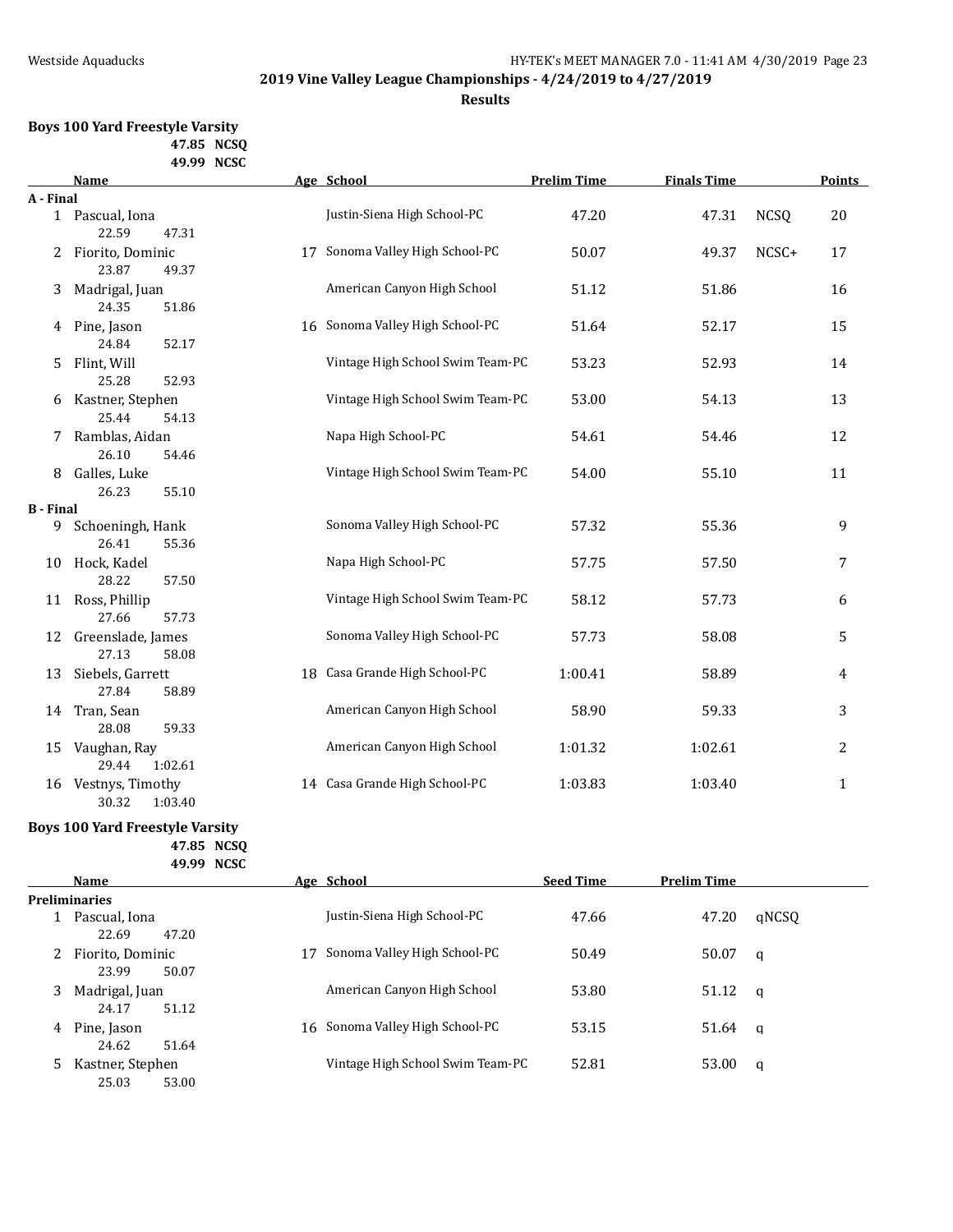## 2019 Vine Valley League Championships - 4/24/2019 to 4/27/2019

**Results**

### Boys 100 Yard Freestyle Varsity

47.85 NCSQ
49.99 NCSC

| | Name | Age | School | Prelim Time | Finals Time | | Points |
|---|---|---|---|---|---|---|---|
| **A - Final** | | | | | | | |
| 1 | Pascual, Iona | | Justin-Siena High School-PC | 47.20 | 47.31 | NCSQ | 20 |
| | 22.59 47.31 | | | | | | |
| 2 | Fiorito, Dominic | 17 | Sonoma Valley High School-PC | 50.07 | 49.37 | NCSC+ | 17 |
| | 23.87 49.37 | | | | | | |
| 3 | Madrigal, Juan | | American Canyon High School | 51.12 | 51.86 | | 16 |
| | 24.35 51.86 | | | | | | |
| 4 | Pine, Jason | 16 | Sonoma Valley High School-PC | 51.64 | 52.17 | | 15 |
| | 24.84 52.17 | | | | | | |
| 5 | Flint, Will | | Vintage High School Swim Team-PC | 53.23 | 52.93 | | 14 |
| | 25.28 52.93 | | | | | | |
| 6 | Kastner, Stephen | | Vintage High School Swim Team-PC | 53.00 | 54.13 | | 13 |
| | 25.44 54.13 | | | | | | |
| 7 | Ramblas, Aidan | | Napa High School-PC | 54.61 | 54.46 | | 12 |
| | 26.10 54.46 | | | | | | |
| 8 | Galles, Luke | | Vintage High School Swim Team-PC | 54.00 | 55.10 | | 11 |
| | 26.23 55.10 | | | | | | |
| **B - Final** | | | | | | | |
| 9 | Schoeningh, Hank | | Sonoma Valley High School-PC | 57.32 | 55.36 | | 9 |
| | 26.41 55.36 | | | | | | |
| 10 | Hock, Kadel | | Napa High School-PC | 57.75 | 57.50 | | 7 |
| | 28.22 57.50 | | | | | | |
| 11 | Ross, Phillip | | Vintage High School Swim Team-PC | 58.12 | 57.73 | | 6 |
| | 27.66 57.73 | | | | | | |
| 12 | Greenslade, James | | Sonoma Valley High School-PC | 57.73 | 58.08 | | 5 |
| | 27.13 58.08 | | | | | | |
| 13 | Siebels, Garrett | 18 | Casa Grande High School-PC | 1:00.41 | 58.89 | | 4 |
| | 27.84 58.89 | | | | | | |
| 14 | Tran, Sean | | American Canyon High School | 58.90 | 59.33 | | 3 |
| | 28.08 59.33 | | | | | | |
| 15 | Vaughan, Ray | | American Canyon High School | 1:01.32 | 1:02.61 | | 2 |
| | 29.44 1:02.61 | | | | | | |
| 16 | Vestnys, Timothy | 14 | Casa Grande High School-PC | 1:03.83 | 1:03.40 | | 1 |
| | 30.32 1:03.40 | | | | | | |

### Boys 100 Yard Freestyle Varsity

47.85 NCSQ
49.99 NCSC

| | Name | Age | School | Seed Time | Prelim Time | |
|---|---|---|---|---|---|---|
| **Preliminaries** | | | | | | |
| 1 | Pascual, Iona | | Justin-Siena High School-PC | 47.66 | 47.20 | qNCSQ |
| | 22.69 47.20 | | | | | |
| 2 | Fiorito, Dominic | 17 | Sonoma Valley High School-PC | 50.49 | 50.07 | q |
| | 23.99 50.07 | | | | | |
| 3 | Madrigal, Juan | | American Canyon High School | 53.80 | 51.12 | q |
| | 24.17 51.12 | | | | | |
| 4 | Pine, Jason | 16 | Sonoma Valley High School-PC | 53.15 | 51.64 | q |
| | 24.62 51.64 | | | | | |
| 5 | Kastner, Stephen | | Vintage High School Swim Team-PC | 52.81 | 53.00 | q |
| | 25.03 53.00 | | | | | |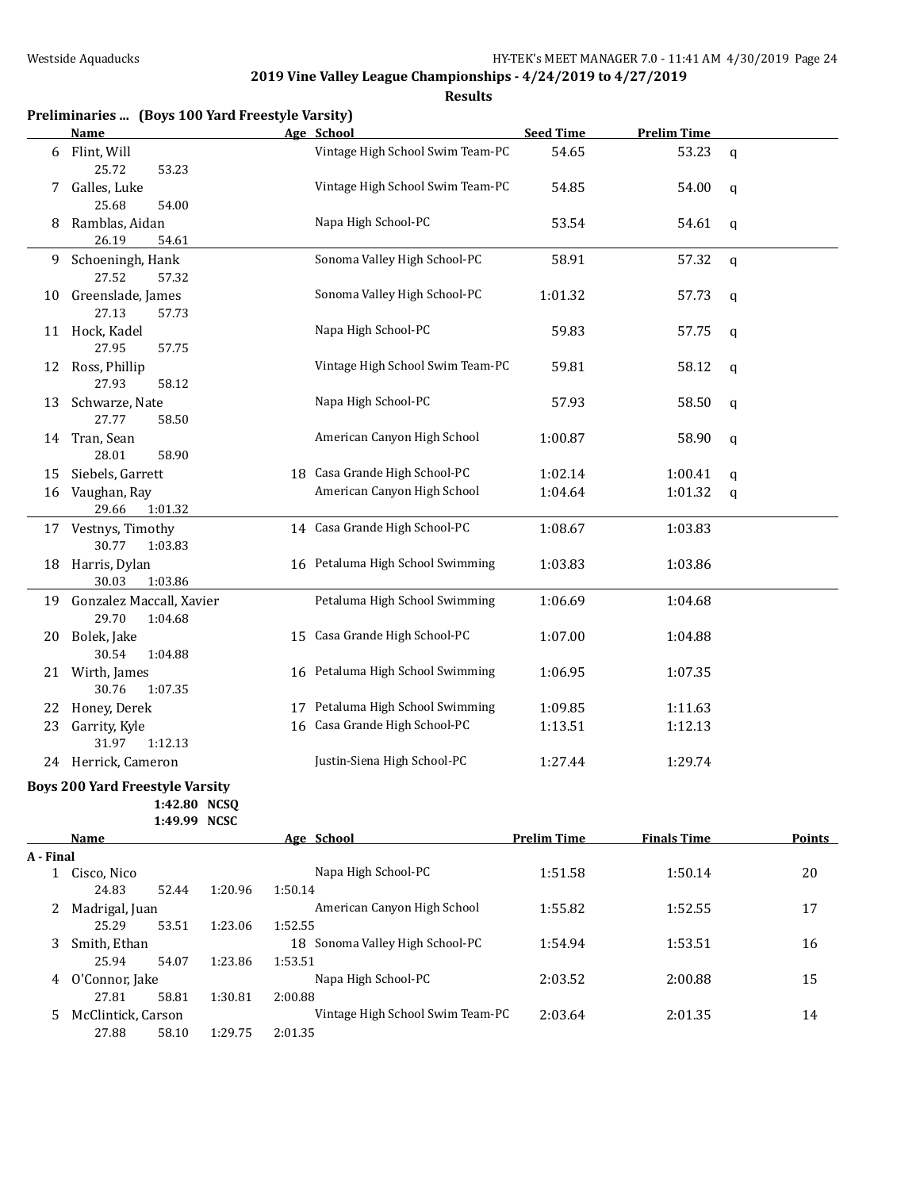**2019 Vine Valley League Championships - 4/24/2019 to 4/27/2019**

**Results**

### Preliminaries ... (Boys 100 Yard Freestyle Varsity)

| | Name | Age | School | Seed Time | Prelim Time | |
|---|---|---|---|---|---|---|
| 6 | Flint, Will | | Vintage High School Swim Team-PC | 54.65 | 53.23 | q |
| | 25.72 53.23 | | | | | |
| 7 | Galles, Luke | | Vintage High School Swim Team-PC | 54.85 | 54.00 | q |
| | 25.68 54.00 | | | | | |
| 8 | Ramblas, Aidan | | Napa High School-PC | 53.54 | 54.61 | q |
| | 26.19 54.61 | | | | | |
| 9 | Schoeningh, Hank | | Sonoma Valley High School-PC | 58.91 | 57.32 | q |
| | 27.52 57.32 | | | | | |
| 10 | Greenslade, James | | Sonoma Valley High School-PC | 1:01.32 | 57.73 | q |
| | 27.13 57.73 | | | | | |
| 11 | Hock, Kadel | | Napa High School-PC | 59.83 | 57.75 | q |
| | 27.95 57.75 | | | | | |
| 12 | Ross, Phillip | | Vintage High School Swim Team-PC | 59.81 | 58.12 | q |
| | 27.93 58.12 | | | | | |
| 13 | Schwarze, Nate | | Napa High School-PC | 57.93 | 58.50 | q |
| | 27.77 58.50 | | | | | |
| 14 | Tran, Sean | | American Canyon High School | 1:00.87 | 58.90 | q |
| | 28.01 58.90 | | | | | |
| 15 | Siebels, Garrett | 18 | Casa Grande High School-PC | 1:02.14 | 1:00.41 | q |
| 16 | Vaughan, Ray | | American Canyon High School | 1:04.64 | 1:01.32 | q |
| | 29.66 1:01.32 | | | | | |
| 17 | Vestnys, Timothy | 14 | Casa Grande High School-PC | 1:08.67 | 1:03.83 | |
| | 30.77 1:03.83 | | | | | |
| 18 | Harris, Dylan | 16 | Petaluma High School Swimming | 1:03.83 | 1:03.86 | |
| | 30.03 1:03.86 | | | | | |
| 19 | Gonzalez Maccall, Xavier | | Petaluma High School Swimming | 1:06.69 | 1:04.68 | |
| | 29.70 1:04.68 | | | | | |
| 20 | Bolek, Jake | 15 | Casa Grande High School-PC | 1:07.00 | 1:04.88 | |
| | 30.54 1:04.88 | | | | | |
| 21 | Wirth, James | 16 | Petaluma High School Swimming | 1:06.95 | 1:07.35 | |
| | 30.76 1:07.35 | | | | | |
| 22 | Honey, Derek | 17 | Petaluma High School Swimming | 1:09.85 | 1:11.63 | |
| 23 | Garrity, Kyle | 16 | Casa Grande High School-PC | 1:13.51 | 1:12.13 | |
| | 31.97 1:12.13 | | | | | |
| 24 | Herrick, Cameron | | Justin-Siena High School-PC | 1:27.44 | 1:29.74 | |

### Boys 200 Yard Freestyle Varsity

1:42.80 NCSQ
1:49.99 NCSC

| | Name | Age | School | Prelim Time | Finals Time | Points |
|---|---|---|---|---|---|---|
| **A - Final** | | | | | | |
| 1 | Cisco, Nico | | Napa High School-PC | 1:51.58 | 1:50.14 | 20 |
| | 24.83 52.44 1:20.96 1:50.14 | | | | | |
| 2 | Madrigal, Juan | | American Canyon High School | 1:55.82 | 1:52.55 | 17 |
| | 25.29 53.51 1:23.06 1:52.55 | | | | | |
| 3 | Smith, Ethan | 18 | Sonoma Valley High School-PC | 1:54.94 | 1:53.51 | 16 |
| | 25.94 54.07 1:23.86 1:53.51 | | | | | |
| 4 | O'Connor, Jake | | Napa High School-PC | 2:03.52 | 2:00.88 | 15 |
| | 27.81 58.81 1:30.81 2:00.88 | | | | | |
| 5 | McClintick, Carson | | Vintage High School Swim Team-PC | 2:03.64 | 2:01.35 | 14 |
| | 27.88 58.10 1:29.75 2:01.35 | | | | | |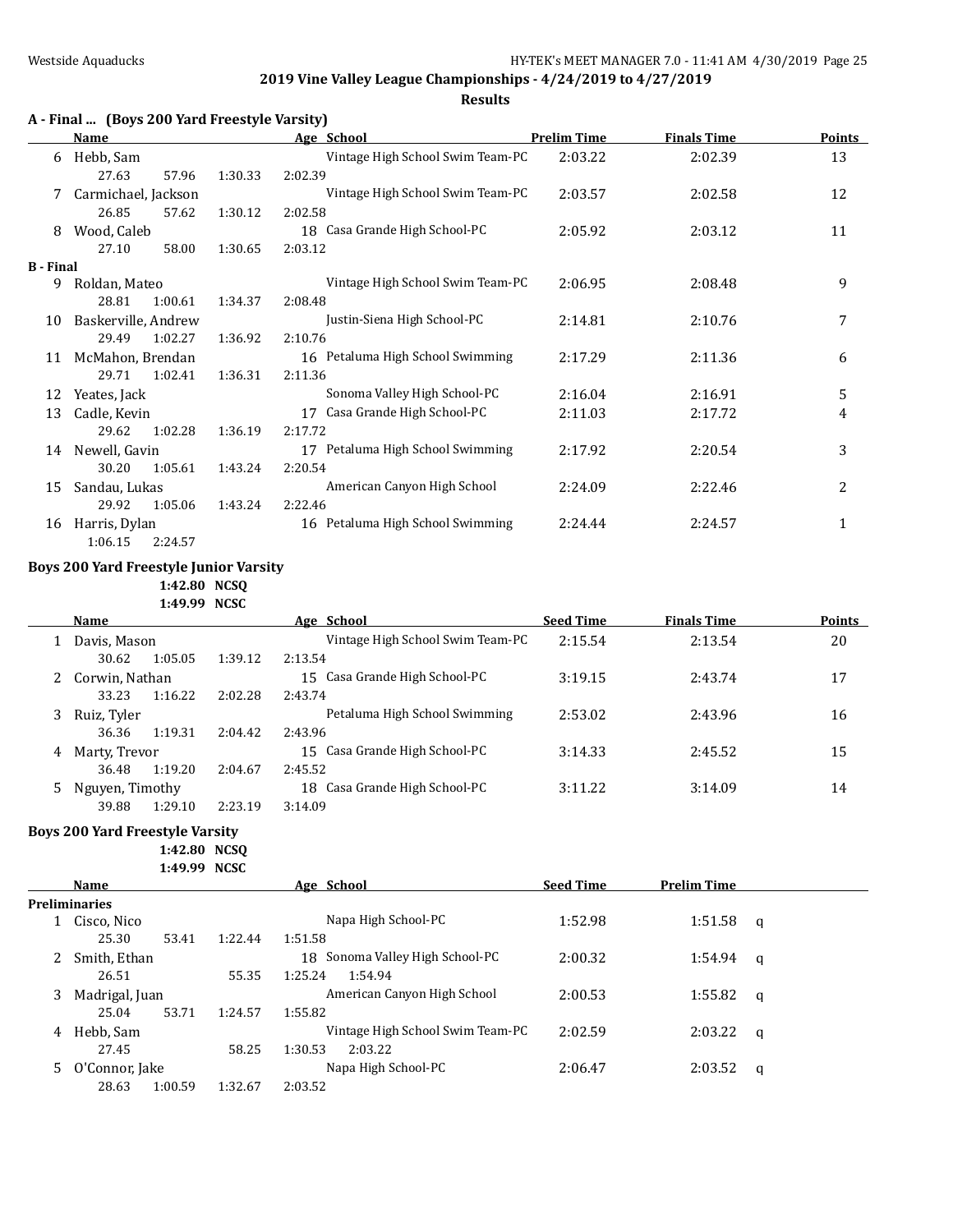**2019 Vine Valley League Championships - 4/24/2019 to 4/27/2019**

**Results**

### A - Final ... (Boys 200 Yard Freestyle Varsity)

| | Name | Age | School | Prelim Time | Finals Time | Points |
|---|---|---|---|---|---|---|
| 6 | Hebb, Sam | | Vintage High School Swim Team-PC | 2:03.22 | 2:02.39 | 13 |
| | 27.63 57.96 1:30.33 2:02.39 | | | | | |
| 7 | Carmichael, Jackson | | Vintage High School Swim Team-PC | 2:03.57 | 2:02.58 | 12 |
| | 26.85 57.62 1:30.12 2:02.58 | | | | | |
| 8 | Wood, Caleb | 18 | Casa Grande High School-PC | 2:05.92 | 2:03.12 | 11 |
| | 27.10 58.00 1:30.65 2:03.12 | | | | | |
| **B - Final** | | | | | | |
| 9 | Roldan, Mateo | | Vintage High School Swim Team-PC | 2:06.95 | 2:08.48 | 9 |
| | 28.81 1:00.61 1:34.37 2:08.48 | | | | | |
| 10 | Baskerville, Andrew | | Justin-Siena High School-PC | 2:14.81 | 2:10.76 | 7 |
| | 29.49 1:02.27 1:36.92 2:10.76 | | | | | |
| 11 | McMahon, Brendan | 16 | Petaluma High School Swimming | 2:17.29 | 2:11.36 | 6 |
| | 29.71 1:02.41 1:36.31 2:11.36 | | | | | |
| 12 | Yeates, Jack | | Sonoma Valley High School-PC | 2:16.04 | 2:16.91 | 5 |
| 13 | Cadle, Kevin | 17 | Casa Grande High School-PC | 2:11.03 | 2:17.72 | 4 |
| | 29.62 1:02.28 1:36.19 2:17.72 | | | | | |
| 14 | Newell, Gavin | 17 | Petaluma High School Swimming | 2:17.92 | 2:20.54 | 3 |
| | 30.20 1:05.61 1:43.24 2:20.54 | | | | | |
| 15 | Sandau, Lukas | | American Canyon High School | 2:24.09 | 2:22.46 | 2 |
| | 29.92 1:05.06 1:43.24 2:22.46 | | | | | |
| 16 | Harris, Dylan | 16 | Petaluma High School Swimming | 2:24.44 | 2:24.57 | 1 |
| | 1:06.15 2:24.57 | | | | | |

### Boys 200 Yard Freestyle Junior Varsity

1:42.80 NCSQ
1:49.99 NCSC

| | Name | Age | School | Seed Time | Finals Time | Points |
|---|---|---|---|---|---|---|
| 1 | Davis, Mason | | Vintage High School Swim Team-PC | 2:15.54 | 2:13.54 | 20 |
| | 30.62 1:05.05 1:39.12 2:13.54 | | | | | |
| 2 | Corwin, Nathan | 15 | Casa Grande High School-PC | 3:19.15 | 2:43.74 | 17 |
| | 33.23 1:16.22 2:02.28 2:43.74 | | | | | |
| 3 | Ruiz, Tyler | | Petaluma High School Swimming | 2:53.02 | 2:43.96 | 16 |
| | 36.36 1:19.31 2:04.42 2:43.96 | | | | | |
| 4 | Marty, Trevor | 15 | Casa Grande High School-PC | 3:14.33 | 2:45.52 | 15 |
| | 36.48 1:19.20 2:04.67 2:45.52 | | | | | |
| 5 | Nguyen, Timothy | 18 | Casa Grande High School-PC | 3:11.22 | 3:14.09 | 14 |
| | 39.88 1:29.10 2:23.19 3:14.09 | | | | | |

### Boys 200 Yard Freestyle Varsity

1:42.80 NCSQ
1:49.99 NCSC

| | Name | Age | School | Seed Time | Prelim Time | |
|---|---|---|---|---|---|---|
| **Preliminaries** | | | | | | |
| 1 | Cisco, Nico | | Napa High School-PC | 1:52.98 | 1:51.58 | q |
| | 25.30 53.41 1:22.44 1:51.58 | | | | | |
| 2 | Smith, Ethan | 18 | Sonoma Valley High School-PC | 2:00.32 | 1:54.94 | q |
| | 26.51 55.35 1:25.24 1:54.94 | | | | | |
| 3 | Madrigal, Juan | | American Canyon High School | 2:00.53 | 1:55.82 | q |
| | 25.04 53.71 1:24.57 1:55.82 | | | | | |
| 4 | Hebb, Sam | | Vintage High School Swim Team-PC | 2:02.59 | 2:03.22 | q |
| | 27.45 58.25 1:30.53 2:03.22 | | | | | |
| 5 | O'Connor, Jake | | Napa High School-PC | 2:06.47 | 2:03.52 | q |
| | 28.63 1:00.59 1:32.67 2:03.52 | | | | | |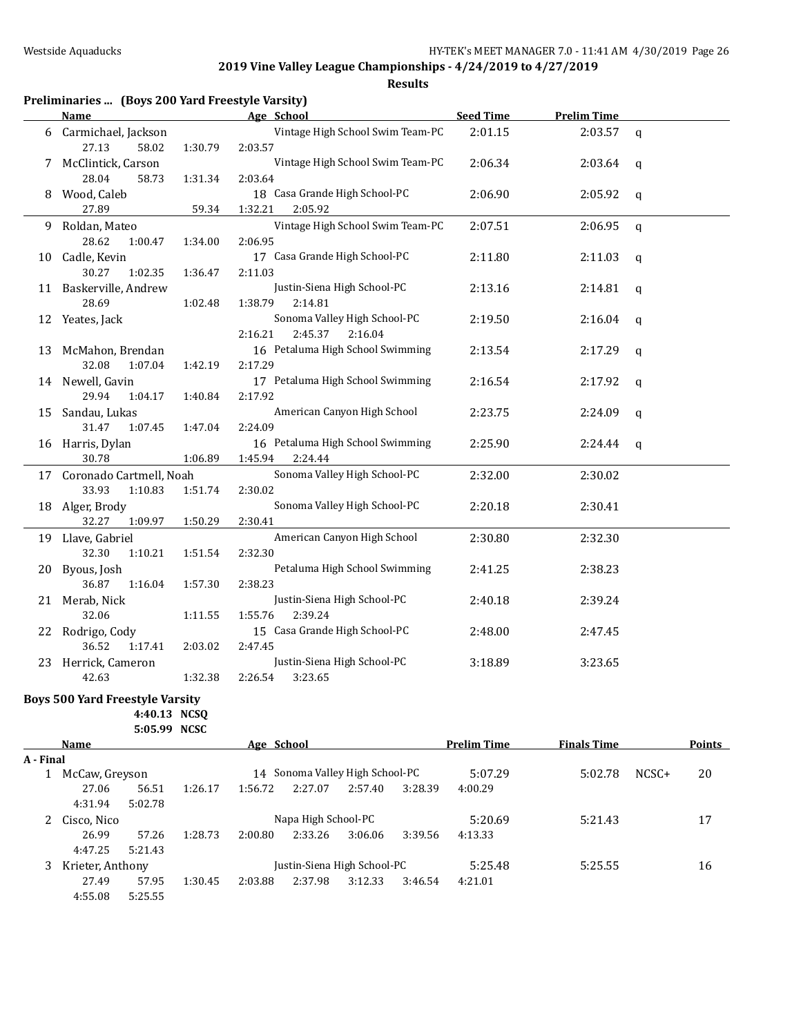**2019 Vine Valley League Championships - 4/24/2019 to 4/27/2019**

**Results**

## Preliminaries ... (Boys 200 Yard Freestyle Varsity)

| | Name | Age | School | Seed Time | Prelim Time | |
|---|---|---|---|---|---|---|
| 6 | Carmichael, Jackson | | Vintage High School Swim Team-PC | 2:01.15 | 2:03.57 | q |
| | 27.13 58.02 1:30.79 2:03.57 | | | | | |
| 7 | McClintick, Carson | | Vintage High School Swim Team-PC | 2:06.34 | 2:03.64 | q |
| | 28.04 58.73 1:31.34 2:03.64 | | | | | |
| 8 | Wood, Caleb | 18 | Casa Grande High School-PC | 2:06.90 | 2:05.92 | q |
| | 27.89 59.34 1:32.21 2:05.92 | | | | | |
| 9 | Roldan, Mateo | | Vintage High School Swim Team-PC | 2:07.51 | 2:06.95 | q |
| | 28.62 1:00.47 1:34.00 2:06.95 | | | | | |
| 10 | Cadle, Kevin | 17 | Casa Grande High School-PC | 2:11.80 | 2:11.03 | q |
| | 30.27 1:02.35 1:36.47 2:11.03 | | | | | |
| 11 | Baskerville, Andrew | | Justin-Siena High School-PC | 2:13.16 | 2:14.81 | q |
| | 28.69 1:02.48 1:38.79 2:14.81 | | | | | |
| 12 | Yeates, Jack | | Sonoma Valley High School-PC | 2:19.50 | 2:16.04 | q |
| | 2:16.21 2:45.37 2:16.04 | | | | | |
| 13 | McMahon, Brendan | 16 | Petaluma High School Swimming | 2:13.54 | 2:17.29 | q |
| | 32.08 1:07.04 1:42.19 2:17.29 | | | | | |
| 14 | Newell, Gavin | 17 | Petaluma High School Swimming | 2:16.54 | 2:17.92 | q |
| | 29.94 1:04.17 1:40.84 2:17.92 | | | | | |
| 15 | Sandau, Lukas | | American Canyon High School | 2:23.75 | 2:24.09 | q |
| | 31.47 1:07.45 1:47.04 2:24.09 | | | | | |
| 16 | Harris, Dylan | 16 | Petaluma High School Swimming | 2:25.90 | 2:24.44 | q |
| | 30.78 1:06.89 1:45.94 2:24.44 | | | | | |
| 17 | Coronado Cartmell, Noah | | Sonoma Valley High School-PC | 2:32.00 | 2:30.02 | |
| | 33.93 1:10.83 1:51.74 2:30.02 | | | | | |
| 18 | Alger, Brody | | Sonoma Valley High School-PC | 2:20.18 | 2:30.41 | |
| | 32.27 1:09.97 1:50.29 2:30.41 | | | | | |
| 19 | Llave, Gabriel | | American Canyon High School | 2:30.80 | 2:32.30 | |
| | 32.30 1:10.21 1:51.54 2:32.30 | | | | | |
| 20 | Byous, Josh | | Petaluma High School Swimming | 2:41.25 | 2:38.23 | |
| | 36.87 1:16.04 1:57.30 2:38.23 | | | | | |
| 21 | Merab, Nick | | Justin-Siena High School-PC | 2:40.18 | 2:39.24 | |
| | 32.06 1:11.55 1:55.76 2:39.24 | | | | | |
| 22 | Rodrigo, Cody | 15 | Casa Grande High School-PC | 2:48.00 | 2:47.45 | |
| | 36.52 1:17.41 2:03.02 2:47.45 | | | | | |
| 23 | Herrick, Cameron | | Justin-Siena High School-PC | 3:18.89 | 3:23.65 | |
| | 42.63 1:32.38 2:26.54 3:23.65 | | | | | |

## Boys 500 Yard Freestyle Varsity

4:40.13 NCSQ
5:05.99 NCSC

| | Name | Age | School | Prelim Time | Finals Time | | Points |
|---|---|---|---|---|---|---|---|
| **A - Final** | | | | | | | |
| 1 | McCaw, Greyson | 14 | Sonoma Valley High School-PC | 5:07.29 | 5:02.78 | NCSC+ | 20 |
| | 27.06 56.51 1:26.17 1:56.72 2:27.07 2:57.40 3:28.39 4:00.29 4:31.94 5:02.78 | | | | | | |
| 2 | Cisco, Nico | | Napa High School-PC | 5:20.69 | 5:21.43 | | 17 |
| | 26.99 57.26 1:28.73 2:00.80 2:33.26 3:06.06 3:39.56 4:13.33 4:47.25 5:21.43 | | | | | | |
| 3 | Krieter, Anthony | | Justin-Siena High School-PC | 5:25.48 | 5:25.55 | | 16 |
| | 27.49 57.95 1:30.45 2:03.88 2:37.98 3:12.33 3:46.54 4:21.01 4:55.08 5:25.55 | | | | | | |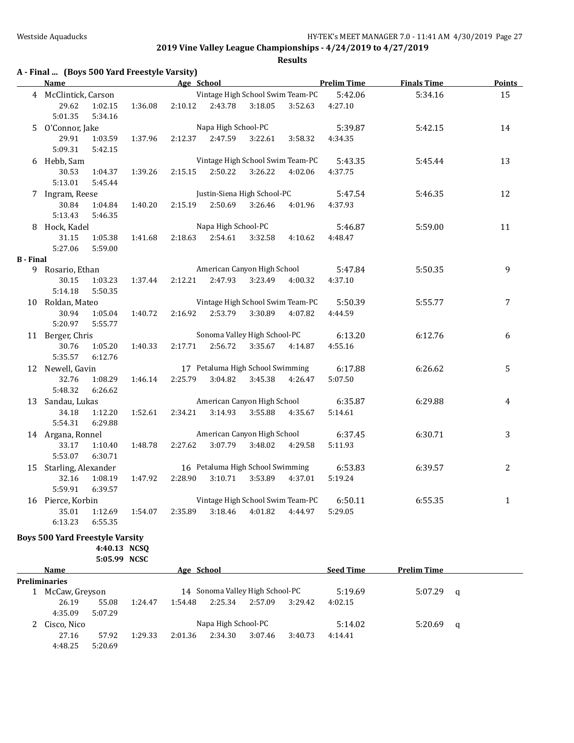**2019 Vine Valley League Championships - 4/24/2019 to 4/27/2019**

**Results**

### A - Final ... (Boys 500 Yard Freestyle Varsity)

| | Name | Age | School | Prelim Time | Finals Time | Points |
|---|---|---|---|---|---|---|
| 4 | McClintick, Carson | | Vintage High School Swim Team-PC | 5:42.06 | 5:34.16 | 15 |
| | 29.62, 1:02.15, 1:36.08, 2:10.12, 2:43.78, 3:18.05, 3:52.63, 4:27.10, 5:01.35, 5:34.16 | | | | | |
| 5 | O'Connor, Jake | | Napa High School-PC | 5:39.87 | 5:42.15 | 14 |
| | 29.91, 1:03.59, 1:37.96, 2:12.37, 2:47.59, 3:22.61, 3:58.32, 4:34.35, 5:09.31, 5:42.15 | | | | | |
| 6 | Hebb, Sam | | Vintage High School Swim Team-PC | 5:43.35 | 5:45.44 | 13 |
| | 30.53, 1:04.37, 1:39.26, 2:15.15, 2:50.22, 3:26.22, 4:02.06, 4:37.75, 5:13.01, 5:45.44 | | | | | |
| 7 | Ingram, Reese | | Justin-Siena High School-PC | 5:47.54 | 5:46.35 | 12 |
| | 30.84, 1:04.84, 1:40.20, 2:15.19, 2:50.69, 3:26.46, 4:01.96, 4:37.93, 5:13.43, 5:46.35 | | | | | |
| 8 | Hock, Kadel | | Napa High School-PC | 5:46.87 | 5:59.00 | 11 |
| | 31.15, 1:05.38, 1:41.68, 2:18.63, 2:54.61, 3:32.58, 4:10.62, 4:48.47, 5:27.06, 5:59.00 | | | | | |

### B - Final

| | Name | Age | School | Prelim Time | Finals Time | Points |
|---|---|---|---|---|---|---|
| 9 | Rosario, Ethan | | American Canyon High School | 5:47.84 | 5:50.35 | 9 |
| | 30.15, 1:03.23, 1:37.44, 2:12.21, 2:47.93, 3:23.49, 4:00.32, 4:37.10, 5:14.18, 5:50.35 | | | | | |
| 10 | Roldan, Mateo | | Vintage High School Swim Team-PC | 5:50.39 | 5:55.77 | 7 |
| | 30.94, 1:05.04, 1:40.72, 2:16.92, 2:53.79, 3:30.89, 4:07.82, 4:44.59, 5:20.97, 5:55.77 | | | | | |
| 11 | Berger, Chris | | Sonoma Valley High School-PC | 6:13.20 | 6:12.76 | 6 |
| | 30.76, 1:05.20, 1:40.33, 2:17.71, 2:56.72, 3:35.67, 4:14.87, 4:55.16, 5:35.57, 6:12.76 | | | | | |
| 12 | Newell, Gavin | 17 | Petaluma High School Swimming | 6:17.88 | 6:26.62 | 5 |
| | 32.76, 1:08.29, 1:46.14, 2:25.79, 3:04.82, 3:45.38, 4:26.47, 5:07.50, 5:48.32, 6:26.62 | | | | | |
| 13 | Sandau, Lukas | | American Canyon High School | 6:35.87 | 6:29.88 | 4 |
| | 34.18, 1:12.20, 1:52.61, 2:34.21, 3:14.93, 3:55.88, 4:35.67, 5:14.61, 5:54.31, 6:29.88 | | | | | |
| 14 | Argana, Ronnel | | American Canyon High School | 6:37.45 | 6:30.71 | 3 |
| | 33.17, 1:10.40, 1:48.78, 2:27.62, 3:07.79, 3:48.02, 4:29.58, 5:11.93, 5:53.07, 6:30.71 | | | | | |
| 15 | Starling, Alexander | 16 | Petaluma High School Swimming | 6:53.83 | 6:39.57 | 2 |
| | 32.16, 1:08.19, 1:47.92, 2:28.90, 3:10.71, 3:53.89, 4:37.01, 5:19.24, 5:59.91, 6:39.57 | | | | | |
| 16 | Pierce, Korbin | | Vintage High School Swim Team-PC | 6:50.11 | 6:55.35 | 1 |
| | 35.01, 1:12.69, 1:54.07, 2:35.89, 3:18.46, 4:01.82, 4:44.97, 5:29.05, 6:13.23, 6:55.35 | | | | | |

### Boys 500 Yard Freestyle Varsity

4:40.13 NCSQ
5:05.99 NCSC

**Preliminaries**

| | Name | Age | School | Seed Time | Prelim Time | |
|---|---|---|---|---|---|---|
| 1 | McCaw, Greyson | 14 | Sonoma Valley High School-PC | 5:19.69 | 5:07.29 | q |
| | 26.19, 55.08, 1:24.47, 1:54.48, 2:25.34, 2:57.09, 3:29.42, 4:02.15, 4:35.09, 5:07.29 | | | | | |
| 2 | Cisco, Nico | | Napa High School-PC | 5:14.02 | 5:20.69 | q |
| | 27.16, 57.92, 1:29.33, 2:01.36, 2:34.30, 3:07.46, 3:40.73, 4:14.41, 4:48.25, 5:20.69 | | | | | |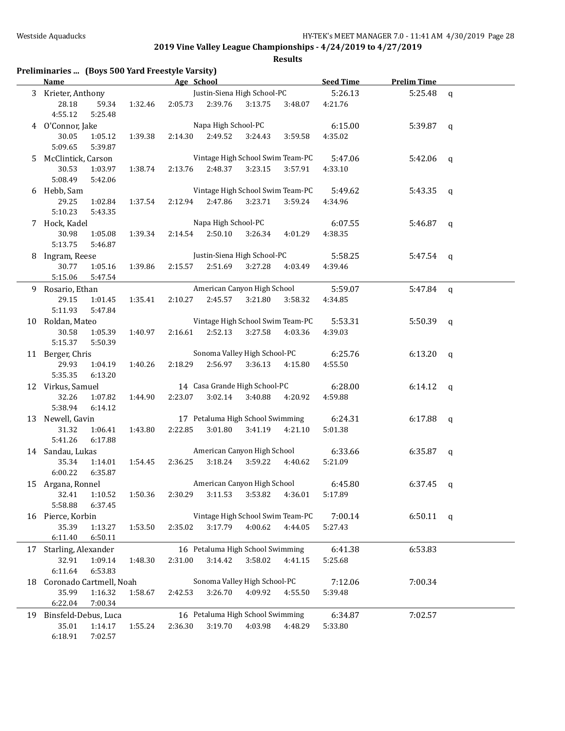**2019 Vine Valley League Championships - 4/24/2019 to 4/27/2019**

**Results**

### Preliminaries ... (Boys 500 Yard Freestyle Varsity)

| | Name | Age | School | Seed Time | Prelim Time | |
|---|---|---|---|---|---|---|
| 3 | Krieter, Anthony | | Justin-Siena High School-PC | 5:26.13 | 5:25.48 | q |
| | 28.18 59.34 1:32.46 2:05.73 2:39.76 3:13.75 3:48.07 4:21.76 4:55.12 5:25.48 | | | | | |
| 4 | O'Connor, Jake | | Napa High School-PC | 6:15.00 | 5:39.87 | q |
| | 30.05 1:05.12 1:39.38 2:14.30 2:49.52 3:24.43 3:59.58 4:35.02 5:09.65 5:39.87 | | | | | |
| 5 | McClintick, Carson | | Vintage High School Swim Team-PC | 5:47.06 | 5:42.06 | q |
| | 30.53 1:03.97 1:38.74 2:13.76 2:48.37 3:23.15 3:57.91 4:33.10 5:08.49 5:42.06 | | | | | |
| 6 | Hebb, Sam | | Vintage High School Swim Team-PC | 5:49.62 | 5:43.35 | q |
| | 29.25 1:02.84 1:37.54 2:12.94 2:47.86 3:23.71 3:59.24 4:34.96 5:10.23 5:43.35 | | | | | |
| 7 | Hock, Kadel | | Napa High School-PC | 6:07.55 | 5:46.87 | q |
| | 30.98 1:05.08 1:39.34 2:14.54 2:50.10 3:26.34 4:01.29 4:38.35 5:13.75 5:46.87 | | | | | |
| 8 | Ingram, Reese | | Justin-Siena High School-PC | 5:58.25 | 5:47.54 | q |
| | 30.77 1:05.16 1:39.86 2:15.57 2:51.69 3:27.28 4:03.49 4:39.46 5:15.06 5:47.54 | | | | | |
| 9 | Rosario, Ethan | | American Canyon High School | 5:59.07 | 5:47.84 | q |
| | 29.15 1:01.45 1:35.41 2:10.27 2:45.57 3:21.80 3:58.32 4:34.85 5:11.93 5:47.84 | | | | | |
| 10 | Roldan, Mateo | | Vintage High School Swim Team-PC | 5:53.31 | 5:50.39 | q |
| | 30.58 1:05.39 1:40.97 2:16.61 2:52.13 3:27.58 4:03.36 4:39.03 5:15.37 5:50.39 | | | | | |
| 11 | Berger, Chris | | Sonoma Valley High School-PC | 6:25.76 | 6:13.20 | q |
| | 29.93 1:04.19 1:40.26 2:18.29 2:56.97 3:36.13 4:15.80 4:55.50 5:35.35 6:13.20 | | | | | |
| 12 | Virkus, Samuel | 14 | Casa Grande High School-PC | 6:28.00 | 6:14.12 | q |
| | 32.26 1:07.82 1:44.90 2:23.07 3:02.14 3:40.88 4:20.92 4:59.88 5:38.94 6:14.12 | | | | | |
| 13 | Newell, Gavin | 17 | Petaluma High School Swimming | 6:24.31 | 6:17.88 | q |
| | 31.32 1:06.41 1:43.80 2:22.85 3:01.80 3:41.19 4:21.10 5:01.38 5:41.26 6:17.88 | | | | | |
| 14 | Sandau, Lukas | | American Canyon High School | 6:33.66 | 6:35.87 | q |
| | 35.34 1:14.01 1:54.45 2:36.25 3:18.24 3:59.22 4:40.62 5:21.09 6:00.22 6:35.87 | | | | | |
| 15 | Argana, Ronnel | | American Canyon High School | 6:45.80 | 6:37.45 | q |
| | 32.41 1:10.52 1:50.36 2:30.29 3:11.53 3:53.82 4:36.01 5:17.89 5:58.88 6:37.45 | | | | | |
| 16 | Pierce, Korbin | | Vintage High School Swim Team-PC | 7:00.14 | 6:50.11 | q |
| | 35.39 1:13.27 1:53.50 2:35.02 3:17.79 4:00.62 4:44.05 5:27.43 6:11.40 6:50.11 | | | | | |
| 17 | Starling, Alexander | 16 | Petaluma High School Swimming | 6:41.38 | 6:53.83 | |
| | 32.91 1:09.14 1:48.30 2:31.00 3:14.42 3:58.02 4:41.15 5:25.68 6:11.64 6:53.83 | | | | | |
| 18 | Coronado Cartmell, Noah | | Sonoma Valley High School-PC | 7:12.06 | 7:00.34 | |
| | 35.99 1:16.32 1:58.67 2:42.53 3:26.70 4:09.92 4:55.50 5:39.48 6:22.04 7:00.34 | | | | | |
| 19 | Binsfeld-Debus, Luca | 16 | Petaluma High School Swimming | 6:34.87 | 7:02.57 | |
| | 35.01 1:14.17 1:55.24 2:36.30 3:19.70 4:03.98 4:48.29 5:33.80 6:18.91 7:02.57 | | | | | |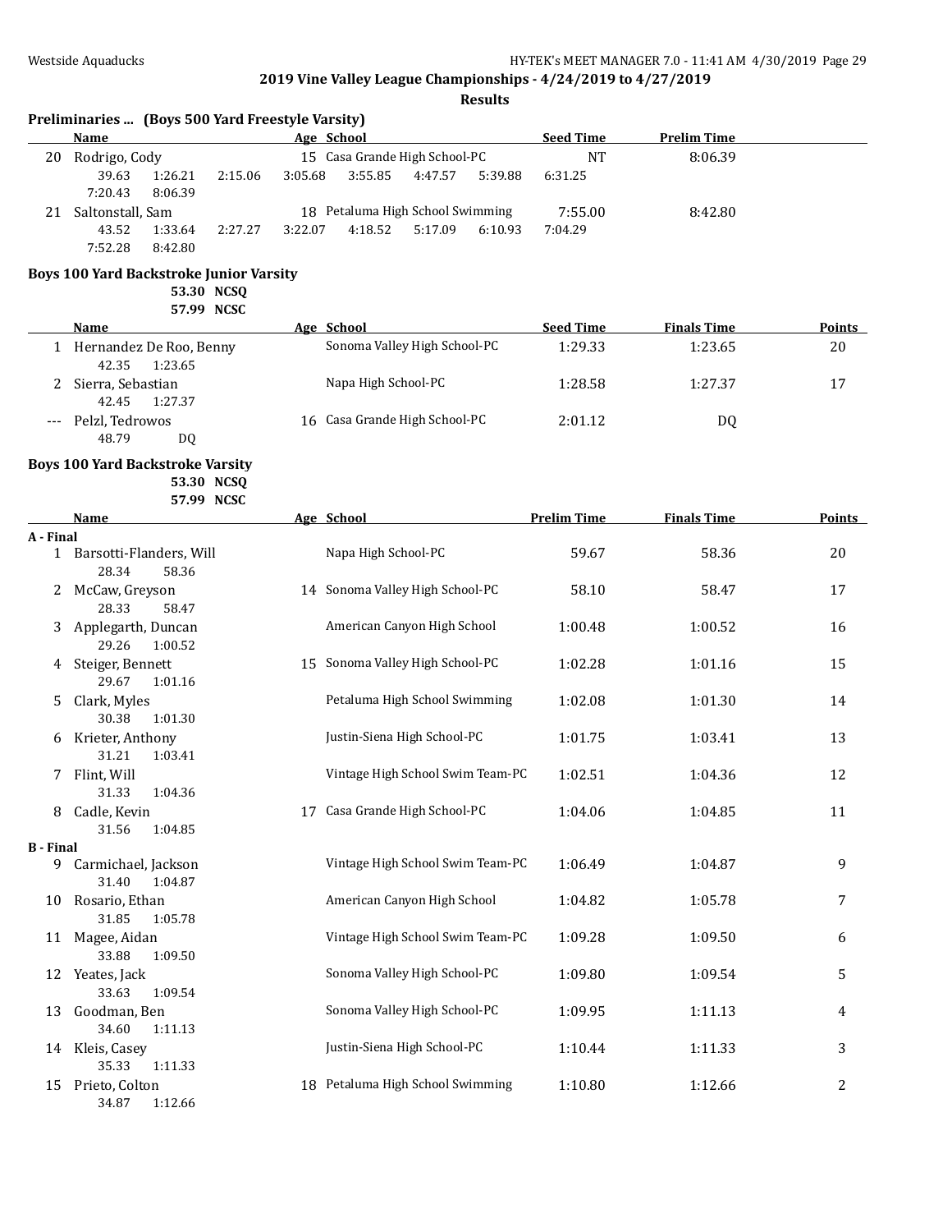## 2019 Vine Valley League Championships - 4/24/2019 to 4/27/2019

### Results

**Preliminaries ... (Boys 500 Yard Freestyle Varsity)**

| | Name | Age | School | Seed Time | Prelim Time |
|---|---|---|---|---|---|
| 20 | Rodrigo, Cody | 15 | Casa Grande High School-PC | NT | 8:06.39 |
| | 39.63 1:26.21 2:15.06 3:05.68 3:55.85 4:47.57 5:39.88 6:31.25 7:20.43 8:06.39 | | | | |
| 21 | Saltonstall, Sam | 18 | Petaluma High School Swimming | 7:55.00 | 8:42.80 |
| | 43.52 1:33.64 2:27.27 3:22.07 4:18.52 5:17.09 6:10.93 7:04.29 7:52.28 8:42.80 | | | | |

**Boys 100 Yard Backstroke Junior Varsity**

53.30 NCSQ
57.99 NCSC

| | Name | Age | School | Seed Time | Finals Time | Points |
|---|---|---|---|---|---|---|
| 1 | Hernandez De Roo, Benny | | Sonoma Valley High School-PC | 1:29.33 | 1:23.65 | 20 |
| | 42.35 1:23.65 | | | | | |
| 2 | Sierra, Sebastian | | Napa High School-PC | 1:28.58 | 1:27.37 | 17 |
| | 42.45 1:27.37 | | | | | |
| --- | Pelzl, Tedrowos | 16 | Casa Grande High School-PC | 2:01.12 | DQ | |
| | 48.79 DQ | | | | | |

**Boys 100 Yard Backstroke Varsity**

53.30 NCSQ
57.99 NCSC

| | Name | Age | School | Prelim Time | Finals Time | Points |
|---|---|---|---|---|---|---|
| **A - Final** | | | | | | |
| 1 | Barsotti-Flanders, Will | | Napa High School-PC | 59.67 | 58.36 | 20 |
| | 28.34 58.36 | | | | | |
| 2 | McCaw, Greyson | 14 | Sonoma Valley High School-PC | 58.10 | 58.47 | 17 |
| | 28.33 58.47 | | | | | |
| 3 | Applegarth, Duncan | | American Canyon High School | 1:00.48 | 1:00.52 | 16 |
| | 29.26 1:00.52 | | | | | |
| 4 | Steiger, Bennett | 15 | Sonoma Valley High School-PC | 1:02.28 | 1:01.16 | 15 |
| | 29.67 1:01.16 | | | | | |
| 5 | Clark, Myles | | Petaluma High School Swimming | 1:02.08 | 1:01.30 | 14 |
| | 30.38 1:01.30 | | | | | |
| 6 | Krieter, Anthony | | Justin-Siena High School-PC | 1:01.75 | 1:03.41 | 13 |
| | 31.21 1:03.41 | | | | | |
| 7 | Flint, Will | | Vintage High School Swim Team-PC | 1:02.51 | 1:04.36 | 12 |
| | 31.33 1:04.36 | | | | | |
| 8 | Cadle, Kevin | 17 | Casa Grande High School-PC | 1:04.06 | 1:04.85 | 11 |
| | 31.56 1:04.85 | | | | | |
| **B - Final** | | | | | | |
| 9 | Carmichael, Jackson | | Vintage High School Swim Team-PC | 1:06.49 | 1:04.87 | 9 |
| | 31.40 1:04.87 | | | | | |
| 10 | Rosario, Ethan | | American Canyon High School | 1:04.82 | 1:05.78 | 7 |
| | 31.85 1:05.78 | | | | | |
| 11 | Magee, Aidan | | Vintage High School Swim Team-PC | 1:09.28 | 1:09.50 | 6 |
| | 33.88 1:09.50 | | | | | |
| 12 | Yeates, Jack | | Sonoma Valley High School-PC | 1:09.80 | 1:09.54 | 5 |
| | 33.63 1:09.54 | | | | | |
| 13 | Goodman, Ben | | Sonoma Valley High School-PC | 1:09.95 | 1:11.13 | 4 |
| | 34.60 1:11.13 | | | | | |
| 14 | Kleis, Casey | | Justin-Siena High School-PC | 1:10.44 | 1:11.33 | 3 |
| | 35.33 1:11.33 | | | | | |
| 15 | Prieto, Colton | 18 | Petaluma High School Swimming | 1:10.80 | 1:12.66 | 2 |
| | 34.87 1:12.66 | | | | | |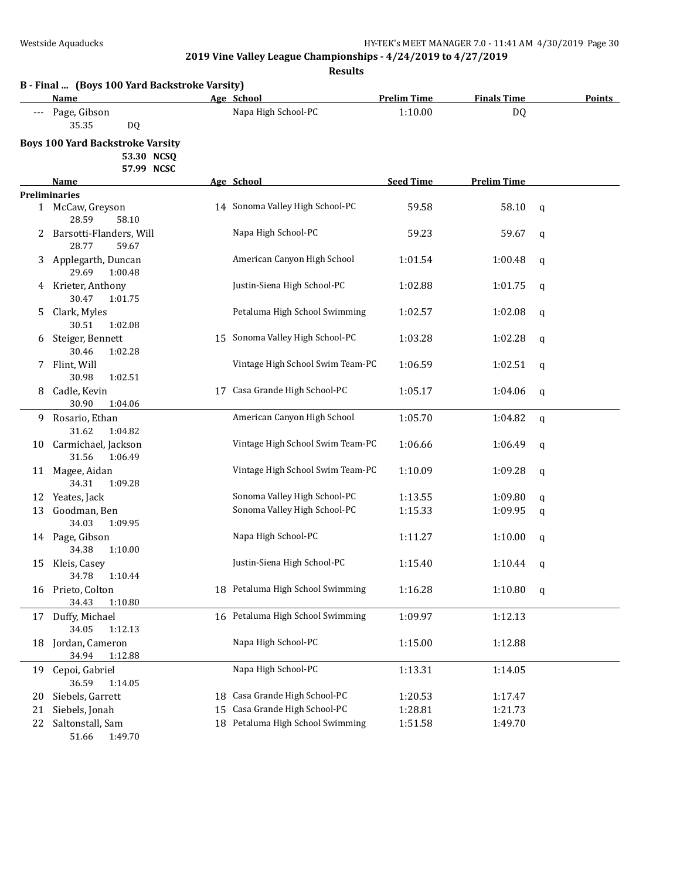## 2019 Vine Valley League Championships - 4/24/2019 to 4/27/2019

### Results

**B - Final ... (Boys 100 Yard Backstroke Varsity)**

| | Name | Age | School | Prelim Time | Finals Time | Points |
|---|---|---|---|---|---|---|
| --- | Page, Gibson | | Napa High School-PC | 1:10.00 | DQ | |
| | 35.35 DQ | | | | | |

**Boys 100 Yard Backstroke Varsity**

53.30 NCSQ

57.99 NCSC

| | Name | Age | School | Seed Time | Prelim Time | |
|---|---|---|---|---|---|---|
| **Preliminaries** | | | | | | |
| 1 | McCaw, Greyson | 14 | Sonoma Valley High School-PC | 59.58 | 58.10 | q |
| | 28.59 58.10 | | | | | |
| 2 | Barsotti-Flanders, Will | | Napa High School-PC | 59.23 | 59.67 | q |
| | 28.77 59.67 | | | | | |
| 3 | Applegarth, Duncan | | American Canyon High School | 1:01.54 | 1:00.48 | q |
| | 29.69 1:00.48 | | | | | |
| 4 | Krieter, Anthony | | Justin-Siena High School-PC | 1:02.88 | 1:01.75 | q |
| | 30.47 1:01.75 | | | | | |
| 5 | Clark, Myles | | Petaluma High School Swimming | 1:02.57 | 1:02.08 | q |
| | 30.51 1:02.08 | | | | | |
| 6 | Steiger, Bennett | 15 | Sonoma Valley High School-PC | 1:03.28 | 1:02.28 | q |
| | 30.46 1:02.28 | | | | | |
| 7 | Flint, Will | | Vintage High School Swim Team-PC | 1:06.59 | 1:02.51 | q |
| | 30.98 1:02.51 | | | | | |
| 8 | Cadle, Kevin | 17 | Casa Grande High School-PC | 1:05.17 | 1:04.06 | q |
| | 30.90 1:04.06 | | | | | |
| 9 | Rosario, Ethan | | American Canyon High School | 1:05.70 | 1:04.82 | q |
| | 31.62 1:04.82 | | | | | |
| 10 | Carmichael, Jackson | | Vintage High School Swim Team-PC | 1:06.66 | 1:06.49 | q |
| | 31.56 1:06.49 | | | | | |
| 11 | Magee, Aidan | | Vintage High School Swim Team-PC | 1:10.09 | 1:09.28 | q |
| | 34.31 1:09.28 | | | | | |
| 12 | Yeates, Jack | | Sonoma Valley High School-PC | 1:13.55 | 1:09.80 | q |
| 13 | Goodman, Ben | | Sonoma Valley High School-PC | 1:15.33 | 1:09.95 | q |
| | 34.03 1:09.95 | | | | | |
| 14 | Page, Gibson | | Napa High School-PC | 1:11.27 | 1:10.00 | q |
| | 34.38 1:10.00 | | | | | |
| 15 | Kleis, Casey | | Justin-Siena High School-PC | 1:15.40 | 1:10.44 | q |
| | 34.78 1:10.44 | | | | | |
| 16 | Prieto, Colton | 18 | Petaluma High School Swimming | 1:16.28 | 1:10.80 | q |
| | 34.43 1:10.80 | | | | | |
| 17 | Duffy, Michael | 16 | Petaluma High School Swimming | 1:09.97 | 1:12.13 | |
| | 34.05 1:12.13 | | | | | |
| 18 | Jordan, Cameron | | Napa High School-PC | 1:15.00 | 1:12.88 | |
| | 34.94 1:12.88 | | | | | |
| 19 | Cepoi, Gabriel | | Napa High School-PC | 1:13.31 | 1:14.05 | |
| | 36.59 1:14.05 | | | | | |
| 20 | Siebels, Garrett | 18 | Casa Grande High School-PC | 1:20.53 | 1:17.47 | |
| 21 | Siebels, Jonah | 15 | Casa Grande High School-PC | 1:28.81 | 1:21.73 | |
| 22 | Saltonstall, Sam | 18 | Petaluma High School Swimming | 1:51.58 | 1:49.70 | |
| | 51.66 1:49.70 | | | | | |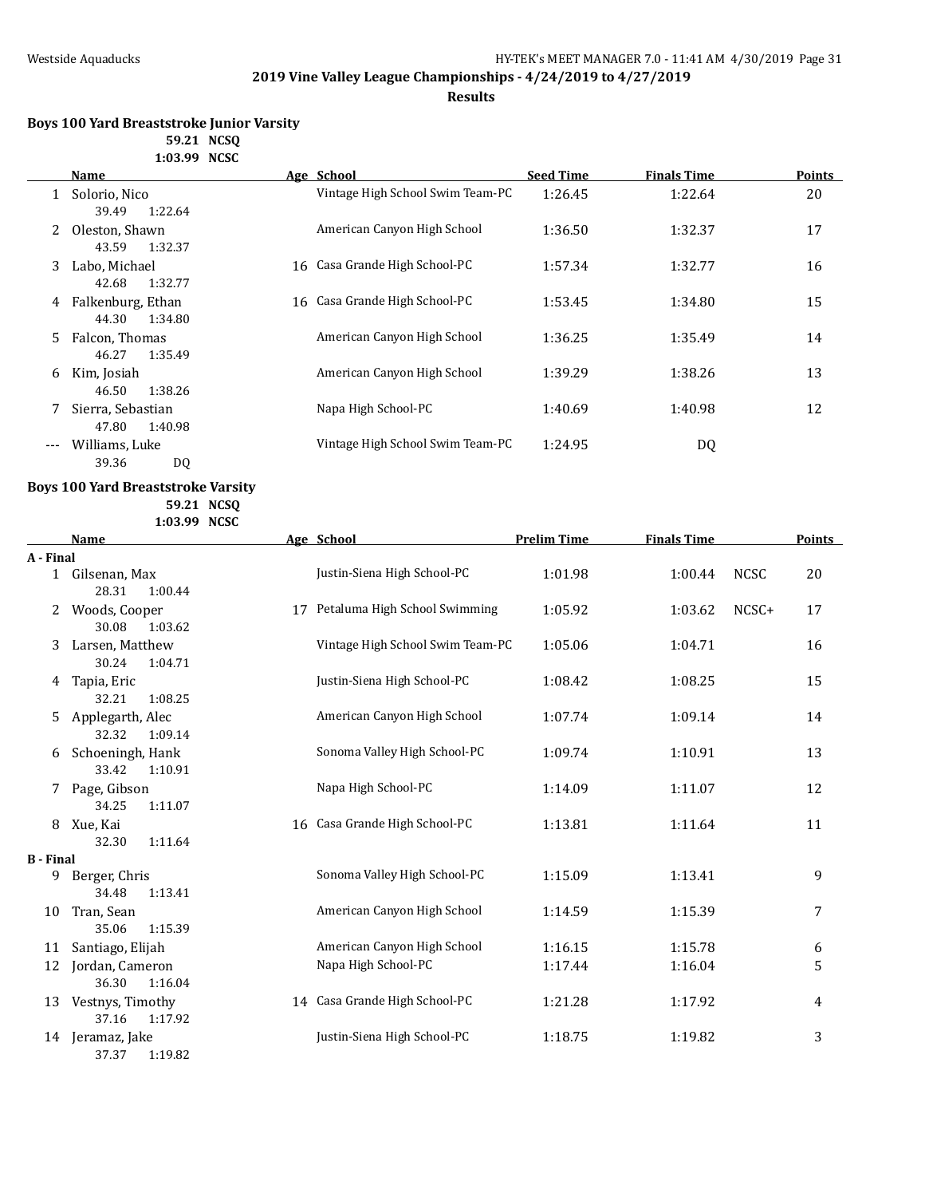## 2019 Vine Valley League Championships - 4/24/2019 to 4/27/2019

**Results**

### Boys 100 Yard Breaststroke Junior Varsity

59.21 NCSQ
1:03.99 NCSC

| | Name | Age | School | Seed Time | Finals Time | | Points |
|---|---|---|---|---|---|---|---|
| 1 | Solorio, Nico | | Vintage High School Swim Team-PC | 1:26.45 | 1:22.64 | | 20 |
| | 39.49 1:22.64 | | | | | | |
| 2 | Oleston, Shawn | | American Canyon High School | 1:36.50 | 1:32.37 | | 17 |
| | 43.59 1:32.37 | | | | | | |
| 3 | Labo, Michael | 16 | Casa Grande High School-PC | 1:57.34 | 1:32.77 | | 16 |
| | 42.68 1:32.77 | | | | | | |
| 4 | Falkenburg, Ethan | 16 | Casa Grande High School-PC | 1:53.45 | 1:34.80 | | 15 |
| | 44.30 1:34.80 | | | | | | |
| 5 | Falcon, Thomas | | American Canyon High School | 1:36.25 | 1:35.49 | | 14 |
| | 46.27 1:35.49 | | | | | | |
| 6 | Kim, Josiah | | American Canyon High School | 1:39.29 | 1:38.26 | | 13 |
| | 46.50 1:38.26 | | | | | | |
| 7 | Sierra, Sebastian | | Napa High School-PC | 1:40.69 | 1:40.98 | | 12 |
| | 47.80 1:40.98 | | | | | | |
| --- | Williams, Luke | | Vintage High School Swim Team-PC | 1:24.95 | DQ | | |
| | 39.36 DQ | | | | | | |

### Boys 100 Yard Breaststroke Varsity

59.21 NCSQ
1:03.99 NCSC

| | Name | Age | School | Prelim Time | Finals Time | | Points |
|---|---|---|---|---|---|---|---|
| **A - Final** | | | | | | | |
| 1 | Gilsenan, Max | | Justin-Siena High School-PC | 1:01.98 | 1:00.44 | NCSC | 20 |
| | 28.31 1:00.44 | | | | | | |
| 2 | Woods, Cooper | 17 | Petaluma High School Swimming | 1:05.92 | 1:03.62 | NCSC+ | 17 |
| | 30.08 1:03.62 | | | | | | |
| 3 | Larsen, Matthew | | Vintage High School Swim Team-PC | 1:05.06 | 1:04.71 | | 16 |
| | 30.24 1:04.71 | | | | | | |
| 4 | Tapia, Eric | | Justin-Siena High School-PC | 1:08.42 | 1:08.25 | | 15 |
| | 32.21 1:08.25 | | | | | | |
| 5 | Applegarth, Alec | | American Canyon High School | 1:07.74 | 1:09.14 | | 14 |
| | 32.32 1:09.14 | | | | | | |
| 6 | Schoeningh, Hank | | Sonoma Valley High School-PC | 1:09.74 | 1:10.91 | | 13 |
| | 33.42 1:10.91 | | | | | | |
| 7 | Page, Gibson | | Napa High School-PC | 1:14.09 | 1:11.07 | | 12 |
| | 34.25 1:11.07 | | | | | | |
| 8 | Xue, Kai | 16 | Casa Grande High School-PC | 1:13.81 | 1:11.64 | | 11 |
| | 32.30 1:11.64 | | | | | | |
| **B - Final** | | | | | | | |
| 9 | Berger, Chris | | Sonoma Valley High School-PC | 1:15.09 | 1:13.41 | | 9 |
| | 34.48 1:13.41 | | | | | | |
| 10 | Tran, Sean | | American Canyon High School | 1:14.59 | 1:15.39 | | 7 |
| | 35.06 1:15.39 | | | | | | |
| 11 | Santiago, Elijah | | American Canyon High School | 1:16.15 | 1:15.78 | | 6 |
| 12 | Jordan, Cameron | | Napa High School-PC | 1:17.44 | 1:16.04 | | 5 |
| | 36.30 1:16.04 | | | | | | |
| 13 | Vestnys, Timothy | 14 | Casa Grande High School-PC | 1:21.28 | 1:17.92 | | 4 |
| | 37.16 1:17.92 | | | | | | |
| 14 | Jeramaz, Jake | | Justin-Siena High School-PC | 1:18.75 | 1:19.82 | | 3 |
| | 37.37 1:19.82 | | | | | | |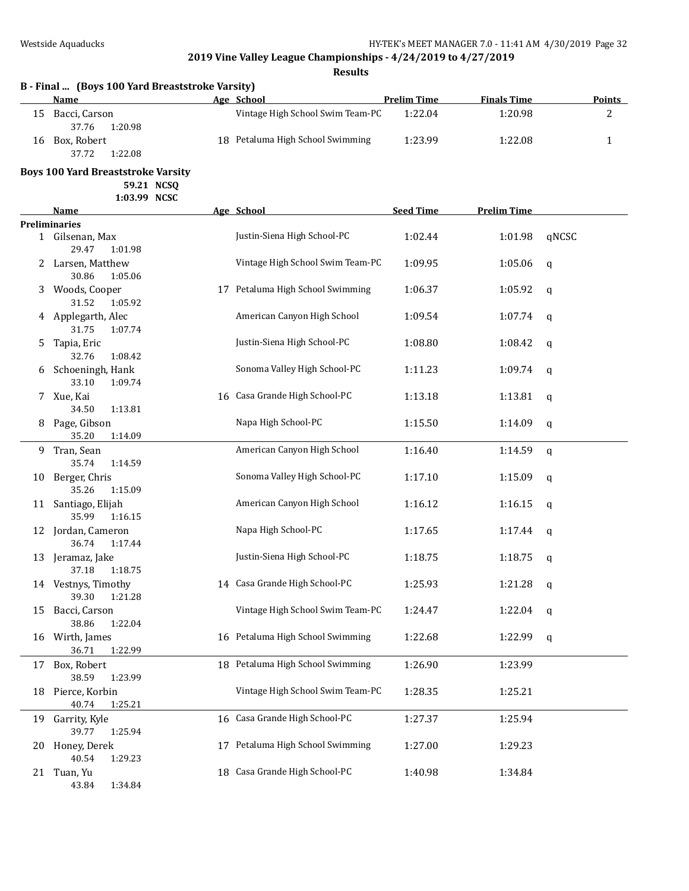## 2019 Vine Valley League Championships - 4/24/2019 to 4/27/2019

### Results

#### B - Final ... (Boys 100 Yard Breaststroke Varsity)

| | Name | Age | School | Prelim Time | Finals Time | Points |
|---|---|---|---|---|---|---|
| 15 | Bacci, Carson | | Vintage High School Swim Team-PC | 1:22.04 | 1:20.98 | 2 |
| | 37.76 1:20.98 | | | | | |
| 16 | Box, Robert | 18 | Petaluma High School Swimming | 1:23.99 | 1:22.08 | 1 |
| | 37.72 1:22.08 | | | | | |

#### Boys 100 Yard Breaststroke Varsity

59.21 NCSQ
1:03.99 NCSC

| | Name | Age | School | Seed Time | Prelim Time | |
|---|---|---|---|---|---|---|
| **Preliminaries** | | | | | | |
| 1 | Gilsenan, Max | | Justin-Siena High School-PC | 1:02.44 | 1:01.98 | qNCSC |
| | 29.47 1:01.98 | | | | | |
| 2 | Larsen, Matthew | | Vintage High School Swim Team-PC | 1:09.95 | 1:05.06 | q |
| | 30.86 1:05.06 | | | | | |
| 3 | Woods, Cooper | 17 | Petaluma High School Swimming | 1:06.37 | 1:05.92 | q |
| | 31.52 1:05.92 | | | | | |
| 4 | Applegarth, Alec | | American Canyon High School | 1:09.54 | 1:07.74 | q |
| | 31.75 1:07.74 | | | | | |
| 5 | Tapia, Eric | | Justin-Siena High School-PC | 1:08.80 | 1:08.42 | q |
| | 32.76 1:08.42 | | | | | |
| 6 | Schoeningh, Hank | | Sonoma Valley High School-PC | 1:11.23 | 1:09.74 | q |
| | 33.10 1:09.74 | | | | | |
| 7 | Xue, Kai | 16 | Casa Grande High School-PC | 1:13.18 | 1:13.81 | q |
| | 34.50 1:13.81 | | | | | |
| 8 | Page, Gibson | | Napa High School-PC | 1:15.50 | 1:14.09 | q |
| | 35.20 1:14.09 | | | | | |
| 9 | Tran, Sean | | American Canyon High School | 1:16.40 | 1:14.59 | q |
| | 35.74 1:14.59 | | | | | |
| 10 | Berger, Chris | | Sonoma Valley High School-PC | 1:17.10 | 1:15.09 | q |
| | 35.26 1:15.09 | | | | | |
| 11 | Santiago, Elijah | | American Canyon High School | 1:16.12 | 1:16.15 | q |
| | 35.99 1:16.15 | | | | | |
| 12 | Jordan, Cameron | | Napa High School-PC | 1:17.65 | 1:17.44 | q |
| | 36.74 1:17.44 | | | | | |
| 13 | Jeramaz, Jake | | Justin-Siena High School-PC | 1:18.75 | 1:18.75 | q |
| | 37.18 1:18.75 | | | | | |
| 14 | Vestnys, Timothy | 14 | Casa Grande High School-PC | 1:25.93 | 1:21.28 | q |
| | 39.30 1:21.28 | | | | | |
| 15 | Bacci, Carson | | Vintage High School Swim Team-PC | 1:24.47 | 1:22.04 | q |
| | 38.86 1:22.04 | | | | | |
| 16 | Wirth, James | 16 | Petaluma High School Swimming | 1:22.68 | 1:22.99 | q |
| | 36.71 1:22.99 | | | | | |
| 17 | Box, Robert | 18 | Petaluma High School Swimming | 1:26.90 | 1:23.99 | |
| | 38.59 1:23.99 | | | | | |
| 18 | Pierce, Korbin | | Vintage High School Swim Team-PC | 1:28.35 | 1:25.21 | |
| | 40.74 1:25.21 | | | | | |
| 19 | Garrity, Kyle | 16 | Casa Grande High School-PC | 1:27.37 | 1:25.94 | |
| | 39.77 1:25.94 | | | | | |
| 20 | Honey, Derek | 17 | Petaluma High School Swimming | 1:27.00 | 1:29.23 | |
| | 40.54 1:29.23 | | | | | |
| 21 | Tuan, Yu | 18 | Casa Grande High School-PC | 1:40.98 | 1:34.84 | |
| | 43.84 1:34.84 | | | | | |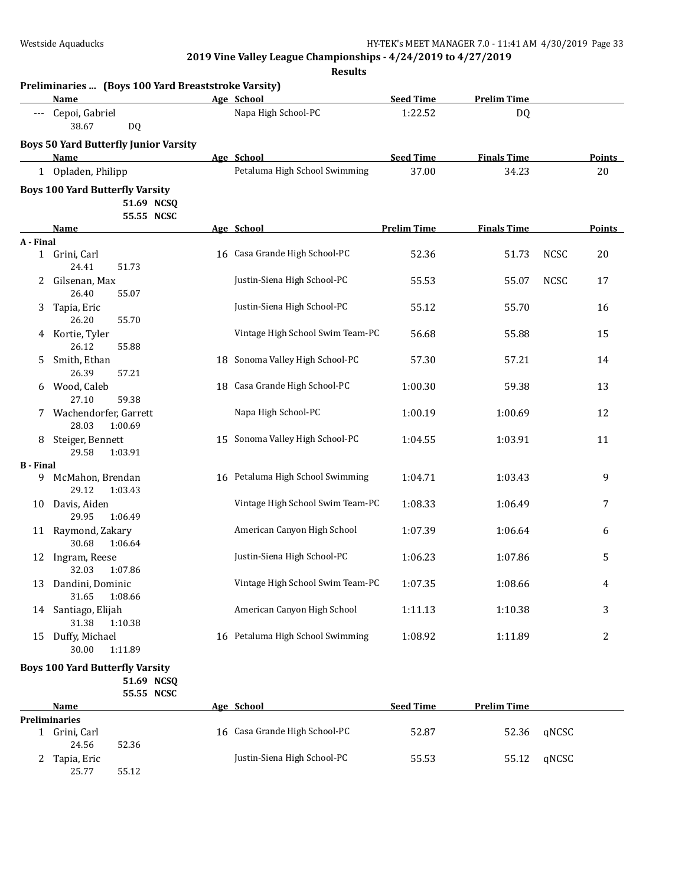2019 Vine Valley League Championships - 4/24/2019 to 4/27/2019

Results

**Preliminaries ... (Boys 100 Yard Breaststroke Varsity)**

| | Name | Age | School | Seed Time | Prelim Time | |
|---|---|---|---|---|---|---|
| --- | Cepoi, Gabriel | | Napa High School-PC | 1:22.52 | DQ | |
| | 38.67 DQ | | | | | |

**Boys 50 Yard Butterfly Junior Varsity**

| | Name | Age | School | Seed Time | Finals Time | Points |
|---|---|---|---|---|---|---|
| 1 | Opladen, Philipp | | Petaluma High School Swimming | 37.00 | 34.23 | 20 |

**Boys 100 Yard Butterfly Varsity**

51.69 NCSQ
55.55 NCSC

| | Name | Age | School | Prelim Time | Finals Time | | Points |
|---|---|---|---|---|---|---|---|
| **A - Final** | | | | | | | |
| 1 | Grini, Carl | 16 | Casa Grande High School-PC | 52.36 | 51.73 | NCSC | 20 |
| | 24.41 51.73 | | | | | | |
| 2 | Gilsenan, Max | | Justin-Siena High School-PC | 55.53 | 55.07 | NCSC | 17 |
| | 26.40 55.07 | | | | | | |
| 3 | Tapia, Eric | | Justin-Siena High School-PC | 55.12 | 55.70 | | 16 |
| | 26.20 55.70 | | | | | | |
| 4 | Kortie, Tyler | | Vintage High School Swim Team-PC | 56.68 | 55.88 | | 15 |
| | 26.12 55.88 | | | | | | |
| 5 | Smith, Ethan | 18 | Sonoma Valley High School-PC | 57.30 | 57.21 | | 14 |
| | 26.39 57.21 | | | | | | |
| 6 | Wood, Caleb | 18 | Casa Grande High School-PC | 1:00.30 | 59.38 | | 13 |
| | 27.10 59.38 | | | | | | |
| 7 | Wachendorfer, Garrett | | Napa High School-PC | 1:00.19 | 1:00.69 | | 12 |
| | 28.03 1:00.69 | | | | | | |
| 8 | Steiger, Bennett | 15 | Sonoma Valley High School-PC | 1:04.55 | 1:03.91 | | 11 |
| | 29.58 1:03.91 | | | | | | |
| **B - Final** | | | | | | | |
| 9 | McMahon, Brendan | 16 | Petaluma High School Swimming | 1:04.71 | 1:03.43 | | 9 |
| | 29.12 1:03.43 | | | | | | |
| 10 | Davis, Aiden | | Vintage High School Swim Team-PC | 1:08.33 | 1:06.49 | | 7 |
| | 29.95 1:06.49 | | | | | | |
| 11 | Raymond, Zakary | | American Canyon High School | 1:07.39 | 1:06.64 | | 6 |
| | 30.68 1:06.64 | | | | | | |
| 12 | Ingram, Reese | | Justin-Siena High School-PC | 1:06.23 | 1:07.86 | | 5 |
| | 32.03 1:07.86 | | | | | | |
| 13 | Dandini, Dominic | | Vintage High School Swim Team-PC | 1:07.35 | 1:08.66 | | 4 |
| | 31.65 1:08.66 | | | | | | |
| 14 | Santiago, Elijah | | American Canyon High School | 1:11.13 | 1:10.38 | | 3 |
| | 31.38 1:10.38 | | | | | | |
| 15 | Duffy, Michael | 16 | Petaluma High School Swimming | 1:08.92 | 1:11.89 | | 2 |
| | 30.00 1:11.89 | | | | | | |

**Boys 100 Yard Butterfly Varsity**

51.69 NCSQ
55.55 NCSC

| | Name | Age | School | Seed Time | Prelim Time | |
|---|---|---|---|---|---|---|
| **Preliminaries** | | | | | | |
| 1 | Grini, Carl | 16 | Casa Grande High School-PC | 52.87 | 52.36 | qNCSC |
| | 24.56 52.36 | | | | | |
| 2 | Tapia, Eric | | Justin-Siena High School-PC | 55.53 | 55.12 | qNCSC |
| | 25.77 55.12 | | | | | |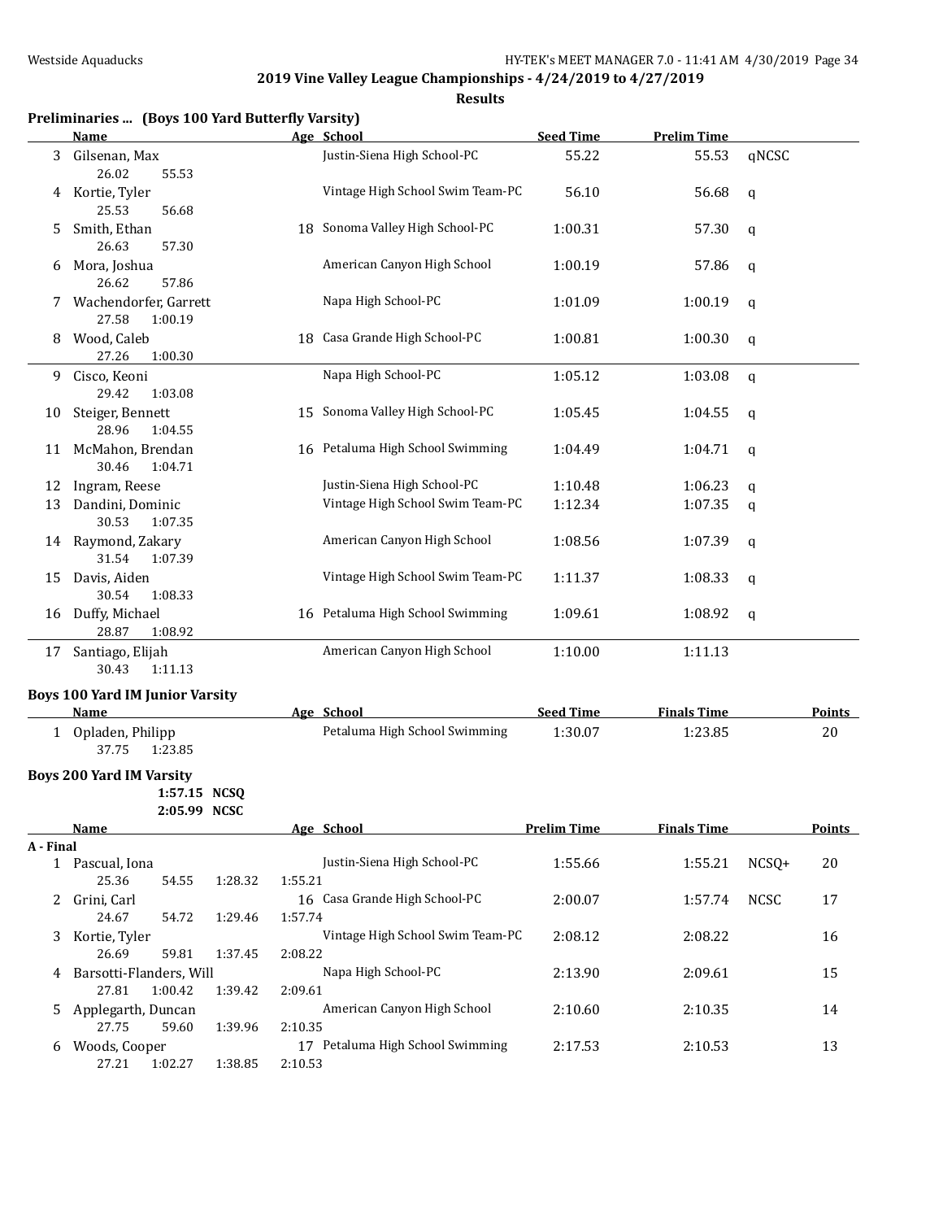**2019 Vine Valley League Championships - 4/24/2019 to 4/27/2019**

**Results**

### Preliminaries ... (Boys 100 Yard Butterfly Varsity)

| | Name | Age | School | Seed Time | Prelim Time | |
|---|---|---|---|---|---|---|
| 3 | Gilsenan, Max | | Justin-Siena High School-PC | 55.22 | 55.53 | qNCSC |
| | 26.02 55.53 | | | | | |
| 4 | Kortie, Tyler | | Vintage High School Swim Team-PC | 56.10 | 56.68 | q |
| | 25.53 56.68 | | | | | |
| 5 | Smith, Ethan | 18 | Sonoma Valley High School-PC | 1:00.31 | 57.30 | q |
| | 26.63 57.30 | | | | | |
| 6 | Mora, Joshua | | American Canyon High School | 1:00.19 | 57.86 | q |
| | 26.62 57.86 | | | | | |
| 7 | Wachendorfer, Garrett | | Napa High School-PC | 1:01.09 | 1:00.19 | q |
| | 27.58 1:00.19 | | | | | |
| 8 | Wood, Caleb | 18 | Casa Grande High School-PC | 1:00.81 | 1:00.30 | q |
| | 27.26 1:00.30 | | | | | |
| 9 | Cisco, Keoni | | Napa High School-PC | 1:05.12 | 1:03.08 | q |
| | 29.42 1:03.08 | | | | | |
| 10 | Steiger, Bennett | 15 | Sonoma Valley High School-PC | 1:05.45 | 1:04.55 | q |
| | 28.96 1:04.55 | | | | | |
| 11 | McMahon, Brendan | 16 | Petaluma High School Swimming | 1:04.49 | 1:04.71 | q |
| | 30.46 1:04.71 | | | | | |
| 12 | Ingram, Reese | | Justin-Siena High School-PC | 1:10.48 | 1:06.23 | q |
| 13 | Dandini, Dominic | | Vintage High School Swim Team-PC | 1:12.34 | 1:07.35 | q |
| | 30.53 1:07.35 | | | | | |
| 14 | Raymond, Zakary | | American Canyon High School | 1:08.56 | 1:07.39 | q |
| | 31.54 1:07.39 | | | | | |
| 15 | Davis, Aiden | | Vintage High School Swim Team-PC | 1:11.37 | 1:08.33 | q |
| | 30.54 1:08.33 | | | | | |
| 16 | Duffy, Michael | 16 | Petaluma High School Swimming | 1:09.61 | 1:08.92 | q |
| | 28.87 1:08.92 | | | | | |
| 17 | Santiago, Elijah | | American Canyon High School | 1:10.00 | 1:11.13 | |
| | 30.43 1:11.13 | | | | | |

### Boys 100 Yard IM Junior Varsity

| | Name | Age | School | Seed Time | Finals Time | Points |
|---|---|---|---|---|---|---|
| 1 | Opladen, Philipp | | Petaluma High School Swimming | 1:30.07 | 1:23.85 | 20 |
| | 37.75 1:23.85 | | | | | |

### Boys 200 Yard IM Varsity

1:57.15 NCSQ
2:05.99 NCSC

**A - Final**

| | Name | Age | School | Prelim Time | Finals Time | | Points |
|---|---|---|---|---|---|---|---|
| 1 | Pascual, Iona | | Justin-Siena High School-PC | 1:55.66 | 1:55.21 | NCSQ+ | 20 |
| | 25.36 54.55 1:28.32 1:55.21 | | | | | | |
| 2 | Grini, Carl | 16 | Casa Grande High School-PC | 2:00.07 | 1:57.74 | NCSC | 17 |
| | 24.67 54.72 1:29.46 1:57.74 | | | | | | |
| 3 | Kortie, Tyler | | Vintage High School Swim Team-PC | 2:08.12 | 2:08.22 | | 16 |
| | 26.69 59.81 1:37.45 2:08.22 | | | | | | |
| 4 | Barsotti-Flanders, Will | | Napa High School-PC | 2:13.90 | 2:09.61 | | 15 |
| | 27.81 1:00.42 1:39.42 2:09.61 | | | | | | |
| 5 | Applegarth, Duncan | | American Canyon High School | 2:10.60 | 2:10.35 | | 14 |
| | 27.75 59.60 1:39.96 2:10.35 | | | | | | |
| 6 | Woods, Cooper | 17 | Petaluma High School Swimming | 2:17.53 | 2:10.53 | | 13 |
| | 27.21 1:02.27 1:38.85 2:10.53 | | | | | | |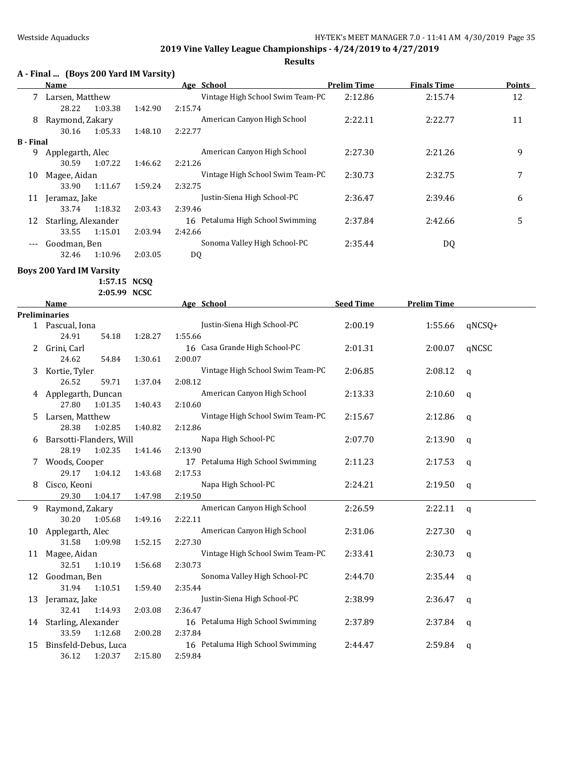## 2019 Vine Valley League Championships - 4/24/2019 to 4/27/2019

### Results

### A - Final ... (Boys 200 Yard IM Varsity)

| | Name | Age | School | Prelim Time | Finals Time | Points |
|---|---|---|---|---|---|---|
| 7 | Larsen, Matthew | | Vintage High School Swim Team-PC | 2:12.86 | 2:15.74 | 12 |
| | 28.22 1:03.38 1:42.90 2:15.74 | | | | | |
| 8 | Raymond, Zakary | | American Canyon High School | 2:22.11 | 2:22.77 | 11 |
| | 30.16 1:05.33 1:48.10 2:22.77 | | | | | |
| **B - Final** | | | | | | |
| 9 | Applegarth, Alec | | American Canyon High School | 2:27.30 | 2:21.26 | 9 |
| | 30.59 1:07.22 1:46.62 2:21.26 | | | | | |
| 10 | Magee, Aidan | | Vintage High School Swim Team-PC | 2:30.73 | 2:32.75 | 7 |
| | 33.90 1:11.67 1:59.24 2:32.75 | | | | | |
| 11 | Jeramaz, Jake | | Justin-Siena High School-PC | 2:36.47 | 2:39.46 | 6 |
| | 33.74 1:18.32 2:03.43 2:39.46 | | | | | |
| 12 | Starling, Alexander | 16 | Petaluma High School Swimming | 2:37.84 | 2:42.66 | 5 |
| | 33.55 1:15.01 2:03.94 2:42.66 | | | | | |
| --- | Goodman, Ben | | Sonoma Valley High School-PC | 2:35.44 | DQ | |
| | 32.46 1:10.96 2:03.05 DQ | | | | | |

### Boys 200 Yard IM Varsity

**1:57.15 NCSQ**
**2:05.99 NCSC**

| | Name | Age | School | Seed Time | Prelim Time | |
|---|---|---|---|---|---|---|
| **Preliminaries** | | | | | | |
| 1 | Pascual, Iona | | Justin-Siena High School-PC | 2:00.19 | 1:55.66 | qNCSQ+ |
| | 24.91 54.18 1:28.27 1:55.66 | | | | | |
| 2 | Grini, Carl | 16 | Casa Grande High School-PC | 2:01.31 | 2:00.07 | qNCSC |
| | 24.62 54.84 1:30.61 2:00.07 | | | | | |
| 3 | Kortie, Tyler | | Vintage High School Swim Team-PC | 2:06.85 | 2:08.12 | q |
| | 26.52 59.71 1:37.04 2:08.12 | | | | | |
| 4 | Applegarth, Duncan | | American Canyon High School | 2:13.33 | 2:10.60 | q |
| | 27.80 1:01.35 1:40.43 2:10.60 | | | | | |
| 5 | Larsen, Matthew | | Vintage High School Swim Team-PC | 2:15.67 | 2:12.86 | q |
| | 28.38 1:02.85 1:40.82 2:12.86 | | | | | |
| 6 | Barsotti-Flanders, Will | | Napa High School-PC | 2:07.70 | 2:13.90 | q |
| | 28.19 1:02.35 1:41.46 2:13.90 | | | | | |
| 7 | Woods, Cooper | 17 | Petaluma High School Swimming | 2:11.23 | 2:17.53 | q |
| | 29.17 1:04.12 1:43.68 2:17.53 | | | | | |
| 8 | Cisco, Keoni | | Napa High School-PC | 2:24.21 | 2:19.50 | q |
| | 29.30 1:04.17 1:47.98 2:19.50 | | | | | |
| 9 | Raymond, Zakary | | American Canyon High School | 2:26.59 | 2:22.11 | q |
| | 30.20 1:05.68 1:49.16 2:22.11 | | | | | |
| 10 | Applegarth, Alec | | American Canyon High School | 2:31.06 | 2:27.30 | q |
| | 31.58 1:09.98 1:52.15 2:27.30 | | | | | |
| 11 | Magee, Aidan | | Vintage High School Swim Team-PC | 2:33.41 | 2:30.73 | q |
| | 32.51 1:10.19 1:56.68 2:30.73 | | | | | |
| 12 | Goodman, Ben | | Sonoma Valley High School-PC | 2:44.70 | 2:35.44 | q |
| | 31.94 1:10.51 1:59.40 2:35.44 | | | | | |
| 13 | Jeramaz, Jake | | Justin-Siena High School-PC | 2:38.99 | 2:36.47 | q |
| | 32.41 1:14.93 2:03.08 2:36.47 | | | | | |
| 14 | Starling, Alexander | 16 | Petaluma High School Swimming | 2:37.89 | 2:37.84 | q |
| | 33.59 1:12.68 2:00.28 2:37.84 | | | | | |
| 15 | Binsfeld-Debus, Luca | 16 | Petaluma High School Swimming | 2:44.47 | 2:59.84 | q |
| | 36.12 1:20.37 2:15.80 2:59.84 | | | | | |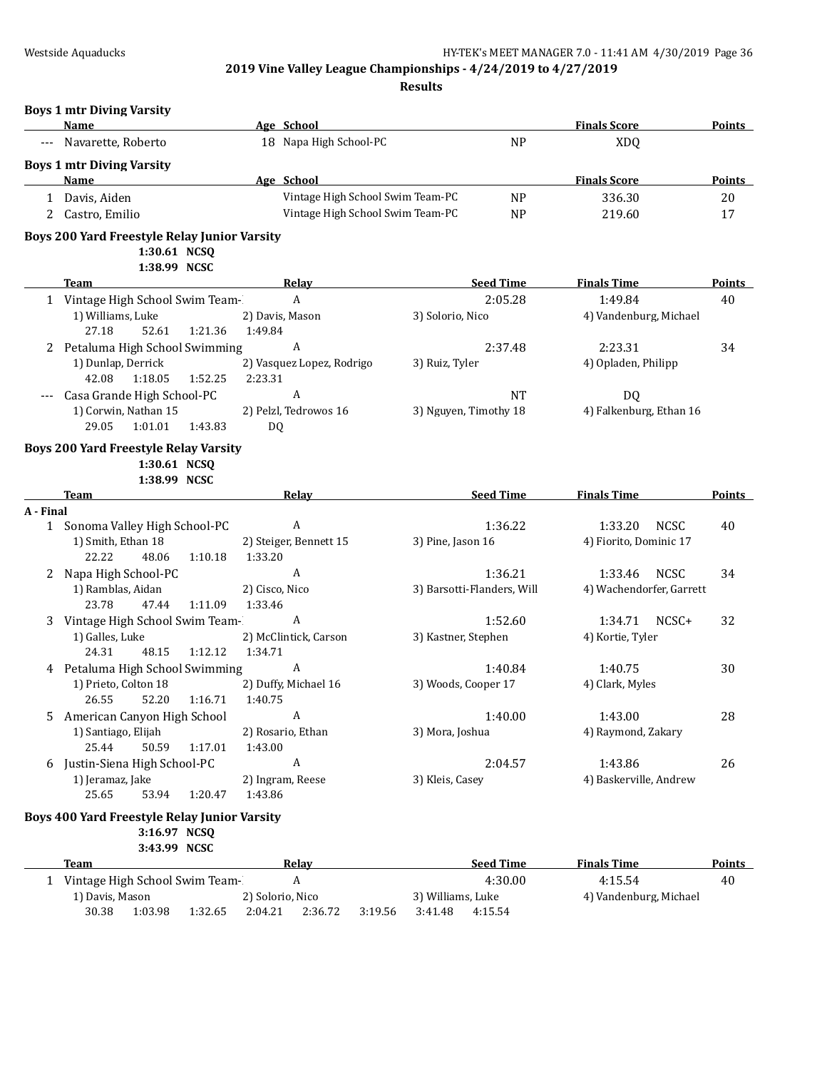**2019 Vine Valley League Championships - 4/24/2019 to 4/27/2019**

**Results**

### Boys 1 mtr Diving Varsity

| | Name | Age | School | | Finals Score | Points |
|---|---|---|---|---|---|---|
| --- | Navarette, Roberto | 18 | Napa High School-PC | NP | XDQ | |

### Boys 1 mtr Diving Varsity

| | Name | Age | School | | Finals Score | Points |
|---|---|---|---|---|---|---|
| 1 | Davis, Aiden | | Vintage High School Swim Team-PC | NP | 336.30 | 20 |
| 2 | Castro, Emilio | | Vintage High School Swim Team-PC | NP | 219.60 | 17 |

### Boys 200 Yard Freestyle Relay Junior Varsity

1:30.61 NCSQ
1:38.99 NCSC

| | Team | Relay | Seed Time | Finals Time | Points |
|---|---|---|---|---|---|
| 1 | Vintage High School Swim Team- | A | 2:05.28 | 1:49.84 | 40 |
| | 1) Williams, Luke; 2) Davis, Mason; 3) Solorio, Nico; 4) Vandenburg, Michael | | | | |
| | 27.18 52.61 1:21.36 1:49.84 | | | | |
| 2 | Petaluma High School Swimming | A | 2:37.48 | 2:23.31 | 34 |
| | 1) Dunlap, Derrick; 2) Vasquez Lopez, Rodrigo; 3) Ruiz, Tyler; 4) Opladen, Philipp | | | | |
| | 42.08 1:18.05 1:52.25 2:23.31 | | | | |
| --- | Casa Grande High School-PC | A | NT | DQ | |
| | 1) Corwin, Nathan 15; 2) Pelzl, Tedrowos 16; 3) Nguyen, Timothy 18; 4) Falkenburg, Ethan 16 | | | | |
| | 29.05 1:01.01 1:43.83 DQ | | | | |

### Boys 200 Yard Freestyle Relay Varsity

1:30.61 NCSQ
1:38.99 NCSC

**A - Final**

| | Team | Relay | Seed Time | Finals Time | Points |
|---|---|---|---|---|---|
| 1 | Sonoma Valley High School-PC | A | 1:36.22 | 1:33.20 NCSC | 40 |
| | 1) Smith, Ethan 18; 2) Steiger, Bennett 15; 3) Pine, Jason 16; 4) Fiorito, Dominic 17 | | | | |
| | 22.22 48.06 1:10.18 1:33.20 | | | | |
| 2 | Napa High School-PC | A | 1:36.21 | 1:33.46 NCSC | 34 |
| | 1) Ramblas, Aidan; 2) Cisco, Nico; 3) Barsotti-Flanders, Will; 4) Wachendorfer, Garrett | | | | |
| | 23.78 47.44 1:11.09 1:33.46 | | | | |
| 3 | Vintage High School Swim Team- | A | 1:52.60 | 1:34.71 NCSC+ | 32 |
| | 1) Galles, Luke; 2) McClintick, Carson; 3) Kastner, Stephen; 4) Kortie, Tyler | | | | |
| | 24.31 48.15 1:12.12 1:34.71 | | | | |
| 4 | Petaluma High School Swimming | A | 1:40.84 | 1:40.75 | 30 |
| | 1) Prieto, Colton 18; 2) Duffy, Michael 16; 3) Woods, Cooper 17; 4) Clark, Myles | | | | |
| | 26.55 52.20 1:16.71 1:40.75 | | | | |
| 5 | American Canyon High School | A | 1:40.00 | 1:43.00 | 28 |
| | 1) Santiago, Elijah; 2) Rosario, Ethan; 3) Mora, Joshua; 4) Raymond, Zakary | | | | |
| | 25.44 50.59 1:17.01 1:43.00 | | | | |
| 6 | Justin-Siena High School-PC | A | 2:04.57 | 1:43.86 | 26 |
| | 1) Jeramaz, Jake; 2) Ingram, Reese; 3) Kleis, Casey; 4) Baskerville, Andrew | | | | |
| | 25.65 53.94 1:20.47 1:43.86 | | | | |

### Boys 400 Yard Freestyle Relay Junior Varsity

3:16.97 NCSQ
3:43.99 NCSC

| | Team | Relay | Seed Time | Finals Time | Points |
|---|---|---|---|---|---|
| 1 | Vintage High School Swim Team- | A | 4:30.00 | 4:15.54 | 40 |
| | 1) Davis, Mason; 2) Solorio, Nico; 3) Williams, Luke; 4) Vandenburg, Michael | | | | |
| | 30.38 1:03.98 1:32.65 2:04.21 2:36.72 3:19.56 3:41.48 4:15.54 | | | | |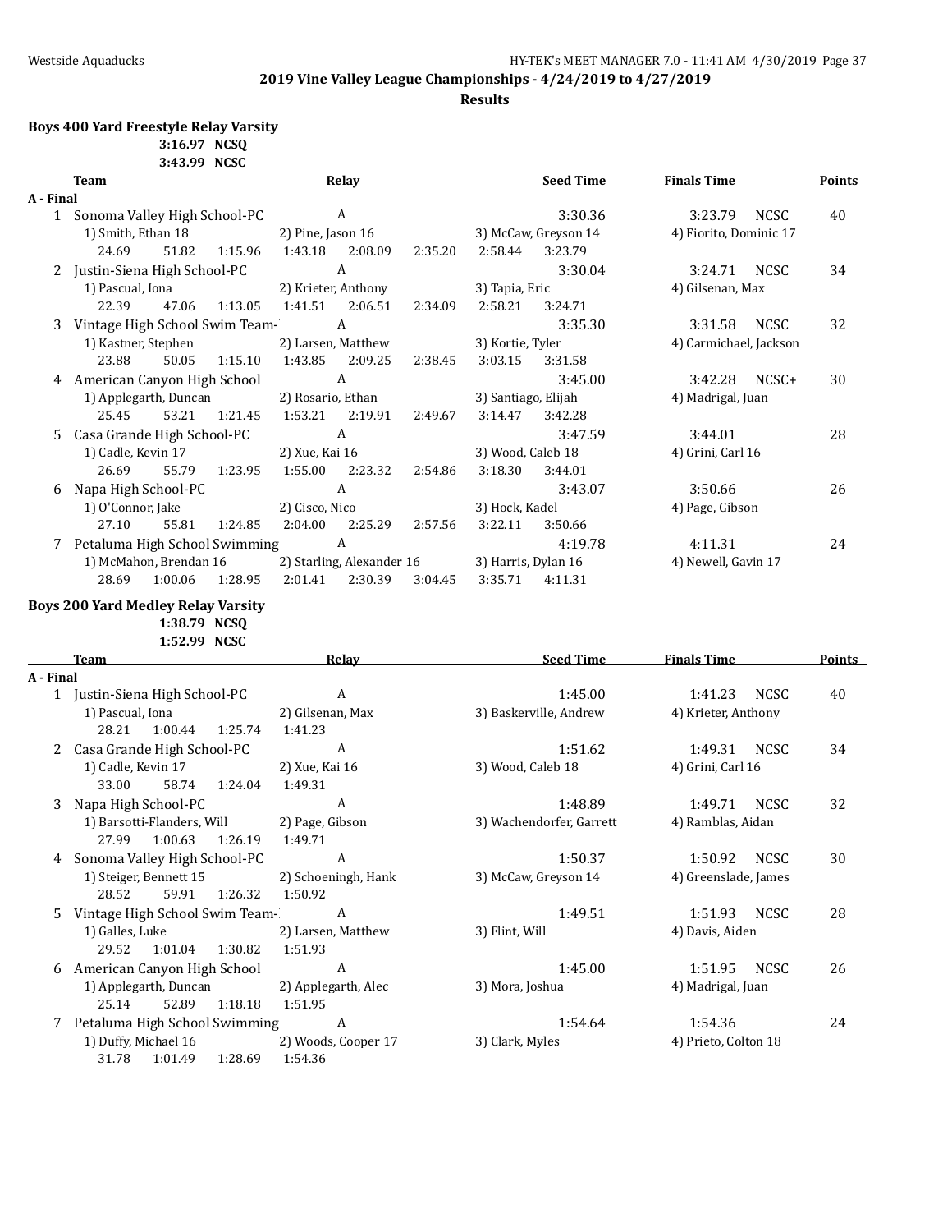**2019 Vine Valley League Championships - 4/24/2019 to 4/27/2019**

**Results**

## Boys 400 Yard Freestyle Relay Varsity

3:16.97 NCSQ
3:43.99 NCSC

| | Team | Relay | Seed Time | Finals Time | | Points |
|---|---|---|---|---|---|---|
| **A - Final** | | | | | | |
| 1 | Sonoma Valley High School-PC | A | 3:30.36 | 3:23.79 | NCSC | 40 |
| | 1) Smith, Ethan 18 | 2) Pine, Jason 16 | 3) McCaw, Greyson 14 | 4) Fiorito, Dominic 17 | | |
| | 24.69 51.82 1:15.96 | 1:43.18 2:08.09 2:35.20 | 2:58.44 3:23.79 | | | |
| 2 | Justin-Siena High School-PC | A | 3:30.04 | 3:24.71 | NCSC | 34 |
| | 1) Pascual, Iona | 2) Krieter, Anthony | 3) Tapia, Eric | 4) Gilsenan, Max | | |
| | 22.39 47.06 1:13.05 | 1:41.51 2:06.51 2:34.09 | 2:58.21 3:24.71 | | | |
| 3 | Vintage High School Swim Team- | A | 3:35.30 | 3:31.58 | NCSC | 32 |
| | 1) Kastner, Stephen | 2) Larsen, Matthew | 3) Kortie, Tyler | 4) Carmichael, Jackson | | |
| | 23.88 50.05 1:15.10 | 1:43.85 2:09.25 2:38.45 | 3:03.15 3:31.58 | | | |
| 4 | American Canyon High School | A | 3:45.00 | 3:42.28 | NCSC+ | 30 |
| | 1) Applegarth, Duncan | 2) Rosario, Ethan | 3) Santiago, Elijah | 4) Madrigal, Juan | | |
| | 25.45 53.21 1:21.45 | 1:53.21 2:19.91 2:49.67 | 3:14.47 3:42.28 | | | |
| 5 | Casa Grande High School-PC | A | 3:47.59 | 3:44.01 | | 28 |
| | 1) Cadle, Kevin 17 | 2) Xue, Kai 16 | 3) Wood, Caleb 18 | 4) Grini, Carl 16 | | |
| | 26.69 55.79 1:23.95 | 1:55.00 2:23.32 2:54.86 | 3:18.30 3:44.01 | | | |
| 6 | Napa High School-PC | A | 3:43.07 | 3:50.66 | | 26 |
| | 1) O'Connor, Jake | 2) Cisco, Nico | 3) Hock, Kadel | 4) Page, Gibson | | |
| | 27.10 55.81 1:24.85 | 2:04.00 2:25.29 2:57.56 | 3:22.11 3:50.66 | | | |
| 7 | Petaluma High School Swimming | A | 4:19.78 | 4:11.31 | | 24 |
| | 1) McMahon, Brendan 16 | 2) Starling, Alexander 16 | 3) Harris, Dylan 16 | 4) Newell, Gavin 17 | | |
| | 28.69 1:00.06 1:28.95 | 2:01.41 2:30.39 3:04.45 | 3:35.71 4:11.31 | | | |

## Boys 200 Yard Medley Relay Varsity

1:38.79 NCSQ
1:52.99 NCSC

| | Team | Relay | Seed Time | Finals Time | | Points |
|---|---|---|---|---|---|---|
| **A - Final** | | | | | | |
| 1 | Justin-Siena High School-PC | A | 1:45.00 | 1:41.23 | NCSC | 40 |
| | 1) Pascual, Iona | 2) Gilsenan, Max | 3) Baskerville, Andrew | 4) Krieter, Anthony | | |
| | 28.21 1:00.44 1:25.74 | 1:41.23 | | | | |
| 2 | Casa Grande High School-PC | A | 1:51.62 | 1:49.31 | NCSC | 34 |
| | 1) Cadle, Kevin 17 | 2) Xue, Kai 16 | 3) Wood, Caleb 18 | 4) Grini, Carl 16 | | |
| | 33.00 58.74 1:24.04 | 1:49.31 | | | | |
| 3 | Napa High School-PC | A | 1:48.89 | 1:49.71 | NCSC | 32 |
| | 1) Barsotti-Flanders, Will | 2) Page, Gibson | 3) Wachendorfer, Garrett | 4) Ramblas, Aidan | | |
| | 27.99 1:00.63 1:26.19 | 1:49.71 | | | | |
| 4 | Sonoma Valley High School-PC | A | 1:50.37 | 1:50.92 | NCSC | 30 |
| | 1) Steiger, Bennett 15 | 2) Schoeningh, Hank | 3) McCaw, Greyson 14 | 4) Greenslade, James | | |
| | 28.52 59.91 1:26.32 | 1:50.92 | | | | |
| 5 | Vintage High School Swim Team- | A | 1:49.51 | 1:51.93 | NCSC | 28 |
| | 1) Galles, Luke | 2) Larsen, Matthew | 3) Flint, Will | 4) Davis, Aiden | | |
| | 29.52 1:01.04 1:30.82 | 1:51.93 | | | | |
| 6 | American Canyon High School | A | 1:45.00 | 1:51.95 | NCSC | 26 |
| | 1) Applegarth, Duncan | 2) Applegarth, Alec | 3) Mora, Joshua | 4) Madrigal, Juan | | |
| | 25.14 52.89 1:18.18 | 1:51.95 | | | | |
| 7 | Petaluma High School Swimming | A | 1:54.64 | 1:54.36 | | 24 |
| | 1) Duffy, Michael 16 | 2) Woods, Cooper 17 | 3) Clark, Myles | 4) Prieto, Colton 18 | | |
| | 31.78 1:01.49 1:28.69 | 1:54.36 | | | | |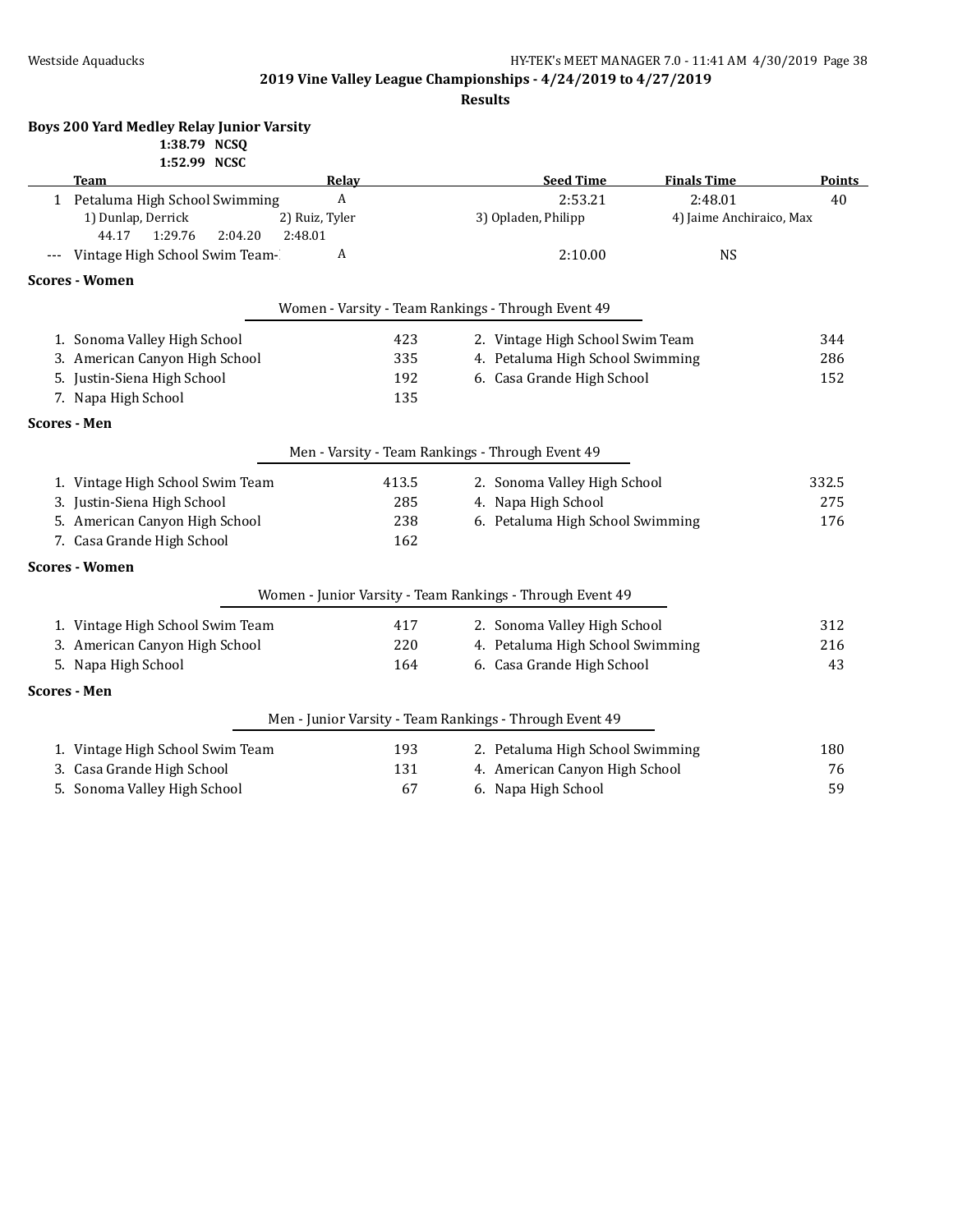**2019 Vine Valley League Championships - 4/24/2019 to 4/27/2019**

**Results**

### Boys 200 Yard Medley Relay Junior Varsity

1:38.79 NCSQ
1:52.99 NCSC

| | Team | Relay | Seed Time | Finals Time | Points |
|---|---|---|---|---|---|
| 1 | Petaluma High School Swimming | A | 2:53.21 | 2:48.01 | 40 |
| | 1) Dunlap, Derrick | 2) Ruiz, Tyler | 3) Opladen, Philipp | 4) Jaime Anchiraico, Max | |
| | 44.17 1:29.76 2:04.20 2:48.01 | | | | |
| --- | Vintage High School Swim Team-1 | A | 2:10.00 | NS | |

### Scores - Women

Women - Varsity - Team Rankings - Through Event 49

| | | | | | |
|---|---|---|---|---|---|
| 1. | Sonoma Valley High School | 423 | 2. | Vintage High School Swim Team | 344 |
| 3. | American Canyon High School | 335 | 4. | Petaluma High School Swimming | 286 |
| 5. | Justin-Siena High School | 192 | 6. | Casa Grande High School | 152 |
| 7. | Napa High School | 135 | | | |

### Scores - Men

Men - Varsity - Team Rankings - Through Event 49

| | | | | | |
|---|---|---|---|---|---|
| 1. | Vintage High School Swim Team | 413.5 | 2. | Sonoma Valley High School | 332.5 |
| 3. | Justin-Siena High School | 285 | 4. | Napa High School | 275 |
| 5. | American Canyon High School | 238 | 6. | Petaluma High School Swimming | 176 |
| 7. | Casa Grande High School | 162 | | | |

### Scores - Women

Women - Junior Varsity - Team Rankings - Through Event 49

| | | | | | |
|---|---|---|---|---|---|
| 1. | Vintage High School Swim Team | 417 | 2. | Sonoma Valley High School | 312 |
| 3. | American Canyon High School | 220 | 4. | Petaluma High School Swimming | 216 |
| 5. | Napa High School | 164 | 6. | Casa Grande High School | 43 |

### Scores - Men

Men - Junior Varsity - Team Rankings - Through Event 49

| | | | | | |
|---|---|---|---|---|---|
| 1. | Vintage High School Swim Team | 193 | 2. | Petaluma High School Swimming | 180 |
| 3. | Casa Grande High School | 131 | 4. | American Canyon High School | 76 |
| 5. | Sonoma Valley High School | 67 | 6. | Napa High School | 59 |